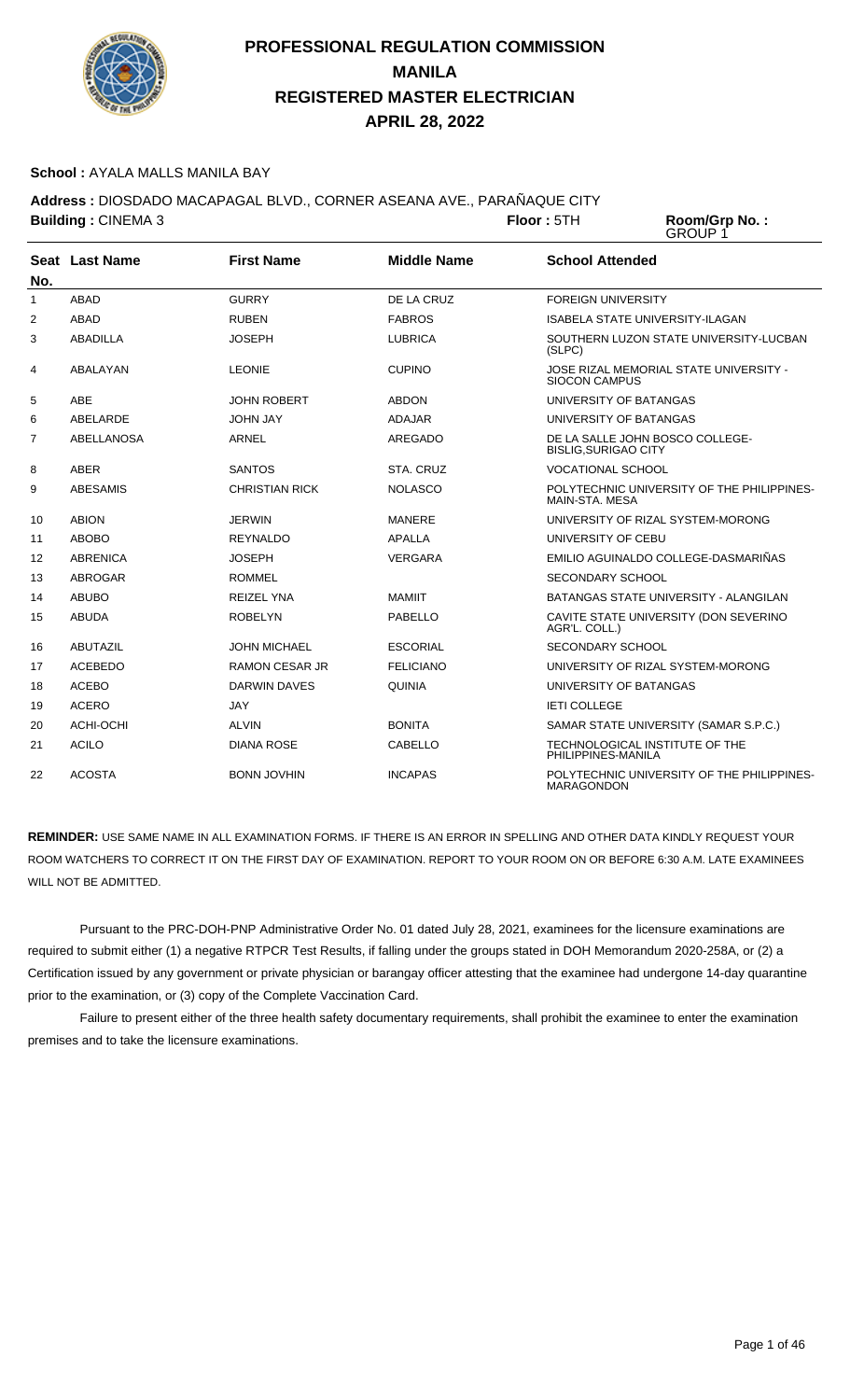# PROFESSIONAL REGULATION COMMISSION
# MANILA
# REGISTERED MASTER ELECTRICIAN
# APRIL 28, 2022

**School :** AYALA MALLS MANILA BAY

**Address :** DIOSDADO MACAPAGAL BLVD., CORNER ASEANA AVE., PARAÑAQUE CITY

**Building :** CINEMA 3 **Floor :** 5TH **Room/Grp No. :** GROUP 1

| Seat No. | Last Name | First Name | Middle Name | School Attended |
|---|---|---|---|---|
| 1 | ABAD | GURRY | DE LA CRUZ | FOREIGN UNIVERSITY |
| 2 | ABAD | RUBEN | FABROS | ISABELA STATE UNIVERSITY-ILAGAN |
| 3 | ABADILLA | JOSEPH | LUBRICA | SOUTHERN LUZON STATE UNIVERSITY-LUCBAN (SLPC) |
| 4 | ABALAYAN | LEONIE | CUPINO | JOSE RIZAL MEMORIAL STATE UNIVERSITY - SIOCON CAMPUS |
| 5 | ABE | JOHN ROBERT | ABDON | UNIVERSITY OF BATANGAS |
| 6 | ABELARDE | JOHN JAY | ADAJAR | UNIVERSITY OF BATANGAS |
| 7 | ABELLANOSA | ARNEL | AREGADO | DE LA SALLE JOHN BOSCO COLLEGE-BISLIG,SURIGAO CITY |
| 8 | ABER | SANTOS | STA. CRUZ | VOCATIONAL SCHOOL |
| 9 | ABESAMIS | CHRISTIAN RICK | NOLASCO | POLYTECHNIC UNIVERSITY OF THE PHILIPPINES-MAIN-STA. MESA |
| 10 | ABION | JERWIN | MANERE | UNIVERSITY OF RIZAL SYSTEM-MORONG |
| 11 | ABOBO | REYNALDO | APALLA | UNIVERSITY OF CEBU |
| 12 | ABRENICA | JOSEPH | VERGARA | EMILIO AGUINALDO COLLEGE-DASMARIÑAS |
| 13 | ABROGAR | ROMMEL | | SECONDARY SCHOOL |
| 14 | ABUBO | REIZEL YNA | MAMIIT | BATANGAS STATE UNIVERSITY - ALANGILAN |
| 15 | ABUDA | ROBELYN | PABELLO | CAVITE STATE UNIVERSITY (DON SEVERINO AGR'L. COLL.) |
| 16 | ABUTAZIL | JOHN MICHAEL | ESCORIAL | SECONDARY SCHOOL |
| 17 | ACEBEDO | RAMON CESAR JR | FELICIANO | UNIVERSITY OF RIZAL SYSTEM-MORONG |
| 18 | ACEBO | DARWIN DAVES | QUINIA | UNIVERSITY OF BATANGAS |
| 19 | ACERO | JAY | | IETI COLLEGE |
| 20 | ACHI-OCHI | ALVIN | BONITA | SAMAR STATE UNIVERSITY (SAMAR S.P.C.) |
| 21 | ACILO | DIANA ROSE | CABELLO | TECHNOLOGICAL INSTITUTE OF THE PHILIPPINES-MANILA |
| 22 | ACOSTA | BONN JOVHIN | INCAPAS | POLYTECHNIC UNIVERSITY OF THE PHILIPPINES-MARAGONDON |

**REMINDER:** USE SAME NAME IN ALL EXAMINATION FORMS. IF THERE IS AN ERROR IN SPELLING AND OTHER DATA KINDLY REQUEST YOUR ROOM WATCHERS TO CORRECT IT ON THE FIRST DAY OF EXAMINATION. REPORT TO YOUR ROOM ON OR BEFORE 6:30 A.M. LATE EXAMINEES WILL NOT BE ADMITTED.

Pursuant to the PRC-DOH-PNP Administrative Order No. 01 dated July 28, 2021, examinees for the licensure examinations are required to submit either (1) a negative RTPCR Test Results, if falling under the groups stated in DOH Memorandum 2020-258A, or (2) a Certification issued by any government or private physician or barangay officer attesting that the examinee had undergone 14-day quarantine prior to the examination, or (3) copy of the Complete Vaccination Card.

Failure to present either of the three health safety documentary requirements, shall prohibit the examinee to enter the examination premises and to take the licensure examinations.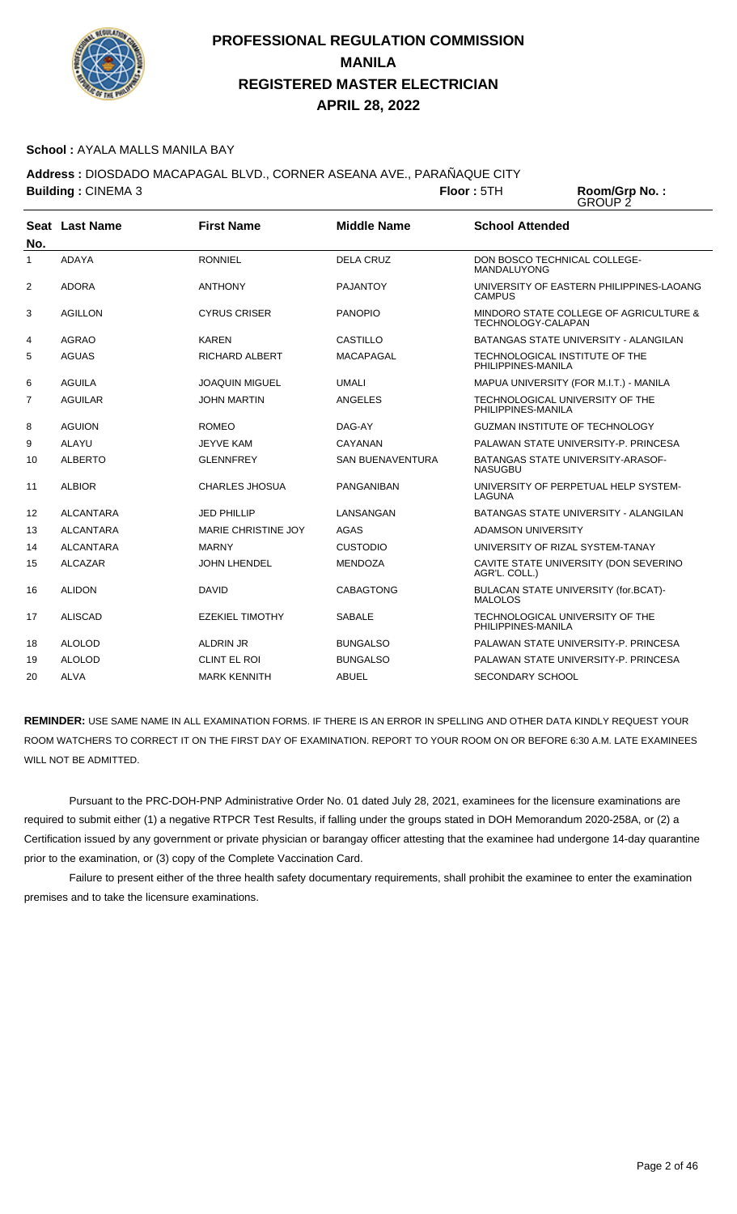# PROFESSIONAL REGULATION COMMISSION
## MANILA
## REGISTERED MASTER ELECTRICIAN
## APRIL 28, 2022

**School :** AYALA MALLS MANILA BAY

**Address :** DIOSDADO MACAPAGAL BLVD., CORNER ASEANA AVE., PARAÑAQUE CITY

**Building :** CINEMA 3 **Floor :** 5TH **Room/Grp No. :** GROUP 2

| Seat No. | Last Name | First Name | Middle Name | School Attended |
|---|---|---|---|---|
| 1 | ADAYA | RONNIEL | DELA CRUZ | DON BOSCO TECHNICAL COLLEGE-MANDALUYONG |
| 2 | ADORA | ANTHONY | PAJANTOY | UNIVERSITY OF EASTERN PHILIPPINES-LAOANG CAMPUS |
| 3 | AGILLON | CYRUS CRISER | PANOPIO | MINDORO STATE COLLEGE OF AGRICULTURE & TECHNOLOGY-CALAPAN |
| 4 | AGRAO | KAREN | CASTILLO | BATANGAS STATE UNIVERSITY - ALANGILAN |
| 5 | AGUAS | RICHARD ALBERT | MACAPAGAL | TECHNOLOGICAL INSTITUTE OF THE PHILIPPINES-MANILA |
| 6 | AGUILA | JOAQUIN MIGUEL | UMALI | MAPUA UNIVERSITY (FOR M.I.T.) - MANILA |
| 7 | AGUILAR | JOHN MARTIN | ANGELES | TECHNOLOGICAL UNIVERSITY OF THE PHILIPPINES-MANILA |
| 8 | AGUION | ROMEO | DAG-AY | GUZMAN INSTITUTE OF TECHNOLOGY |
| 9 | ALAYU | JEYVE KAM | CAYANAN | PALAWAN STATE UNIVERSITY-P. PRINCESA |
| 10 | ALBERTO | GLENNFREY | SAN BUENAVENTURA | BATANGAS STATE UNIVERSITY-ARASOF-NASUGBU |
| 11 | ALBIOR | CHARLES JHOSUA | PANGANIBAN | UNIVERSITY OF PERPETUAL HELP SYSTEM-LAGUNA |
| 12 | ALCANTARA | JED PHILLIP | LANSANGAN | BATANGAS STATE UNIVERSITY - ALANGILAN |
| 13 | ALCANTARA | MARIE CHRISTINE JOY | AGAS | ADAMSON UNIVERSITY |
| 14 | ALCANTARA | MARNY | CUSTODIO | UNIVERSITY OF RIZAL SYSTEM-TANAY |
| 15 | ALCAZAR | JOHN LHENDEL | MENDOZA | CAVITE STATE UNIVERSITY (DON SEVERINO AGR'L. COLL.) |
| 16 | ALIDON | DAVID | CABAGTONG | BULACAN STATE UNIVERSITY (for.BCAT)-MALOLOS |
| 17 | ALISCAD | EZEKIEL TIMOTHY | SABALE | TECHNOLOGICAL UNIVERSITY OF THE PHILIPPINES-MANILA |
| 18 | ALOLOD | ALDRIN JR | BUNGALSO | PALAWAN STATE UNIVERSITY-P. PRINCESA |
| 19 | ALOLOD | CLINT EL ROI | BUNGALSO | PALAWAN STATE UNIVERSITY-P. PRINCESA |
| 20 | ALVA | MARK KENNITH | ABUEL | SECONDARY SCHOOL |

**REMINDER:** USE SAME NAME IN ALL EXAMINATION FORMS. IF THERE IS AN ERROR IN SPELLING AND OTHER DATA KINDLY REQUEST YOUR ROOM WATCHERS TO CORRECT IT ON THE FIRST DAY OF EXAMINATION. REPORT TO YOUR ROOM ON OR BEFORE 6:30 A.M. LATE EXAMINEES WILL NOT BE ADMITTED.

Pursuant to the PRC-DOH-PNP Administrative Order No. 01 dated July 28, 2021, examinees for the licensure examinations are required to submit either (1) a negative RTPCR Test Results, if falling under the groups stated in DOH Memorandum 2020-258A, or (2) a Certification issued by any government or private physician or barangay officer attesting that the examinee had undergone 14-day quarantine prior to the examination, or (3) copy of the Complete Vaccination Card.

Failure to present either of the three health safety documentary requirements, shall prohibit the examinee to enter the examination premises and to take the licensure examinations.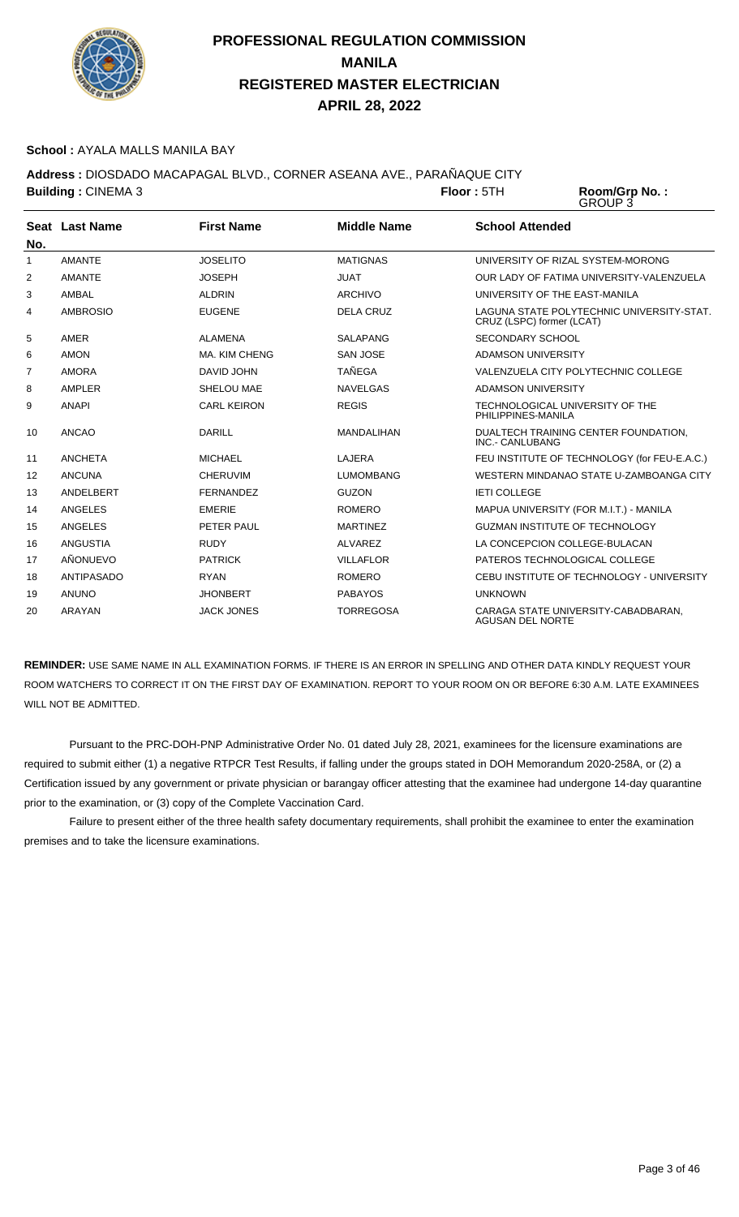# PROFESSIONAL REGULATION COMMISSION
# MANILA
# REGISTERED MASTER ELECTRICIAN
# APRIL 28, 2022

**School :** AYALA MALLS MANILA BAY

**Address :** DIOSDADO MACAPAGAL BLVD., CORNER ASEANA AVE., PARAÑAQUE CITY

**Building :** CINEMA 3 **Floor :** 5TH **Room/Grp No. :** GROUP 3

| Seat No. | Last Name | First Name | Middle Name | School Attended |
|---|---|---|---|---|
| 1 | AMANTE | JOSELITO | MATIGNAS | UNIVERSITY OF RIZAL SYSTEM-MORONG |
| 2 | AMANTE | JOSEPH | JUAT | OUR LADY OF FATIMA UNIVERSITY-VALENZUELA |
| 3 | AMBAL | ALDRIN | ARCHIVO | UNIVERSITY OF THE EAST-MANILA |
| 4 | AMBROSIO | EUGENE | DELA CRUZ | LAGUNA STATE POLYTECHNIC UNIVERSITY-STAT. CRUZ (LSPC) former (LCAT) |
| 5 | AMER | ALAMENA | SALAPANG | SECONDARY SCHOOL |
| 6 | AMON | MA. KIM CHENG | SAN JOSE | ADAMSON UNIVERSITY |
| 7 | AMORA | DAVID JOHN | TAÑEGA | VALENZUELA CITY POLYTECHNIC COLLEGE |
| 8 | AMPLER | SHELOU MAE | NAVELGAS | ADAMSON UNIVERSITY |
| 9 | ANAPI | CARL KEIRON | REGIS | TECHNOLOGICAL UNIVERSITY OF THE PHILIPPINES-MANILA |
| 10 | ANCAO | DARILL | MANDALIHAN | DUALTECH TRAINING CENTER FOUNDATION, INC.- CANLUBANG |
| 11 | ANCHETA | MICHAEL | LAJERA | FEU INSTITUTE OF TECHNOLOGY (for FEU-E.A.C.) |
| 12 | ANCUNA | CHERUVIM | LUMOMBANG | WESTERN MINDANAO STATE U-ZAMBOANGA CITY |
| 13 | ANDELBERT | FERNANDEZ | GUZON | IETI COLLEGE |
| 14 | ANGELES | EMERIE | ROMERO | MAPUA UNIVERSITY (FOR M.I.T.) - MANILA |
| 15 | ANGELES | PETER PAUL | MARTINEZ | GUZMAN INSTITUTE OF TECHNOLOGY |
| 16 | ANGUSTIA | RUDY | ALVAREZ | LA CONCEPCION COLLEGE-BULACAN |
| 17 | AÑONUEVO | PATRICK | VILLAFLOR | PATEROS TECHNOLOGICAL COLLEGE |
| 18 | ANTIPASADO | RYAN | ROMERO | CEBU INSTITUTE OF TECHNOLOGY - UNIVERSITY |
| 19 | ANUNO | JHONBERT | PABAYOS | UNKNOWN |
| 20 | ARAYAN | JACK JONES | TORREGOSA | CARAGA STATE UNIVERSITY-CABADBARAN, AGUSAN DEL NORTE |

**REMINDER:** USE SAME NAME IN ALL EXAMINATION FORMS. IF THERE IS AN ERROR IN SPELLING AND OTHER DATA KINDLY REQUEST YOUR ROOM WATCHERS TO CORRECT IT ON THE FIRST DAY OF EXAMINATION. REPORT TO YOUR ROOM ON OR BEFORE 6:30 A.M. LATE EXAMINEES WILL NOT BE ADMITTED.

Pursuant to the PRC-DOH-PNP Administrative Order No. 01 dated July 28, 2021, examinees for the licensure examinations are required to submit either (1) a negative RTPCR Test Results, if falling under the groups stated in DOH Memorandum 2020-258A, or (2) a Certification issued by any government or private physician or barangay officer attesting that the examinee had undergone 14-day quarantine prior to the examination, or (3) copy of the Complete Vaccination Card.

Failure to present either of the three health safety documentary requirements, shall prohibit the examinee to enter the examination premises and to take the licensure examinations.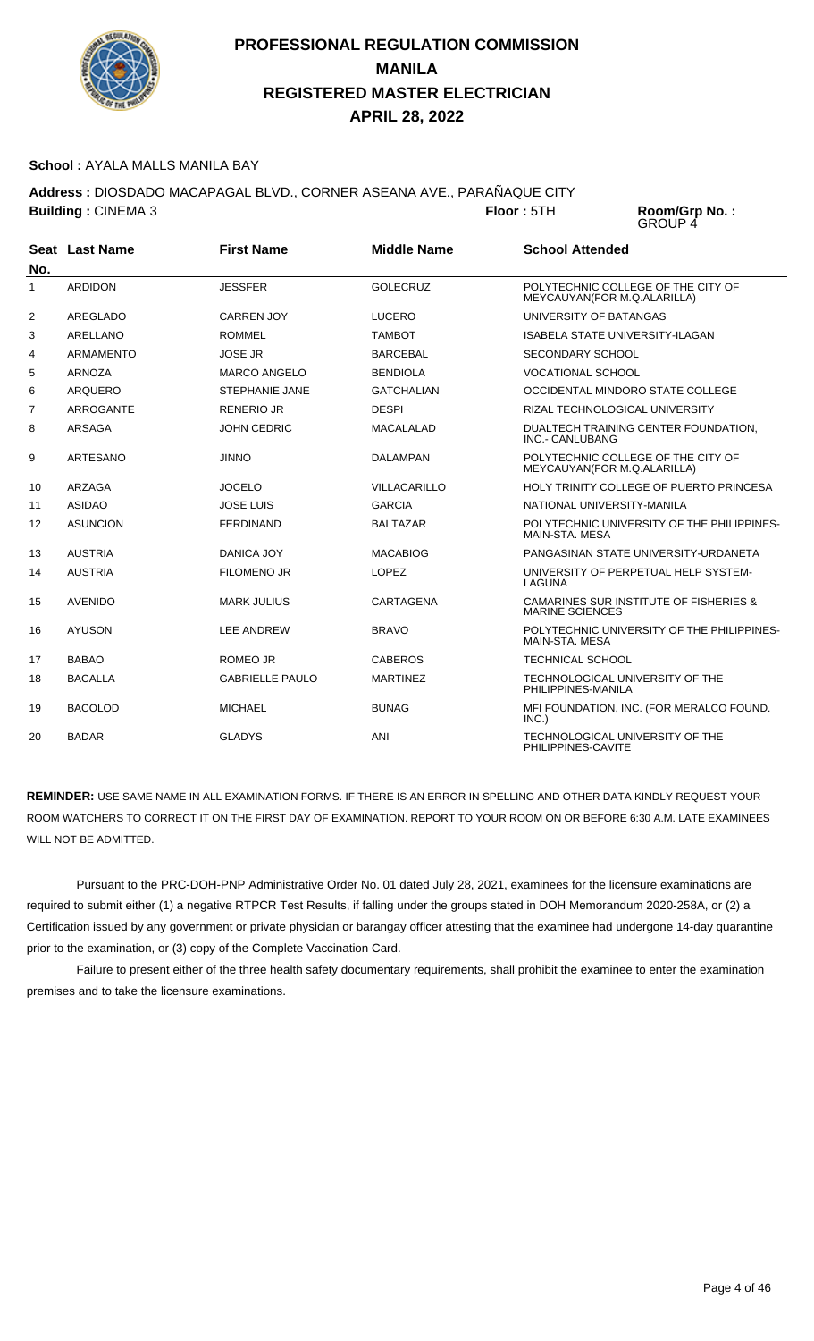# PROFESSIONAL REGULATION COMMISSION
# MANILA
# REGISTERED MASTER ELECTRICIAN
# APRIL 28, 2022

**School :** AYALA MALLS MANILA BAY

**Address :** DIOSDADO MACAPAGAL BLVD., CORNER ASEANA AVE., PARAÑAQUE CITY

**Building :** CINEMA 3 **Floor :** 5TH **Room/Grp No. :** GROUP 4

| Seat No. | Last Name | First Name | Middle Name | School Attended |
|---|---|---|---|---|
| 1 | ARDIDON | JESSFER | GOLECRUZ | POLYTECHNIC COLLEGE OF THE CITY OF MEYCAUYAN(FOR M.Q.ALARILLA) |
| 2 | AREGLADO | CARREN JOY | LUCERO | UNIVERSITY OF BATANGAS |
| 3 | ARELLANO | ROMMEL | TAMBOT | ISABELA STATE UNIVERSITY-ILAGAN |
| 4 | ARMAMENTO | JOSE JR | BARCEBAL | SECONDARY SCHOOL |
| 5 | ARNOZA | MARCO ANGELO | BENDIOLA | VOCATIONAL SCHOOL |
| 6 | ARQUERO | STEPHANIE JANE | GATCHALIAN | OCCIDENTAL MINDORO STATE COLLEGE |
| 7 | ARROGANTE | RENERIO JR | DESPI | RIZAL TECHNOLOGICAL UNIVERSITY |
| 8 | ARSAGA | JOHN CEDRIC | MACALALAD | DUALTECH TRAINING CENTER FOUNDATION, INC.- CANLUBANG |
| 9 | ARTESANO | JINNO | DALAMPAN | POLYTECHNIC COLLEGE OF THE CITY OF MEYCAUYAN(FOR M.Q.ALARILLA) |
| 10 | ARZAGA | JOCELO | VILLACARILLO | HOLY TRINITY COLLEGE OF PUERTO PRINCESA |
| 11 | ASIDAO | JOSE LUIS | GARCIA | NATIONAL UNIVERSITY-MANILA |
| 12 | ASUNCION | FERDINAND | BALTAZAR | POLYTECHNIC UNIVERSITY OF THE PHILIPPINES-MAIN-STA. MESA |
| 13 | AUSTRIA | DANICA JOY | MACABIOG | PANGASINAN STATE UNIVERSITY-URDANETA |
| 14 | AUSTRIA | FILOMENO JR | LOPEZ | UNIVERSITY OF PERPETUAL HELP SYSTEM-LAGUNA |
| 15 | AVENIDO | MARK JULIUS | CARTAGENA | CAMARINES SUR INSTITUTE OF FISHERIES & MARINE SCIENCES |
| 16 | AYUSON | LEE ANDREW | BRAVO | POLYTECHNIC UNIVERSITY OF THE PHILIPPINES-MAIN-STA. MESA |
| 17 | BABAO | ROMEO JR | CABEROS | TECHNICAL SCHOOL |
| 18 | BACALLA | GABRIELLE PAULO | MARTINEZ | TECHNOLOGICAL UNIVERSITY OF THE PHILIPPINES-MANILA |
| 19 | BACOLOD | MICHAEL | BUNAG | MFI FOUNDATION, INC. (FOR MERALCO FOUND. INC.) |
| 20 | BADAR | GLADYS | ANI | TECHNOLOGICAL UNIVERSITY OF THE PHILIPPINES-CAVITE |

**REMINDER:** USE SAME NAME IN ALL EXAMINATION FORMS. IF THERE IS AN ERROR IN SPELLING AND OTHER DATA KINDLY REQUEST YOUR ROOM WATCHERS TO CORRECT IT ON THE FIRST DAY OF EXAMINATION. REPORT TO YOUR ROOM ON OR BEFORE 6:30 A.M. LATE EXAMINEES WILL NOT BE ADMITTED.

Pursuant to the PRC-DOH-PNP Administrative Order No. 01 dated July 28, 2021, examinees for the licensure examinations are required to submit either (1) a negative RTPCR Test Results, if falling under the groups stated in DOH Memorandum 2020-258A, or (2) a Certification issued by any government or private physician or barangay officer attesting that the examinee had undergone 14-day quarantine prior to the examination, or (3) copy of the Complete Vaccination Card.

Failure to present either of the three health safety documentary requirements, shall prohibit the examinee to enter the examination premises and to take the licensure examinations.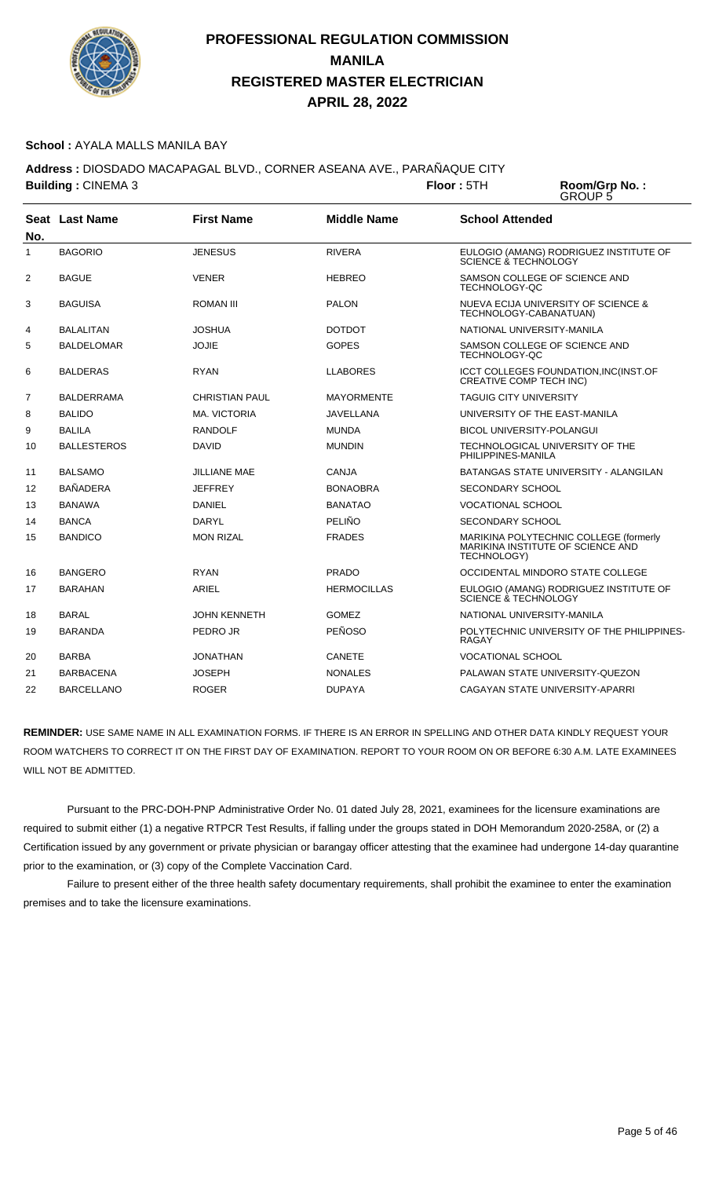# PROFESSIONAL REGULATION COMMISSION
# MANILA
# REGISTERED MASTER ELECTRICIAN
# APRIL 28, 2022

**School :** AYALA MALLS MANILA BAY

**Address :** DIOSDADO MACAPAGAL BLVD., CORNER ASEANA AVE., PARAÑAQUE CITY

**Building :** CINEMA 3 **Floor :** 5TH **Room/Grp No. :** GROUP 5

| Seat No. | Last Name | First Name | Middle Name | School Attended |
|---|---|---|---|---|
| 1 | BAGORIO | JENESUS | RIVERA | EULOGIO (AMANG) RODRIGUEZ INSTITUTE OF SCIENCE & TECHNOLOGY |
| 2 | BAGUE | VENER | HEBREO | SAMSON COLLEGE OF SCIENCE AND TECHNOLOGY-QC |
| 3 | BAGUISA | ROMAN III | PALON | NUEVA ECIJA UNIVERSITY OF SCIENCE & TECHNOLOGY-CABANATUAN) |
| 4 | BALALITAN | JOSHUA | DOTDOT | NATIONAL UNIVERSITY-MANILA |
| 5 | BALDELOMAR | JOJIE | GOPES | SAMSON COLLEGE OF SCIENCE AND TECHNOLOGY-QC |
| 6 | BALDERAS | RYAN | LLABORES | ICCT COLLEGES FOUNDATION,INC(INST.OF CREATIVE COMP TECH INC) |
| 7 | BALDERRAMA | CHRISTIAN PAUL | MAYORMENTE | TAGUIG CITY UNIVERSITY |
| 8 | BALIDO | MA. VICTORIA | JAVELLANA | UNIVERSITY OF THE EAST-MANILA |
| 9 | BALILA | RANDOLF | MUNDA | BICOL UNIVERSITY-POLANGUI |
| 10 | BALLESTEROS | DAVID | MUNDIN | TECHNOLOGICAL UNIVERSITY OF THE PHILIPPINES-MANILA |
| 11 | BALSAMO | JILLIANE MAE | CANJA | BATANGAS STATE UNIVERSITY - ALANGILAN |
| 12 | BAÑADERA | JEFFREY | BONAOBRA | SECONDARY SCHOOL |
| 13 | BANAWA | DANIEL | BANATAO | VOCATIONAL SCHOOL |
| 14 | BANCA | DARYL | PELIÑO | SECONDARY SCHOOL |
| 15 | BANDICO | MON RIZAL | FRADES | MARIKINA POLYTECHNIC COLLEGE (formerly MARIKINA INSTITUTE OF SCIENCE AND TECHNOLOGY) |
| 16 | BANGERO | RYAN | PRADO | OCCIDENTAL MINDORO STATE COLLEGE |
| 17 | BARAHAN | ARIEL | HERMOCILLAS | EULOGIO (AMANG) RODRIGUEZ INSTITUTE OF SCIENCE & TECHNOLOGY |
| 18 | BARAL | JOHN KENNETH | GOMEZ | NATIONAL UNIVERSITY-MANILA |
| 19 | BARANDA | PEDRO JR | PEÑOSO | POLYTECHNIC UNIVERSITY OF THE PHILIPPINES-RAGAY |
| 20 | BARBA | JONATHAN | CANETE | VOCATIONAL SCHOOL |
| 21 | BARBACENA | JOSEPH | NONALES | PALAWAN STATE UNIVERSITY-QUEZON |
| 22 | BARCELLANO | ROGER | DUPAYA | CAGAYAN STATE UNIVERSITY-APARRI |

**REMINDER:** USE SAME NAME IN ALL EXAMINATION FORMS. IF THERE IS AN ERROR IN SPELLING AND OTHER DATA KINDLY REQUEST YOUR ROOM WATCHERS TO CORRECT IT ON THE FIRST DAY OF EXAMINATION. REPORT TO YOUR ROOM ON OR BEFORE 6:30 A.M. LATE EXAMINEES WILL NOT BE ADMITTED.

Pursuant to the PRC-DOH-PNP Administrative Order No. 01 dated July 28, 2021, examinees for the licensure examinations are required to submit either (1) a negative RTPCR Test Results, if falling under the groups stated in DOH Memorandum 2020-258A, or (2) a Certification issued by any government or private physician or barangay officer attesting that the examinee had undergone 14-day quarantine prior to the examination, or (3) copy of the Complete Vaccination Card.

Failure to present either of the three health safety documentary requirements, shall prohibit the examinee to enter the examination premises and to take the licensure examinations.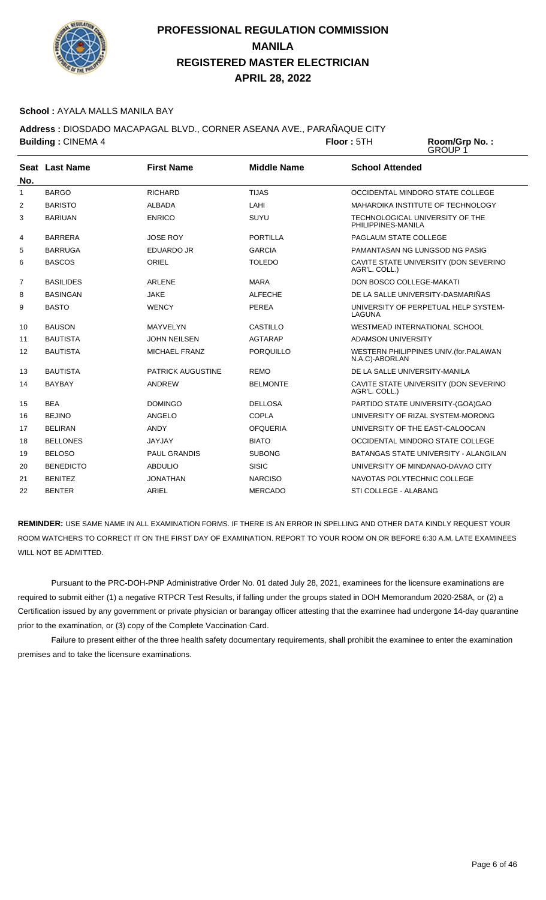# PROFESSIONAL REGULATION COMMISSION
# MANILA
# REGISTERED MASTER ELECTRICIAN
# APRIL 28, 2022

**School :** AYALA MALLS MANILA BAY

**Address :** DIOSDADO MACAPAGAL BLVD., CORNER ASEANA AVE., PARAÑAQUE CITY

**Building :** CINEMA 4 **Floor :** 5TH **Room/Grp No. :** GROUP 1

| Seat No. | Last Name | First Name | Middle Name | School Attended |
|---|---|---|---|---|
| 1 | BARGO | RICHARD | TIJAS | OCCIDENTAL MINDORO STATE COLLEGE |
| 2 | BARISTO | ALBADA | LAHI | MAHARDIKA INSTITUTE OF TECHNOLOGY |
| 3 | BARIUAN | ENRICO | SUYU | TECHNOLOGICAL UNIVERSITY OF THE PHILIPPINES-MANILA |
| 4 | BARRERA | JOSE ROY | PORTILLA | PAGLAUM STATE COLLEGE |
| 5 | BARRUGA | EDUARDO JR | GARCIA | PAMANTASAN NG LUNGSOD NG PASIG |
| 6 | BASCOS | ORIEL | TOLEDO | CAVITE STATE UNIVERSITY (DON SEVERINO AGR'L. COLL.) |
| 7 | BASILIDES | ARLENE | MARA | DON BOSCO COLLEGE-MAKATI |
| 8 | BASINGAN | JAKE | ALFECHE | DE LA SALLE UNIVERSITY-DASMARIÑAS |
| 9 | BASTO | WENCY | PEREA | UNIVERSITY OF PERPETUAL HELP SYSTEM-LAGUNA |
| 10 | BAUSON | MAYVELYN | CASTILLO | WESTMEAD INTERNATIONAL SCHOOL |
| 11 | BAUTISTA | JOHN NEILSEN | AGTARAP | ADAMSON UNIVERSITY |
| 12 | BAUTISTA | MICHAEL FRANZ | PORQUILLO | WESTERN PHILIPPINES UNIV.(for.PALAWAN N.A.C)-ABORLAN |
| 13 | BAUTISTA | PATRICK AUGUSTINE | REMO | DE LA SALLE UNIVERSITY-MANILA |
| 14 | BAYBAY | ANDREW | BELMONTE | CAVITE STATE UNIVERSITY (DON SEVERINO AGR'L. COLL.) |
| 15 | BEA | DOMINGO | DELLOSA | PARTIDO STATE UNIVERSITY-(GOA)GAO |
| 16 | BEJINO | ANGELO | COPLA | UNIVERSITY OF RIZAL SYSTEM-MORONG |
| 17 | BELIRAN | ANDY | OFQUERIA | UNIVERSITY OF THE EAST-CALOOCAN |
| 18 | BELLONES | JAYJAY | BIATO | OCCIDENTAL MINDORO STATE COLLEGE |
| 19 | BELOSO | PAUL GRANDIS | SUBONG | BATANGAS STATE UNIVERSITY - ALANGILAN |
| 20 | BENEDICTO | ABDULIO | SISIC | UNIVERSITY OF MINDANAO-DAVAO CITY |
| 21 | BENITEZ | JONATHAN | NARCISO | NAVOTAS POLYTECHNIC COLLEGE |
| 22 | BENTER | ARIEL | MERCADO | STI COLLEGE - ALABANG |

**REMINDER:** USE SAME NAME IN ALL EXAMINATION FORMS. IF THERE IS AN ERROR IN SPELLING AND OTHER DATA KINDLY REQUEST YOUR ROOM WATCHERS TO CORRECT IT ON THE FIRST DAY OF EXAMINATION. REPORT TO YOUR ROOM ON OR BEFORE 6:30 A.M. LATE EXAMINEES WILL NOT BE ADMITTED.

Pursuant to the PRC-DOH-PNP Administrative Order No. 01 dated July 28, 2021, examinees for the licensure examinations are required to submit either (1) a negative RTPCR Test Results, if falling under the groups stated in DOH Memorandum 2020-258A, or (2) a Certification issued by any government or private physician or barangay officer attesting that the examinee had undergone 14-day quarantine prior to the examination, or (3) copy of the Complete Vaccination Card.

Failure to present either of the three health safety documentary requirements, shall prohibit the examinee to enter the examination premises and to take the licensure examinations.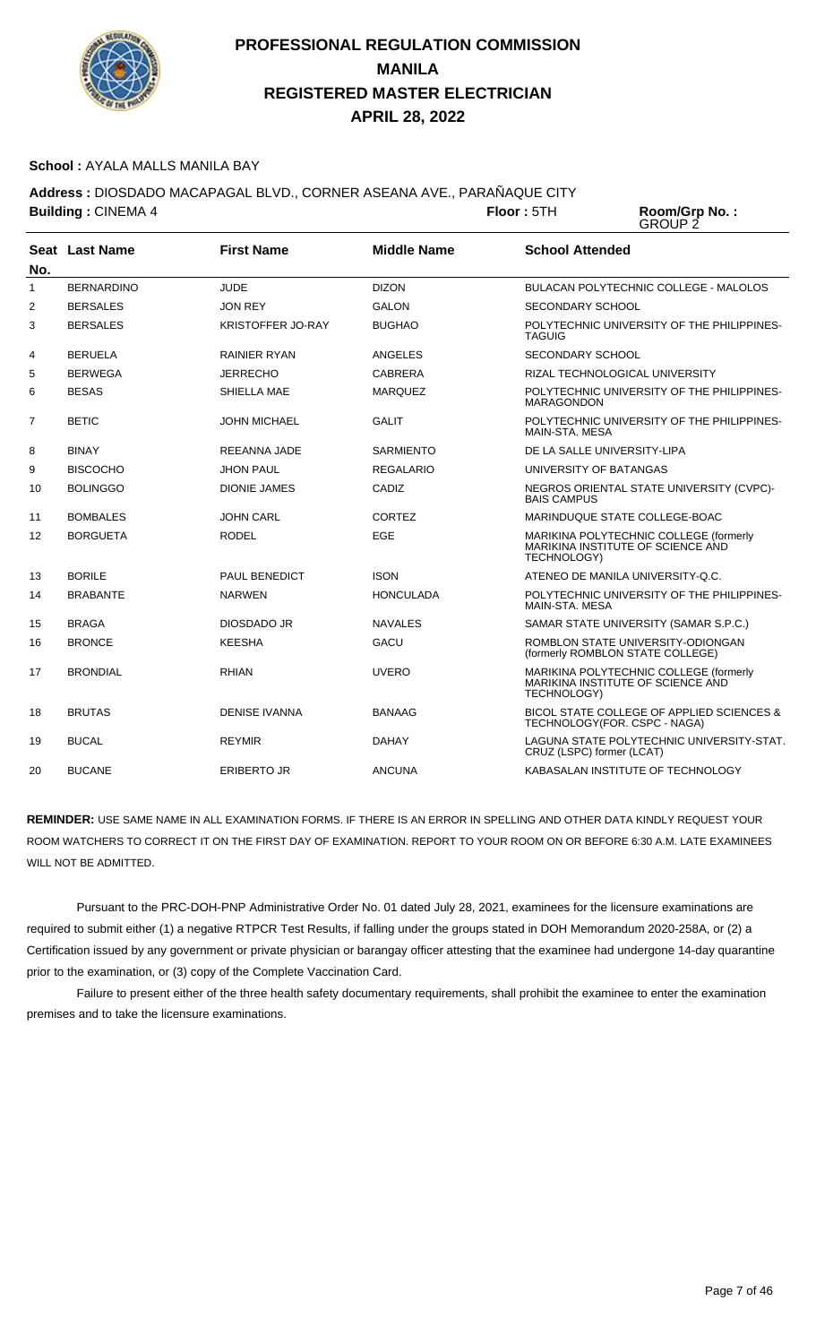# PROFESSIONAL REGULATION COMMISSION
# MANILA
# REGISTERED MASTER ELECTRICIAN
# APRIL 28, 2022

**School :** AYALA MALLS MANILA BAY

**Address :** DIOSDADO MACAPAGAL BLVD., CORNER ASEANA AVE., PARAÑAQUE CITY

**Building :** CINEMA 4 **Floor :** 5TH **Room/Grp No. :** GROUP 2

| Seat No. | Last Name | First Name | Middle Name | School Attended |
|---|---|---|---|---|
| 1 | BERNARDINO | JUDE | DIZON | BULACAN POLYTECHNIC COLLEGE - MALOLOS |
| 2 | BERSALES | JON REY | GALON | SECONDARY SCHOOL |
| 3 | BERSALES | KRISTOFFER JO-RAY | BUGHAO | POLYTECHNIC UNIVERSITY OF THE PHILIPPINES-TAGUIG |
| 4 | BERUELA | RAINIER RYAN | ANGELES | SECONDARY SCHOOL |
| 5 | BERWEGA | JERRECHO | CABRERA | RIZAL TECHNOLOGICAL UNIVERSITY |
| 6 | BESAS | SHIELLA MAE | MARQUEZ | POLYTECHNIC UNIVERSITY OF THE PHILIPPINES-MARAGONDON |
| 7 | BETIC | JOHN MICHAEL | GALIT | POLYTECHNIC UNIVERSITY OF THE PHILIPPINES-MAIN-STA. MESA |
| 8 | BINAY | REEANNA JADE | SARMIENTO | DE LA SALLE UNIVERSITY-LIPA |
| 9 | BISCOCHO | JHON PAUL | REGALARIO | UNIVERSITY OF BATANGAS |
| 10 | BOLINGGO | DIONIE JAMES | CADIZ | NEGROS ORIENTAL STATE UNIVERSITY (CVPC)-BAIS CAMPUS |
| 11 | BOMBALES | JOHN CARL | CORTEZ | MARINDUQUE STATE COLLEGE-BOAC |
| 12 | BORGUETA | RODEL | EGE | MARIKINA POLYTECHNIC COLLEGE (formerly MARIKINA INSTITUTE OF SCIENCE AND TECHNOLOGY) |
| 13 | BORILE | PAUL BENEDICT | ISON | ATENEO DE MANILA UNIVERSITY-Q.C. |
| 14 | BRABANTE | NARWEN | HONCULADA | POLYTECHNIC UNIVERSITY OF THE PHILIPPINES-MAIN-STA. MESA |
| 15 | BRAGA | DIOSDADO JR | NAVALES | SAMAR STATE UNIVERSITY (SAMAR S.P.C.) |
| 16 | BRONCE | KEESHA | GACU | ROMBLON STATE UNIVERSITY-ODIONGAN (formerly ROMBLON STATE COLLEGE) |
| 17 | BRONDIAL | RHIAN | UVERO | MARIKINA POLYTECHNIC COLLEGE (formerly MARIKINA INSTITUTE OF SCIENCE AND TECHNOLOGY) |
| 18 | BRUTAS | DENISE IVANNA | BANAAG | BICOL STATE COLLEGE OF APPLIED SCIENCES & TECHNOLOGY(FOR. CSPC - NAGA) |
| 19 | BUCAL | REYMIR | DAHAY | LAGUNA STATE POLYTECHNIC UNIVERSITY-STAT. CRUZ (LSPC) former (LCAT) |
| 20 | BUCANE | ERIBERTO JR | ANCUNA | KABASALAN INSTITUTE OF TECHNOLOGY |

**REMINDER:** USE SAME NAME IN ALL EXAMINATION FORMS. IF THERE IS AN ERROR IN SPELLING AND OTHER DATA KINDLY REQUEST YOUR ROOM WATCHERS TO CORRECT IT ON THE FIRST DAY OF EXAMINATION. REPORT TO YOUR ROOM ON OR BEFORE 6:30 A.M. LATE EXAMINEES WILL NOT BE ADMITTED.

Pursuant to the PRC-DOH-PNP Administrative Order No. 01 dated July 28, 2021, examinees for the licensure examinations are required to submit either (1) a negative RTPCR Test Results, if falling under the groups stated in DOH Memorandum 2020-258A, or (2) a Certification issued by any government or private physician or barangay officer attesting that the examinee had undergone 14-day quarantine prior to the examination, or (3) copy of the Complete Vaccination Card.

Failure to present either of the three health safety documentary requirements, shall prohibit the examinee to enter the examination premises and to take the licensure examinations.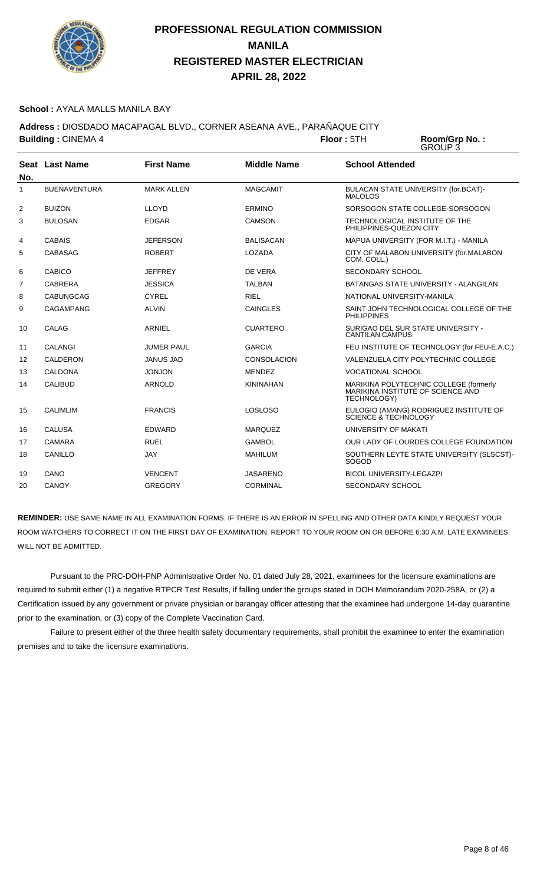# PROFESSIONAL REGULATION COMMISSION
## MANILA
## REGISTERED MASTER ELECTRICIAN
## APRIL 28, 2022

**School :** AYALA MALLS MANILA BAY

**Address :** DIOSDADO MACAPAGAL BLVD., CORNER ASEANA AVE., PARAÑAQUE CITY

**Building :** CINEMA 4 **Floor :** 5TH **Room/Grp No. :** GROUP 3

| Seat No. | Last Name | First Name | Middle Name | School Attended |
|---|---|---|---|---|
| 1 | BUENAVENTURA | MARK ALLEN | MAGCAMIT | BULACAN STATE UNIVERSITY (for.BCAT)-MALOLOS |
| 2 | BUIZON | LLOYD | ERMINO | SORSOGON STATE COLLEGE-SORSOGON |
| 3 | BULOSAN | EDGAR | CAMSON | TECHNOLOGICAL INSTITUTE OF THE PHILIPPINES-QUEZON CITY |
| 4 | CABAIS | JEFERSON | BALISACAN | MAPUA UNIVERSITY (FOR M.I.T.) - MANILA |
| 5 | CABASAG | ROBERT | LOZADA | CITY OF MALABON UNIVERSITY (for.MALABON COM. COLL.) |
| 6 | CABICO | JEFFREY | DE VERA | SECONDARY SCHOOL |
| 7 | CABRERA | JESSICA | TALBAN | BATANGAS STATE UNIVERSITY - ALANGILAN |
| 8 | CABUNGCAG | CYREL | RIEL | NATIONAL UNIVERSITY-MANILA |
| 9 | CAGAMPANG | ALVIN | CAINGLES | SAINT JOHN TECHNOLOGICAL COLLEGE OF THE PHILIPPINES |
| 10 | CALAG | ARNIEL | CUARTERO | SURIGAO DEL SUR STATE UNIVERSITY - CANTILAN CAMPUS |
| 11 | CALANGI | JUMER PAUL | GARCIA | FEU INSTITUTE OF TECHNOLOGY (for FEU-E.A.C.) |
| 12 | CALDERON | JANUS JAD | CONSOLACION | VALENZUELA CITY POLYTECHNIC COLLEGE |
| 13 | CALDONA | JONJON | MENDEZ | VOCATIONAL SCHOOL |
| 14 | CALIBUD | ARNOLD | KININAHAN | MARIKINA POLYTECHNIC COLLEGE (formerly MARIKINA INSTITUTE OF SCIENCE AND TECHNOLOGY) |
| 15 | CALIMLIM | FRANCIS | LOSLOSO | EULOGIO (AMANG) RODRIGUEZ INSTITUTE OF SCIENCE & TECHNOLOGY |
| 16 | CALUSA | EDWARD | MARQUEZ | UNIVERSITY OF MAKATI |
| 17 | CAMARA | RUEL | GAMBOL | OUR LADY OF LOURDES COLLEGE FOUNDATION |
| 18 | CANILLO | JAY | MAHILUM | SOUTHERN LEYTE STATE UNIVERSITY (SLSCST)-SOGOD |
| 19 | CANO | VENCENT | JASARENO | BICOL UNIVERSITY-LEGAZPI |
| 20 | CANOY | GREGORY | CORMINAL | SECONDARY SCHOOL |

**REMINDER:** USE SAME NAME IN ALL EXAMINATION FORMS. IF THERE IS AN ERROR IN SPELLING AND OTHER DATA KINDLY REQUEST YOUR ROOM WATCHERS TO CORRECT IT ON THE FIRST DAY OF EXAMINATION. REPORT TO YOUR ROOM ON OR BEFORE 6:30 A.M. LATE EXAMINEES WILL NOT BE ADMITTED.

Pursuant to the PRC-DOH-PNP Administrative Order No. 01 dated July 28, 2021, examinees for the licensure examinations are required to submit either (1) a negative RTPCR Test Results, if falling under the groups stated in DOH Memorandum 2020-258A, or (2) a Certification issued by any government or private physician or barangay officer attesting that the examinee had undergone 14-day quarantine prior to the examination, or (3) copy of the Complete Vaccination Card.

Failure to present either of the three health safety documentary requirements, shall prohibit the examinee to enter the examination premises and to take the licensure examinations.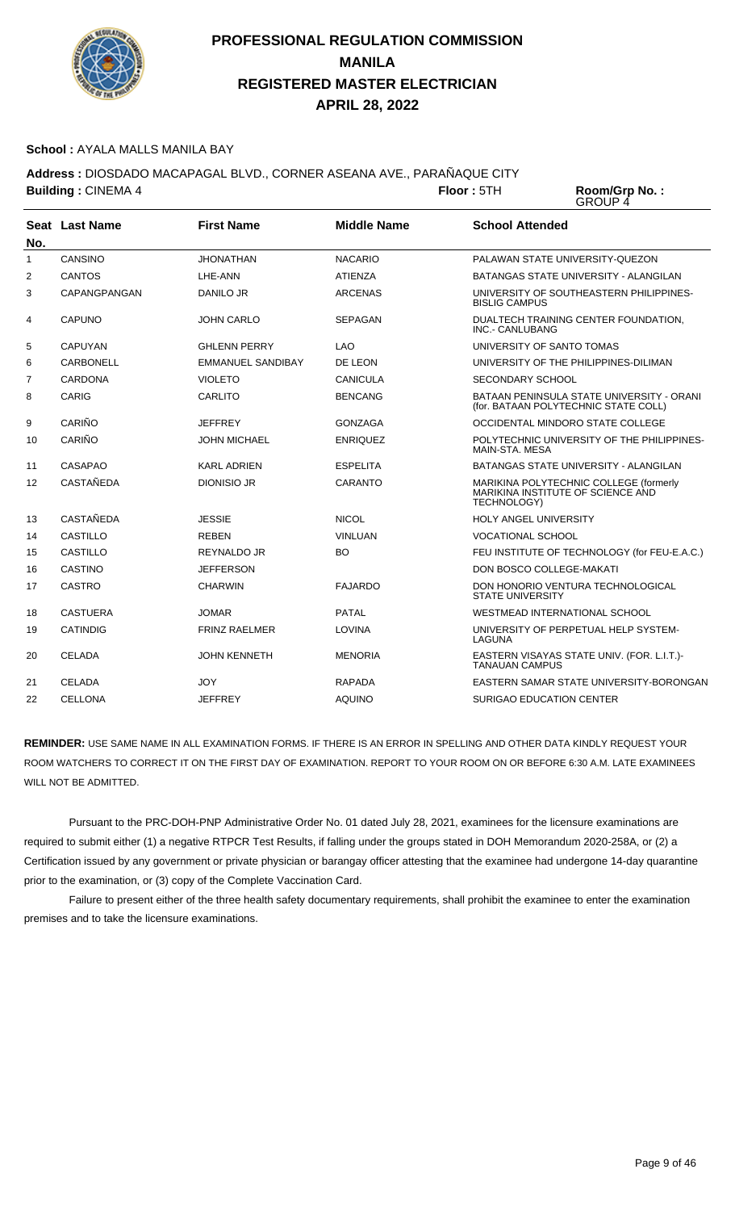# PROFESSIONAL REGULATION COMMISSION
## MANILA
## REGISTERED MASTER ELECTRICIAN
## APRIL 28, 2022

**School :** AYALA MALLS MANILA BAY

**Address :** DIOSDADO MACAPAGAL BLVD., CORNER ASEANA AVE., PARAÑAQUE CITY

**Building :** CINEMA 4 **Floor :** 5TH **Room/Grp No. :** GROUP 4

| Seat No. | Last Name | First Name | Middle Name | School Attended |
|---|---|---|---|---|
| 1 | CANSINO | JHONATHAN | NACARIO | PALAWAN STATE UNIVERSITY-QUEZON |
| 2 | CANTOS | LHE-ANN | ATIENZA | BATANGAS STATE UNIVERSITY - ALANGILAN |
| 3 | CAPANGPANGAN | DANILO JR | ARCENAS | UNIVERSITY OF SOUTHEASTERN PHILIPPINES-BISLIG CAMPUS |
| 4 | CAPUNO | JOHN CARLO | SEPAGAN | DUALTECH TRAINING CENTER FOUNDATION, INC.- CANLUBANG |
| 5 | CAPUYAN | GHLENN PERRY | LAO | UNIVERSITY OF SANTO TOMAS |
| 6 | CARBONELL | EMMANUEL SANDIBAY | DE LEON | UNIVERSITY OF THE PHILIPPINES-DILIMAN |
| 7 | CARDONA | VIOLETO | CANICULA | SECONDARY SCHOOL |
| 8 | CARIG | CARLITO | BENCANG | BATAAN PENINSULA STATE UNIVERSITY - ORANI (for. BATAAN POLYTECHNIC STATE COLL) |
| 9 | CARIÑO | JEFFREY | GONZAGA | OCCIDENTAL MINDORO STATE COLLEGE |
| 10 | CARIÑO | JOHN MICHAEL | ENRIQUEZ | POLYTECHNIC UNIVERSITY OF THE PHILIPPINES-MAIN-STA. MESA |
| 11 | CASAPAO | KARL ADRIEN | ESPELITA | BATANGAS STATE UNIVERSITY - ALANGILAN |
| 12 | CASTAÑEDA | DIONISIO JR | CARANTO | MARIKINA POLYTECHNIC COLLEGE (formerly MARIKINA INSTITUTE OF SCIENCE AND TECHNOLOGY) |
| 13 | CASTAÑEDA | JESSIE | NICOL | HOLY ANGEL UNIVERSITY |
| 14 | CASTILLO | REBEN | VINLUAN | VOCATIONAL SCHOOL |
| 15 | CASTILLO | REYNALDO JR | BO | FEU INSTITUTE OF TECHNOLOGY (for FEU-E.A.C.) |
| 16 | CASTINO | JEFFERSON | | DON BOSCO COLLEGE-MAKATI |
| 17 | CASTRO | CHARWIN | FAJARDO | DON HONORIO VENTURA TECHNOLOGICAL STATE UNIVERSITY |
| 18 | CASTUERA | JOMAR | PATAL | WESTMEAD INTERNATIONAL SCHOOL |
| 19 | CATINDIG | FRINZ RAELMER | LOVINA | UNIVERSITY OF PERPETUAL HELP SYSTEM-LAGUNA |
| 20 | CELADA | JOHN KENNETH | MENORIA | EASTERN VISAYAS STATE UNIV. (FOR. L.I.T.)-TANAUAN CAMPUS |
| 21 | CELADA | JOY | RAPADA | EASTERN SAMAR STATE UNIVERSITY-BORONGAN |
| 22 | CELLONA | JEFFREY | AQUINO | SURIGAO EDUCATION CENTER |

**REMINDER:** USE SAME NAME IN ALL EXAMINATION FORMS. IF THERE IS AN ERROR IN SPELLING AND OTHER DATA KINDLY REQUEST YOUR ROOM WATCHERS TO CORRECT IT ON THE FIRST DAY OF EXAMINATION. REPORT TO YOUR ROOM ON OR BEFORE 6:30 A.M. LATE EXAMINEES WILL NOT BE ADMITTED.

Pursuant to the PRC-DOH-PNP Administrative Order No. 01 dated July 28, 2021, examinees for the licensure examinations are required to submit either (1) a negative RTPCR Test Results, if falling under the groups stated in DOH Memorandum 2020-258A, or (2) a Certification issued by any government or private physician or barangay officer attesting that the examinee had undergone 14-day quarantine prior to the examination, or (3) copy of the Complete Vaccination Card.

Failure to present either of the three health safety documentary requirements, shall prohibit the examinee to enter the examination premises and to take the licensure examinations.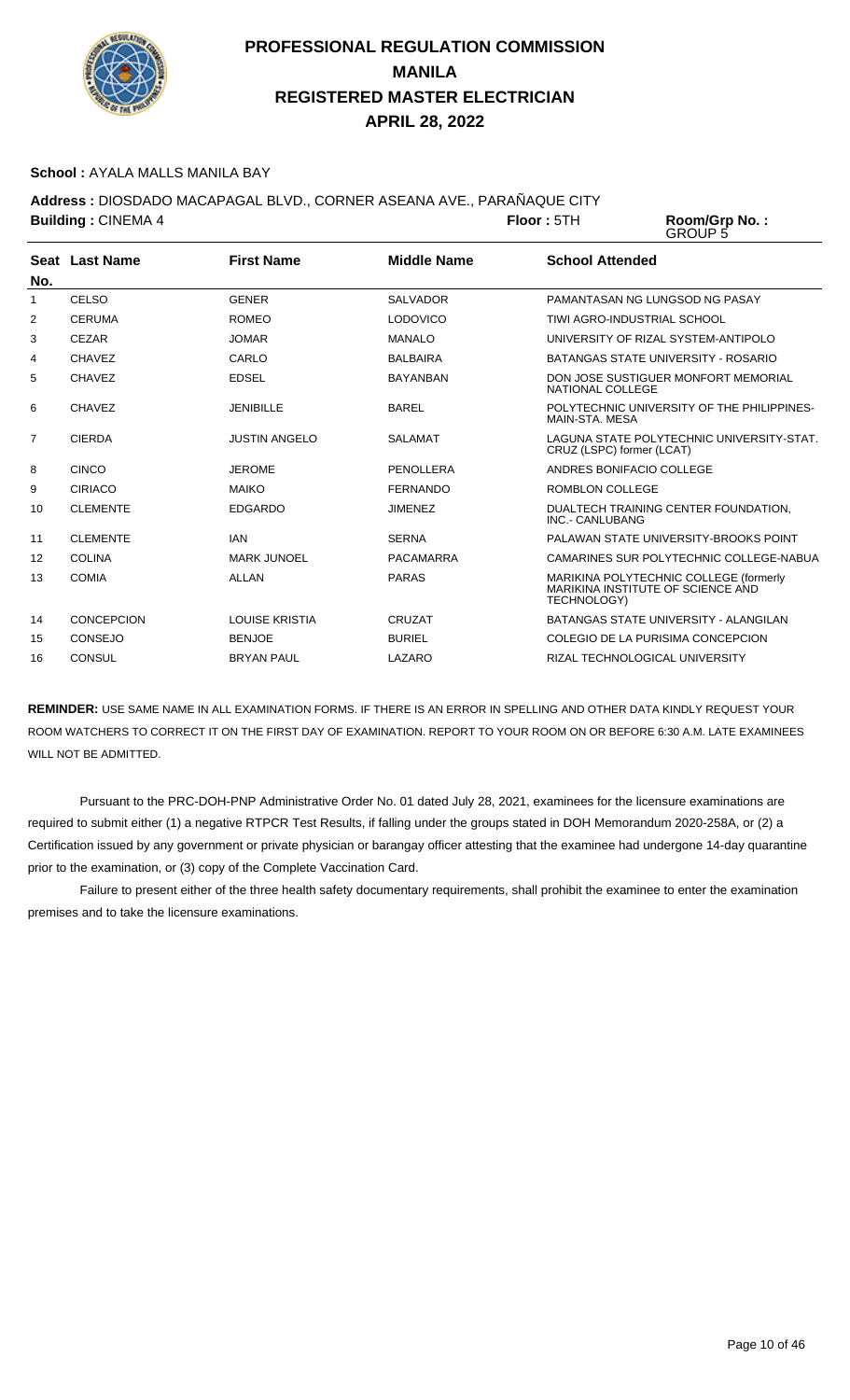# PROFESSIONAL REGULATION COMMISSION
## MANILA
## REGISTERED MASTER ELECTRICIAN
## APRIL 28, 2022

**School :** AYALA MALLS MANILA BAY

**Address :** DIOSDADO MACAPAGAL BLVD., CORNER ASEANA AVE., PARAÑAQUE CITY

**Building :** CINEMA 4 **Floor :** 5TH **Room/Grp No. :** GROUP 5

| Seat No. | Last Name | First Name | Middle Name | School Attended |
|---|---|---|---|---|
| 1 | CELSO | GENER | SALVADOR | PAMANTASAN NG LUNGSOD NG PASAY |
| 2 | CERUMA | ROMEO | LODOVICO | TIWI AGRO-INDUSTRIAL SCHOOL |
| 3 | CEZAR | JOMAR | MANALO | UNIVERSITY OF RIZAL SYSTEM-ANTIPOLO |
| 4 | CHAVEZ | CARLO | BALBAIRA | BATANGAS STATE UNIVERSITY - ROSARIO |
| 5 | CHAVEZ | EDSEL | BAYANBAN | DON JOSE SUSTIGUER MONFORT MEMORIAL NATIONAL COLLEGE |
| 6 | CHAVEZ | JENIBILLE | BAREL | POLYTECHNIC UNIVERSITY OF THE PHILIPPINES-MAIN-STA. MESA |
| 7 | CIERDA | JUSTIN ANGELO | SALAMAT | LAGUNA STATE POLYTECHNIC UNIVERSITY-STAT. CRUZ (LSPC) former (LCAT) |
| 8 | CINCO | JEROME | PENOLLERA | ANDRES BONIFACIO COLLEGE |
| 9 | CIRIACO | MAIKO | FERNANDO | ROMBLON COLLEGE |
| 10 | CLEMENTE | EDGARDO | JIMENEZ | DUALTECH TRAINING CENTER FOUNDATION, INC.- CANLUBANG |
| 11 | CLEMENTE | IAN | SERNA | PALAWAN STATE UNIVERSITY-BROOKS POINT |
| 12 | COLINA | MARK JUNOEL | PACAMARRA | CAMARINES SUR POLYTECHNIC COLLEGE-NABUA |
| 13 | COMIA | ALLAN | PARAS | MARIKINA POLYTECHNIC COLLEGE (formerly MARIKINA INSTITUTE OF SCIENCE AND TECHNOLOGY) |
| 14 | CONCEPCION | LOUISE KRISTIA | CRUZAT | BATANGAS STATE UNIVERSITY - ALANGILAN |
| 15 | CONSEJO | BENJOE | BURIEL | COLEGIO DE LA PURISIMA CONCEPCION |
| 16 | CONSUL | BRYAN PAUL | LAZARO | RIZAL TECHNOLOGICAL UNIVERSITY |

**REMINDER:** USE SAME NAME IN ALL EXAMINATION FORMS. IF THERE IS AN ERROR IN SPELLING AND OTHER DATA KINDLY REQUEST YOUR ROOM WATCHERS TO CORRECT IT ON THE FIRST DAY OF EXAMINATION. REPORT TO YOUR ROOM ON OR BEFORE 6:30 A.M. LATE EXAMINEES WILL NOT BE ADMITTED.

Pursuant to the PRC-DOH-PNP Administrative Order No. 01 dated July 28, 2021, examinees for the licensure examinations are required to submit either (1) a negative RTPCR Test Results, if falling under the groups stated in DOH Memorandum 2020-258A, or (2) a Certification issued by any government or private physician or barangay officer attesting that the examinee had undergone 14-day quarantine prior to the examination, or (3) copy of the Complete Vaccination Card.

Failure to present either of the three health safety documentary requirements, shall prohibit the examinee to enter the examination premises and to take the licensure examinations.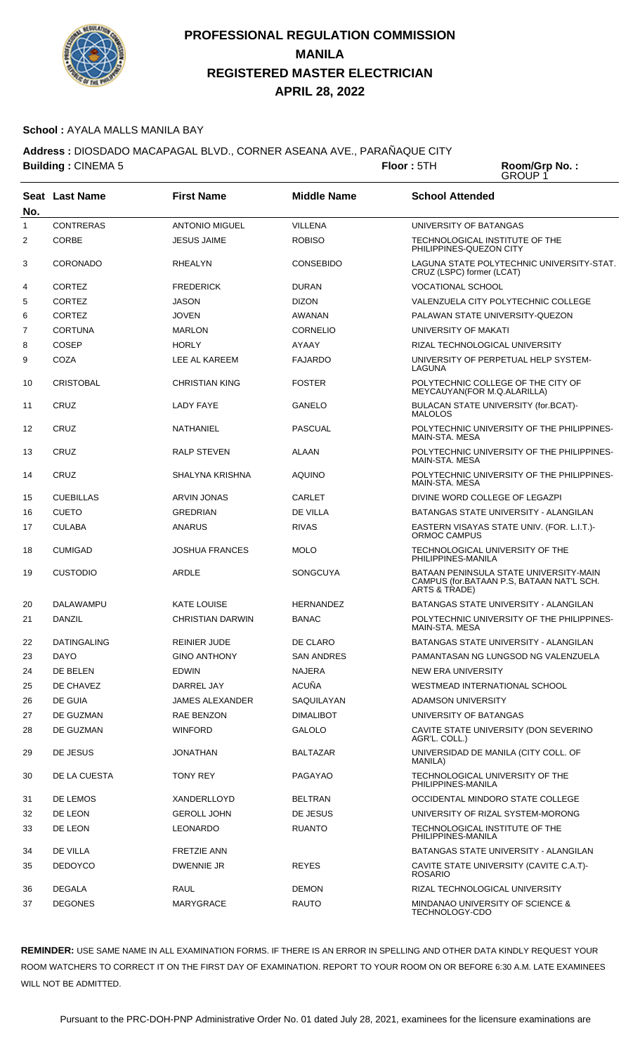# PROFESSIONAL REGULATION COMMISSION
## MANILA
## REGISTERED MASTER ELECTRICIAN
## APRIL 28, 2022

**School :** AYALA MALLS MANILA BAY

**Address :** DIOSDADO MACAPAGAL BLVD., CORNER ASEANA AVE., PARAÑAQUE CITY

**Building :** CINEMA 5 **Floor :** 5TH **Room/Grp No. :** GROUP 1

| Seat No. | Last Name | First Name | Middle Name | School Attended |
|---|---|---|---|---|
| 1 | CONTRERAS | ANTONIO MIGUEL | VILLENA | UNIVERSITY OF BATANGAS |
| 2 | CORBE | JESUS JAIME | ROBISO | TECHNOLOGICAL INSTITUTE OF THE PHILIPPINES-QUEZON CITY |
| 3 | CORONADO | RHEALYN | CONSEBIDO | LAGUNA STATE POLYTECHNIC UNIVERSITY-STAT. CRUZ (LSPC) former (LCAT) |
| 4 | CORTEZ | FREDERICK | DURAN | VOCATIONAL SCHOOL |
| 5 | CORTEZ | JASON | DIZON | VALENZUELA CITY POLYTECHNIC COLLEGE |
| 6 | CORTEZ | JOVEN | AWANAN | PALAWAN STATE UNIVERSITY-QUEZON |
| 7 | CORTUNA | MARLON | CORNELIO | UNIVERSITY OF MAKATI |
| 8 | COSEP | HORLY | AYAAY | RIZAL TECHNOLOGICAL UNIVERSITY |
| 9 | COZA | LEE AL KAREEM | FAJARDO | UNIVERSITY OF PERPETUAL HELP SYSTEM-LAGUNA |
| 10 | CRISTOBAL | CHRISTIAN KING | FOSTER | POLYTECHNIC COLLEGE OF THE CITY OF MEYCAUYAN(FOR M.Q.ALARILLA) |
| 11 | CRUZ | LADY FAYE | GANELO | BULACAN STATE UNIVERSITY (for.BCAT)-MALOLOS |
| 12 | CRUZ | NATHANIEL | PASCUAL | POLYTECHNIC UNIVERSITY OF THE PHILIPPINES-MAIN-STA. MESA |
| 13 | CRUZ | RALP STEVEN | ALAAN | POLYTECHNIC UNIVERSITY OF THE PHILIPPINES-MAIN-STA. MESA |
| 14 | CRUZ | SHALYNA KRISHNA | AQUINO | POLYTECHNIC UNIVERSITY OF THE PHILIPPINES-MAIN-STA. MESA |
| 15 | CUEBILLAS | ARVIN JONAS | CARLET | DIVINE WORD COLLEGE OF LEGAZPI |
| 16 | CUETO | GREDRIAN | DE VILLA | BATANGAS STATE UNIVERSITY - ALANGILAN |
| 17 | CULABA | ANARUS | RIVAS | EASTERN VISAYAS STATE UNIV. (FOR. L.I.T.)-ORMOC CAMPUS |
| 18 | CUMIGAD | JOSHUA FRANCES | MOLO | TECHNOLOGICAL UNIVERSITY OF THE PHILIPPINES-MANILA |
| 19 | CUSTODIO | ARDLE | SONGCUYA | BATAAN PENINSULA STATE UNIVERSITY-MAIN CAMPUS (for.BATAAN P.S, BATAAN NAT'L SCH. ARTS & TRADE) |
| 20 | DALAWAMPU | KATE LOUISE | HERNANDEZ | BATANGAS STATE UNIVERSITY - ALANGILAN |
| 21 | DANZIL | CHRISTIAN DARWIN | BANAC | POLYTECHNIC UNIVERSITY OF THE PHILIPPINES-MAIN-STA. MESA |
| 22 | DATINGALING | REINIER JUDE | DE CLARO | BATANGAS STATE UNIVERSITY - ALANGILAN |
| 23 | DAYO | GINO ANTHONY | SAN ANDRES | PAMANTASAN NG LUNGSOD NG VALENZUELA |
| 24 | DE BELEN | EDWIN | NAJERA | NEW ERA UNIVERSITY |
| 25 | DE CHAVEZ | DARREL JAY | ACUÑA | WESTMEAD INTERNATIONAL SCHOOL |
| 26 | DE GUIA | JAMES ALEXANDER | SAQUILAYAN | ADAMSON UNIVERSITY |
| 27 | DE GUZMAN | RAE BENZON | DIMALIBOT | UNIVERSITY OF BATANGAS |
| 28 | DE GUZMAN | WINFORD | GALOLO | CAVITE STATE UNIVERSITY (DON SEVERINO AGR'L. COLL.) |
| 29 | DE JESUS | JONATHAN | BALTAZAR | UNIVERSIDAD DE MANILA (CITY COLL. OF MANILA) |
| 30 | DE LA CUESTA | TONY REY | PAGAYAO | TECHNOLOGICAL UNIVERSITY OF THE PHILIPPINES-MANILA |
| 31 | DE LEMOS | XANDERLLOYD | BELTRAN | OCCIDENTAL MINDORO STATE COLLEGE |
| 32 | DE LEON | GEROLL JOHN | DE JESUS | UNIVERSITY OF RIZAL SYSTEM-MORONG |
| 33 | DE LEON | LEONARDO | RUANTO | TECHNOLOGICAL INSTITUTE OF THE PHILIPPINES-MANILA |
| 34 | DE VILLA | FRETZIE ANN | | BATANGAS STATE UNIVERSITY - ALANGILAN |
| 35 | DEDOYCO | DWENNIE JR | REYES | CAVITE STATE UNIVERSITY (CAVITE C.A.T)-ROSARIO |
| 36 | DEGALA | RAUL | DEMON | RIZAL TECHNOLOGICAL UNIVERSITY |
| 37 | DEGONES | MARYGRACE | RAUTO | MINDANAO UNIVERSITY OF SCIENCE & TECHNOLOGY-CDO |

**REMINDER:** USE SAME NAME IN ALL EXAMINATION FORMS. IF THERE IS AN ERROR IN SPELLING AND OTHER DATA KINDLY REQUEST YOUR ROOM WATCHERS TO CORRECT IT ON THE FIRST DAY OF EXAMINATION. REPORT TO YOUR ROOM ON OR BEFORE 6:30 A.M. LATE EXAMINEES WILL NOT BE ADMITTED.

Pursuant to the PRC-DOH-PNP Administrative Order No. 01 dated July 28, 2021, examinees for the licensure examinations are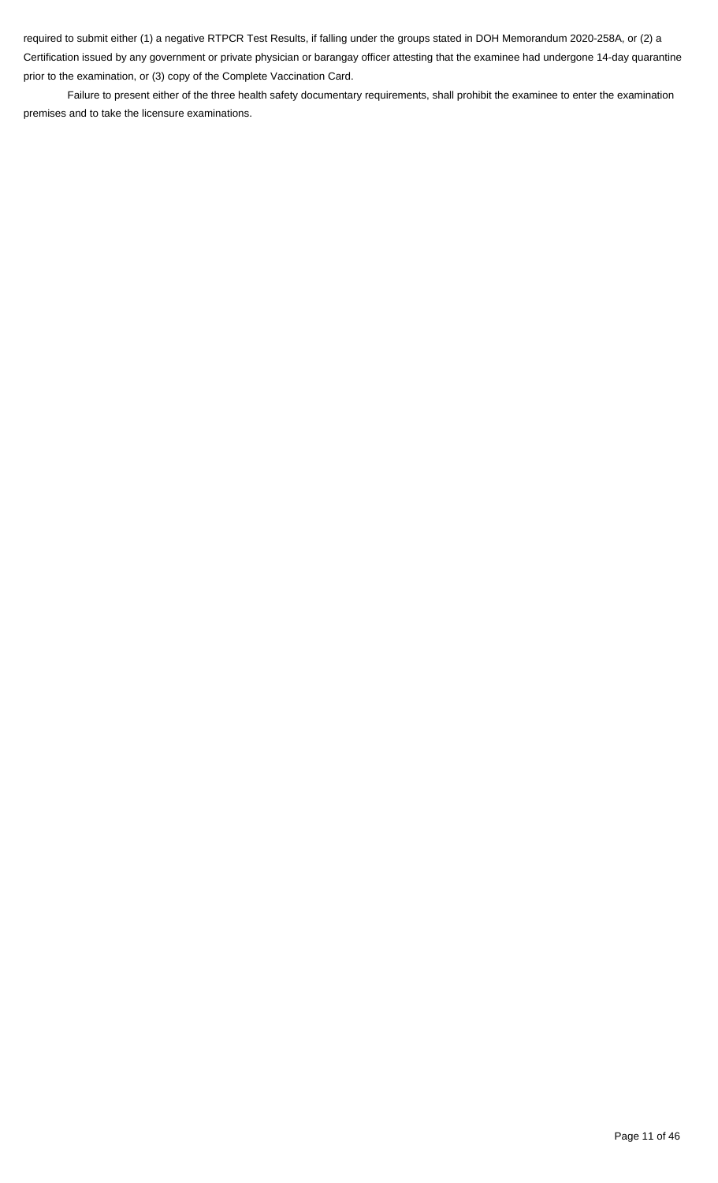required to submit either (1) a negative RTPCR Test Results, if falling under the groups stated in DOH Memorandum 2020-258A, or (2) a Certification issued by any government or private physician or barangay officer attesting that the examinee had undergone 14-day quarantine prior to the examination, or (3) copy of the Complete Vaccination Card.

Failure to present either of the three health safety documentary requirements, shall prohibit the examinee to enter the examination premises and to take the licensure examinations.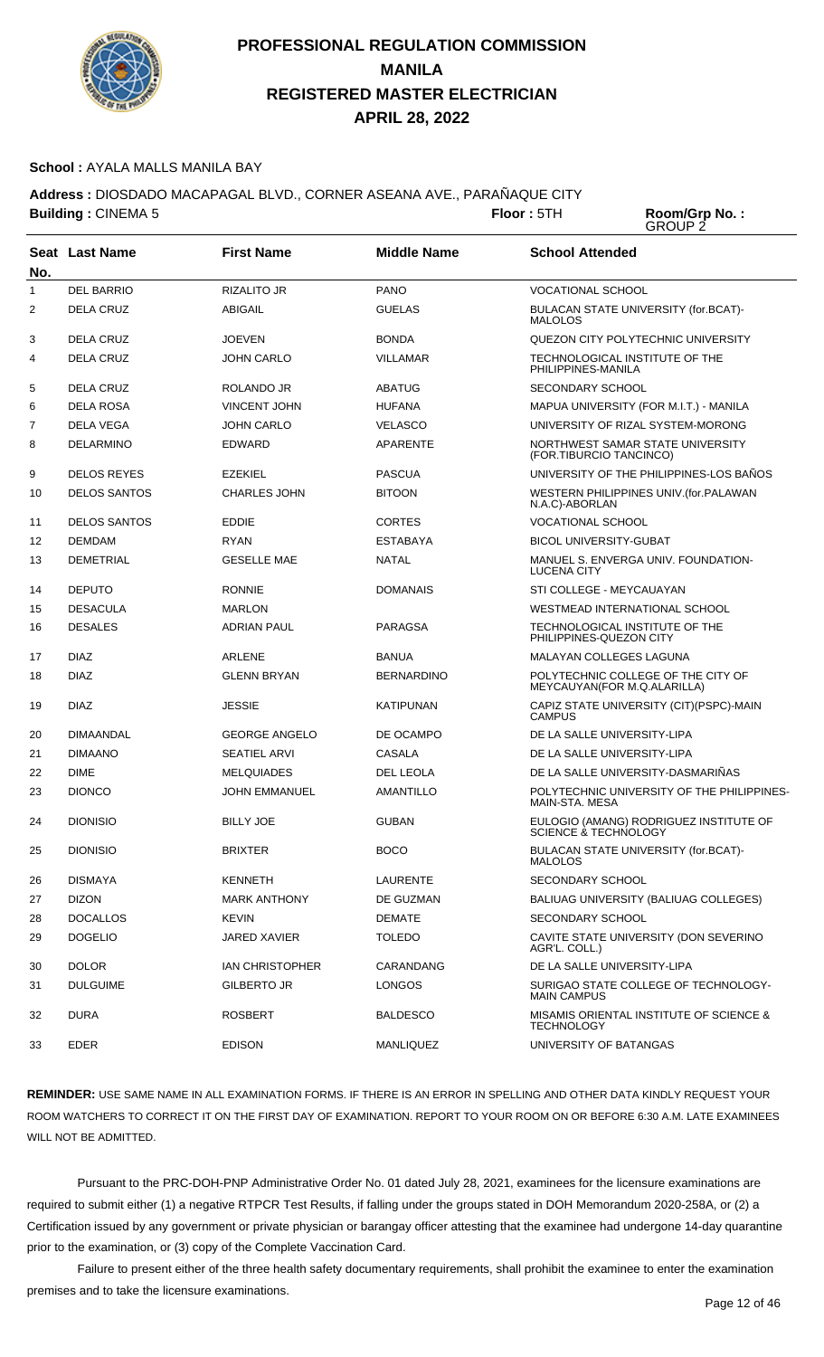# PROFESSIONAL REGULATION COMMISSION
## MANILA
## REGISTERED MASTER ELECTRICIAN
## APRIL 28, 2022

**School :** AYALA MALLS MANILA BAY

**Address :** DIOSDADO MACAPAGAL BLVD., CORNER ASEANA AVE., PARAÑAQUE CITY

**Building :** CINEMA 5 **Floor :** 5TH **Room/Grp No. :** GROUP 2

| Seat No. | Last Name | First Name | Middle Name | School Attended |
|---|---|---|---|---|
| 1 | DEL BARRIO | RIZALITO JR | PANO | VOCATIONAL SCHOOL |
| 2 | DELA CRUZ | ABIGAIL | GUELAS | BULACAN STATE UNIVERSITY (for.BCAT)-MALOLOS |
| 3 | DELA CRUZ | JOEVEN | BONDA | QUEZON CITY POLYTECHNIC UNIVERSITY |
| 4 | DELA CRUZ | JOHN CARLO | VILLAMAR | TECHNOLOGICAL INSTITUTE OF THE PHILIPPINES-MANILA |
| 5 | DELA CRUZ | ROLANDO JR | ABATUG | SECONDARY SCHOOL |
| 6 | DELA ROSA | VINCENT JOHN | HUFANA | MAPUA UNIVERSITY (FOR M.I.T.) - MANILA |
| 7 | DELA VEGA | JOHN CARLO | VELASCO | UNIVERSITY OF RIZAL SYSTEM-MORONG |
| 8 | DELARMINO | EDWARD | APARENTE | NORTHWEST SAMAR STATE UNIVERSITY (FOR.TIBURCIO TANCINCO) |
| 9 | DELOS REYES | EZEKIEL | PASCUA | UNIVERSITY OF THE PHILIPPINES-LOS BAÑOS |
| 10 | DELOS SANTOS | CHARLES JOHN | BITOON | WESTERN PHILIPPINES UNIV.(for.PALAWAN N.A.C)-ABORLAN |
| 11 | DELOS SANTOS | EDDIE | CORTES | VOCATIONAL SCHOOL |
| 12 | DEMDAM | RYAN | ESTABAYA | BICOL UNIVERSITY-GUBAT |
| 13 | DEMETRIAL | GESELLE MAE | NATAL | MANUEL S. ENVERGA UNIV. FOUNDATION-LUCENA CITY |
| 14 | DEPUTO | RONNIE | DOMANAIS | STI COLLEGE - MEYCAUAYAN |
| 15 | DESACULA | MARLON | | WESTMEAD INTERNATIONAL SCHOOL |
| 16 | DESALES | ADRIAN PAUL | PARAGSA | TECHNOLOGICAL INSTITUTE OF THE PHILIPPINES-QUEZON CITY |
| 17 | DIAZ | ARLENE | BANUA | MALAYAN COLLEGES LAGUNA |
| 18 | DIAZ | GLENN BRYAN | BERNARDINO | POLYTECHNIC COLLEGE OF THE CITY OF MEYCAUYAN(FOR M.Q.ALARILLA) |
| 19 | DIAZ | JESSIE | KATIPUNAN | CAPIZ STATE UNIVERSITY (CIT)(PSPC)-MAIN CAMPUS |
| 20 | DIMAANDAL | GEORGE ANGELO | DE OCAMPO | DE LA SALLE UNIVERSITY-LIPA |
| 21 | DIMAANO | SEATIEL ARVI | CASALA | DE LA SALLE UNIVERSITY-LIPA |
| 22 | DIME | MELQUIADES | DEL LEOLA | DE LA SALLE UNIVERSITY-DASMARIÑAS |
| 23 | DIONCO | JOHN EMMANUEL | AMANTILLO | POLYTECHNIC UNIVERSITY OF THE PHILIPPINES-MAIN-STA. MESA |
| 24 | DIONISIO | BILLY JOE | GUBAN | EULOGIO (AMANG) RODRIGUEZ INSTITUTE OF SCIENCE & TECHNOLOGY |
| 25 | DIONISIO | BRIXTER | BOCO | BULACAN STATE UNIVERSITY (for.BCAT)-MALOLOS |
| 26 | DISMAYA | KENNETH | LAURENTE | SECONDARY SCHOOL |
| 27 | DIZON | MARK ANTHONY | DE GUZMAN | BALIUAG UNIVERSITY (BALIUAG COLLEGES) |
| 28 | DOCALLOS | KEVIN | DEMATE | SECONDARY SCHOOL |
| 29 | DOGELIO | JARED XAVIER | TOLEDO | CAVITE STATE UNIVERSITY (DON SEVERINO AGR'L. COLL.) |
| 30 | DOLOR | IAN CHRISTOPHER | CARANDANG | DE LA SALLE UNIVERSITY-LIPA |
| 31 | DULGUIME | GILBERTO JR | LONGOS | SURIGAO STATE COLLEGE OF TECHNOLOGY-MAIN CAMPUS |
| 32 | DURA | ROSBERT | BALDESCO | MISAMIS ORIENTAL INSTITUTE OF SCIENCE & TECHNOLOGY |
| 33 | EDER | EDISON | MANLIQUEZ | UNIVERSITY OF BATANGAS |

**REMINDER:** USE SAME NAME IN ALL EXAMINATION FORMS. IF THERE IS AN ERROR IN SPELLING AND OTHER DATA KINDLY REQUEST YOUR ROOM WATCHERS TO CORRECT IT ON THE FIRST DAY OF EXAMINATION. REPORT TO YOUR ROOM ON OR BEFORE 6:30 A.M. LATE EXAMINEES WILL NOT BE ADMITTED.

Pursuant to the PRC-DOH-PNP Administrative Order No. 01 dated July 28, 2021, examinees for the licensure examinations are required to submit either (1) a negative RTPCR Test Results, if falling under the groups stated in DOH Memorandum 2020-258A, or (2) a Certification issued by any government or private physician or barangay officer attesting that the examinee had undergone 14-day quarantine prior to the examination, or (3) copy of the Complete Vaccination Card.

Failure to present either of the three health safety documentary requirements, shall prohibit the examinee to enter the examination premises and to take the licensure examinations.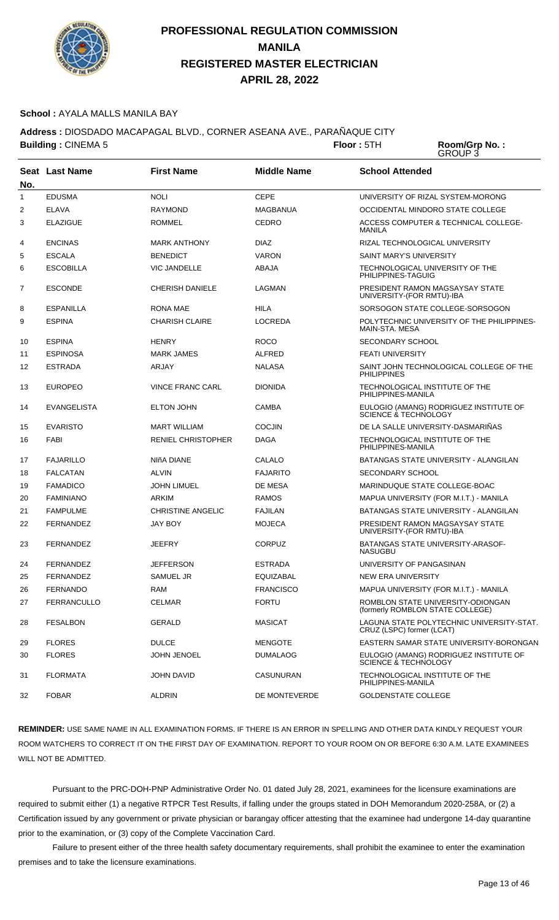# PROFESSIONAL REGULATION COMMISSION
## MANILA
## REGISTERED MASTER ELECTRICIAN
## APRIL 28, 2022

**School :** AYALA MALLS MANILA BAY

**Address :** DIOSDADO MACAPAGAL BLVD., CORNER ASEANA AVE., PARAÑAQUE CITY

**Building :** CINEMA 5 **Floor :** 5TH **Room/Grp No. :** GROUP 3

| Seat No. | Last Name | First Name | Middle Name | School Attended |
|---|---|---|---|---|
| 1 | EDUSMA | NOLI | CEPE | UNIVERSITY OF RIZAL SYSTEM-MORONG |
| 2 | ELAVA | RAYMOND | MAGBANUA | OCCIDENTAL MINDORO STATE COLLEGE |
| 3 | ELAZIGUE | ROMMEL | CEDRO | ACCESS COMPUTER & TECHNICAL COLLEGE-MANILA |
| 4 | ENCINAS | MARK ANTHONY | DIAZ | RIZAL TECHNOLOGICAL UNIVERSITY |
| 5 | ESCALA | BENEDICT | VARON | SAINT MARY'S UNIVERSITY |
| 6 | ESCOBILLA | VIC JANDELLE | ABAJA | TECHNOLOGICAL UNIVERSITY OF THE PHILIPPINES-TAGUIG |
| 7 | ESCONDE | CHERISH DANIELE | LAGMAN | PRESIDENT RAMON MAGSAYSAY STATE UNIVERSITY-(FOR RMTU)-IBA |
| 8 | ESPANILLA | RONA MAE | HILA | SORSOGON STATE COLLEGE-SORSOGON |
| 9 | ESPINA | CHARISH CLAIRE | LOCREDA | POLYTECHNIC UNIVERSITY OF THE PHILIPPINES-MAIN-STA. MESA |
| 10 | ESPINA | HENRY | ROCO | SECONDARY SCHOOL |
| 11 | ESPINOSA | MARK JAMES | ALFRED | FEATI UNIVERSITY |
| 12 | ESTRADA | ARJAY | NALASA | SAINT JOHN TECHNOLOGICAL COLLEGE OF THE PHILIPPINES |
| 13 | EUROPEO | VINCE FRANC CARL | DIONIDA | TECHNOLOGICAL INSTITUTE OF THE PHILIPPINES-MANILA |
| 14 | EVANGELISTA | ELTON JOHN | CAMBA | EULOGIO (AMANG) RODRIGUEZ INSTITUTE OF SCIENCE & TECHNOLOGY |
| 15 | EVARISTO | MART WILLIAM | COCJIN | DE LA SALLE UNIVERSITY-DASMARIÑAS |
| 16 | FABI | RENIEL CHRISTOPHER | DAGA | TECHNOLOGICAL INSTITUTE OF THE PHILIPPINES-MANILA |
| 17 | FAJARILLO | NIñA DIANE | CALALO | BATANGAS STATE UNIVERSITY - ALANGILAN |
| 18 | FALCATAN | ALVIN | FAJARITO | SECONDARY SCHOOL |
| 19 | FAMADICO | JOHN LIMUEL | DE MESA | MARINDUQUE STATE COLLEGE-BOAC |
| 20 | FAMINIANO | ARKIM | RAMOS | MAPUA UNIVERSITY (FOR M.I.T.) - MANILA |
| 21 | FAMPULME | CHRISTINE ANGELIC | FAJILAN | BATANGAS STATE UNIVERSITY - ALANGILAN |
| 22 | FERNANDEZ | JAY BOY | MOJECA | PRESIDENT RAMON MAGSAYSAY STATE UNIVERSITY-(FOR RMTU)-IBA |
| 23 | FERNANDEZ | JEEFRY | CORPUZ | BATANGAS STATE UNIVERSITY-ARASOF-NASUGBU |
| 24 | FERNANDEZ | JEFFERSON | ESTRADA | UNIVERSITY OF PANGASINAN |
| 25 | FERNANDEZ | SAMUEL JR | EQUIZABAL | NEW ERA UNIVERSITY |
| 26 | FERNANDO | RAM | FRANCISCO | MAPUA UNIVERSITY (FOR M.I.T.) - MANILA |
| 27 | FERRANCULLO | CELMAR | FORTU | ROMBLON STATE UNIVERSITY-ODIONGAN (formerly ROMBLON STATE COLLEGE) |
| 28 | FESALBON | GERALD | MASICAT | LAGUNA STATE POLYTECHNIC UNIVERSITY-STAT. CRUZ (LSPC) former (LCAT) |
| 29 | FLORES | DULCE | MENGOTE | EASTERN SAMAR STATE UNIVERSITY-BORONGAN |
| 30 | FLORES | JOHN JENOEL | DUMALAOG | EULOGIO (AMANG) RODRIGUEZ INSTITUTE OF SCIENCE & TECHNOLOGY |
| 31 | FLORMATA | JOHN DAVID | CASUNURAN | TECHNOLOGICAL INSTITUTE OF THE PHILIPPINES-MANILA |
| 32 | FOBAR | ALDRIN | DE MONTEVERDE | GOLDENSTATE COLLEGE |

**REMINDER:** USE SAME NAME IN ALL EXAMINATION FORMS. IF THERE IS AN ERROR IN SPELLING AND OTHER DATA KINDLY REQUEST YOUR ROOM WATCHERS TO CORRECT IT ON THE FIRST DAY OF EXAMINATION. REPORT TO YOUR ROOM ON OR BEFORE 6:30 A.M. LATE EXAMINEES WILL NOT BE ADMITTED.

Pursuant to the PRC-DOH-PNP Administrative Order No. 01 dated July 28, 2021, examinees for the licensure examinations are required to submit either (1) a negative RTPCR Test Results, if falling under the groups stated in DOH Memorandum 2020-258A, or (2) a Certification issued by any government or private physician or barangay officer attesting that the examinee had undergone 14-day quarantine prior to the examination, or (3) copy of the Complete Vaccination Card.

Failure to present either of the three health safety documentary requirements, shall prohibit the examinee to enter the examination premises and to take the licensure examinations.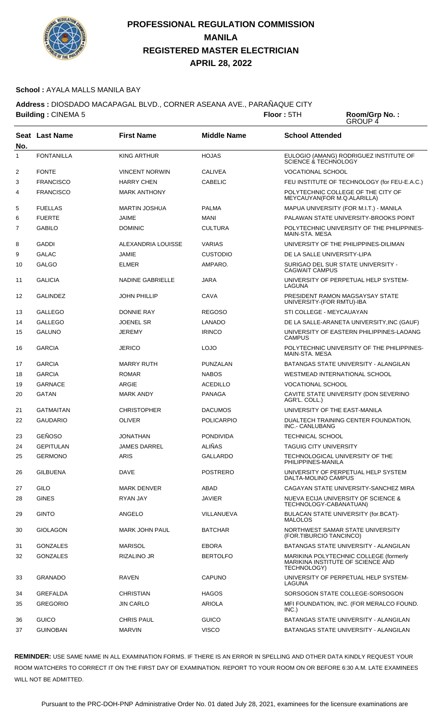# PROFESSIONAL REGULATION COMMISSION
## MANILA
## REGISTERED MASTER ELECTRICIAN
## APRIL 28, 2022

**School :** AYALA MALLS MANILA BAY

**Address :** DIOSDADO MACAPAGAL BLVD., CORNER ASEANA AVE., PARAÑAQUE CITY

**Building :** CINEMA 5 **Floor :** 5TH **Room/Grp No. :** GROUP 4

| Seat No. | Last Name | First Name | Middle Name | School Attended |
|---|---|---|---|---|
| 1 | FONTANILLA | KING ARTHUR | HOJAS | EULOGIO (AMANG) RODRIGUEZ INSTITUTE OF SCIENCE & TECHNOLOGY |
| 2 | FONTE | VINCENT NORWIN | CALIVEA | VOCATIONAL SCHOOL |
| 3 | FRANCISCO | HARRY CHEN | CABELIC | FEU INSTITUTE OF TECHNOLOGY (for FEU-E.A.C.) |
| 4 | FRANCISCO | MARK ANTHONY | | POLYTECHNIC COLLEGE OF THE CITY OF MEYCAUYAN(FOR M.Q.ALARILLA) |
| 5 | FUELLAS | MARTIN JOSHUA | PALMA | MAPUA UNIVERSITY (FOR M.I.T.) - MANILA |
| 6 | FUERTE | JAIME | MANI | PALAWAN STATE UNIVERSITY-BROOKS POINT |
| 7 | GABILO | DOMINIC | CULTURA | POLYTECHNIC UNIVERSITY OF THE PHILIPPINES-MAIN-STA. MESA |
| 8 | GADDI | ALEXANDRIA LOUISSE | VARIAS | UNIVERSITY OF THE PHILIPPINES-DILIMAN |
| 9 | GALAC | JAMIE | CUSTODIO | DE LA SALLE UNIVERSITY-LIPA |
| 10 | GALGO | ELMER | AMPARO. | SURIGAO DEL SUR STATE UNIVERSITY - CAGWAIT CAMPUS |
| 11 | GALICIA | NADINE GABRIELLE | JARA | UNIVERSITY OF PERPETUAL HELP SYSTEM-LAGUNA |
| 12 | GALINDEZ | JOHN PHILLIP | CAVA | PRESIDENT RAMON MAGSAYSAY STATE UNIVERSITY-(FOR RMTU)-IBA |
| 13 | GALLEGO | DONNIE RAY | REGOSO | STI COLLEGE - MEYCAUAYAN |
| 14 | GALLEGO | JOENEL SR | LANADO | DE LA SALLE-ARANETA UNIVERSITY,INC (GAUF) |
| 15 | GALUNO | JEREMY | IRINCO | UNIVERSITY OF EASTERN PHILIPPINES-LAOANG CAMPUS |
| 16 | GARCIA | JERICO | LOJO | POLYTECHNIC UNIVERSITY OF THE PHILIPPINES-MAIN-STA. MESA |
| 17 | GARCIA | MARRY RUTH | PUNZALAN | BATANGAS STATE UNIVERSITY - ALANGILAN |
| 18 | GARCIA | ROMAR | NABOS | WESTMEAD INTERNATIONAL SCHOOL |
| 19 | GARNACE | ARGIE | ACEDILLO | VOCATIONAL SCHOOL |
| 20 | GATAN | MARK ANDY | PANAGA | CAVITE STATE UNIVERSITY (DON SEVERINO AGR'L. COLL.) |
| 21 | GATMAITAN | CHRISTOPHER | DACUMOS | UNIVERSITY OF THE EAST-MANILA |
| 22 | GAUDARIO | OLIVER | POLICARPIO | DUALTECH TRAINING CENTER FOUNDATION, INC.- CANLUBANG |
| 23 | GEÑOSO | JONATHAN | PONDIVIDA | TECHNICAL SCHOOL |
| 24 | GEPITULAN | JAMES DARREL | ALIÑAS | TAGUIG CITY UNIVERSITY |
| 25 | GERMONO | ARIS | GALLARDO | TECHNOLOGICAL UNIVERSITY OF THE PHILIPPINES-MANILA |
| 26 | GILBUENA | DAVE | POSTRERO | UNIVERSITY OF PERPETUAL HELP SYSTEM DALTA-MOLINO CAMPUS |
| 27 | GILO | MARK DENVER | ABAD | CAGAYAN STATE UNIVERSITY-SANCHEZ MIRA |
| 28 | GINES | RYAN JAY | JAVIER | NUEVA ECIJA UNIVERSITY OF SCIENCE & TECHNOLOGY-CABANATUAN) |
| 29 | GINTO | ANGELO | VILLANUEVA | BULACAN STATE UNIVERSITY (for.BCAT)-MALOLOS |
| 30 | GIOLAGON | MARK JOHN PAUL | BATCHAR | NORTHWEST SAMAR STATE UNIVERSITY (FOR.TIBURCIO TANCINCO) |
| 31 | GONZALES | MARISOL | EBORA | BATANGAS STATE UNIVERSITY - ALANGILAN |
| 32 | GONZALES | RIZALINO JR | BERTOLFO | MARIKINA POLYTECHNIC COLLEGE (formerly MARIKINA INSTITUTE OF SCIENCE AND TECHNOLOGY) |
| 33 | GRANADO | RAVEN | CAPUNO | UNIVERSITY OF PERPETUAL HELP SYSTEM-LAGUNA |
| 34 | GREFALDA | CHRISTIAN | HAGOS | SORSOGON STATE COLLEGE-SORSOGON |
| 35 | GREGORIO | JIN CARLO | ARIOLA | MFI FOUNDATION, INC. (FOR MERALCO FOUND. INC.) |
| 36 | GUICO | CHRIS PAUL | GUICO | BATANGAS STATE UNIVERSITY - ALANGILAN |
| 37 | GUINOBAN | MARVIN | VISCO | BATANGAS STATE UNIVERSITY - ALANGILAN |

**REMINDER:** USE SAME NAME IN ALL EXAMINATION FORMS. IF THERE IS AN ERROR IN SPELLING AND OTHER DATA KINDLY REQUEST YOUR ROOM WATCHERS TO CORRECT IT ON THE FIRST DAY OF EXAMINATION. REPORT TO YOUR ROOM ON OR BEFORE 6:30 A.M. LATE EXAMINEES WILL NOT BE ADMITTED.

Pursuant to the PRC-DOH-PNP Administrative Order No. 01 dated July 28, 2021, examinees for the licensure examinations are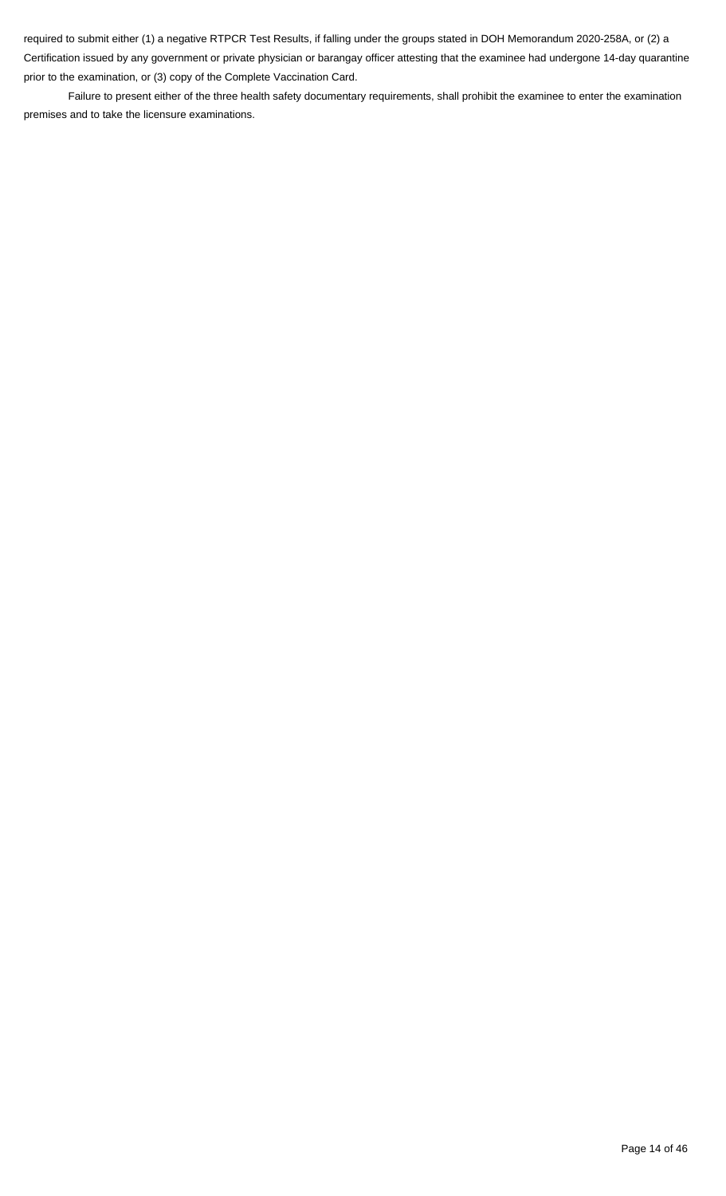required to submit either (1) a negative RTPCR Test Results, if falling under the groups stated in DOH Memorandum 2020-258A, or (2) a Certification issued by any government or private physician or barangay officer attesting that the examinee had undergone 14-day quarantine prior to the examination, or (3) copy of the Complete Vaccination Card.

Failure to present either of the three health safety documentary requirements, shall prohibit the examinee to enter the examination premises and to take the licensure examinations.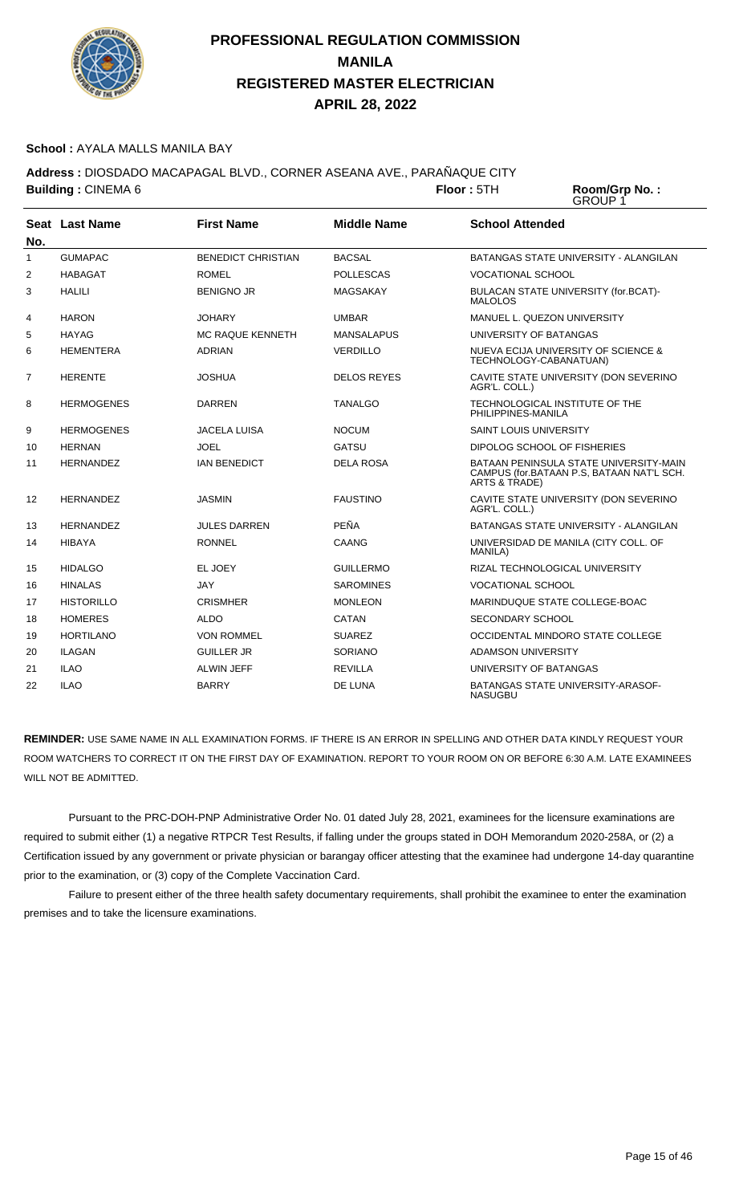# PROFESSIONAL REGULATION COMMISSION
# MANILA
# REGISTERED MASTER ELECTRICIAN
# APRIL 28, 2022

**School :** AYALA MALLS MANILA BAY

**Address :** DIOSDADO MACAPAGAL BLVD., CORNER ASEANA AVE., PARAÑAQUE CITY

**Building :** CINEMA 6 **Floor :** 5TH **Room/Grp No. :** GROUP 1

| Seat No. | Last Name | First Name | Middle Name | School Attended |
|---|---|---|---|---|
| 1 | GUMAPAC | BENEDICT CHRISTIAN | BACSAL | BATANGAS STATE UNIVERSITY - ALANGILAN |
| 2 | HABAGAT | ROMEL | POLLESCAS | VOCATIONAL SCHOOL |
| 3 | HALILI | BENIGNO JR | MAGSAKAY | BULACAN STATE UNIVERSITY (for.BCAT)-MALOLOS |
| 4 | HARON | JOHARY | UMBAR | MANUEL L. QUEZON UNIVERSITY |
| 5 | HAYAG | MC RAQUE KENNETH | MANSALAPUS | UNIVERSITY OF BATANGAS |
| 6 | HEMENTERA | ADRIAN | VERDILLO | NUEVA ECIJA UNIVERSITY OF SCIENCE & TECHNOLOGY-CABANATUAN) |
| 7 | HERENTE | JOSHUA | DELOS REYES | CAVITE STATE UNIVERSITY (DON SEVERINO AGR'L. COLL.) |
| 8 | HERMOGENES | DARREN | TANALGO | TECHNOLOGICAL INSTITUTE OF THE PHILIPPINES-MANILA |
| 9 | HERMOGENES | JACELA LUISA | NOCUM | SAINT LOUIS UNIVERSITY |
| 10 | HERNAN | JOEL | GATSU | DIPOLOG SCHOOL OF FISHERIES |
| 11 | HERNANDEZ | IAN BENEDICT | DELA ROSA | BATAAN PENINSULA STATE UNIVERSITY-MAIN CAMPUS (for.BATAAN P.S, BATAAN NAT'L SCH. ARTS & TRADE) |
| 12 | HERNANDEZ | JASMIN | FAUSTINO | CAVITE STATE UNIVERSITY (DON SEVERINO AGR'L. COLL.) |
| 13 | HERNANDEZ | JULES DARREN | PEÑA | BATANGAS STATE UNIVERSITY - ALANGILAN |
| 14 | HIBAYA | RONNEL | CAANG | UNIVERSIDAD DE MANILA (CITY COLL. OF MANILA) |
| 15 | HIDALGO | EL JOEY | GUILLERMO | RIZAL TECHNOLOGICAL UNIVERSITY |
| 16 | HINALAS | JAY | SAROMINES | VOCATIONAL SCHOOL |
| 17 | HISTORILLO | CRISMHER | MONLEON | MARINDUQUE STATE COLLEGE-BOAC |
| 18 | HOMERES | ALDO | CATAN | SECONDARY SCHOOL |
| 19 | HORTILANO | VON ROMMEL | SUAREZ | OCCIDENTAL MINDORO STATE COLLEGE |
| 20 | ILAGAN | GUILLER JR | SORIANO | ADAMSON UNIVERSITY |
| 21 | ILAO | ALWIN JEFF | REVILLA | UNIVERSITY OF BATANGAS |
| 22 | ILAO | BARRY | DE LUNA | BATANGAS STATE UNIVERSITY-ARASOF-NASUGBU |

**REMINDER:** USE SAME NAME IN ALL EXAMINATION FORMS. IF THERE IS AN ERROR IN SPELLING AND OTHER DATA KINDLY REQUEST YOUR ROOM WATCHERS TO CORRECT IT ON THE FIRST DAY OF EXAMINATION. REPORT TO YOUR ROOM ON OR BEFORE 6:30 A.M. LATE EXAMINEES WILL NOT BE ADMITTED.

Pursuant to the PRC-DOH-PNP Administrative Order No. 01 dated July 28, 2021, examinees for the licensure examinations are required to submit either (1) a negative RTPCR Test Results, if falling under the groups stated in DOH Memorandum 2020-258A, or (2) a Certification issued by any government or private physician or barangay officer attesting that the examinee had undergone 14-day quarantine prior to the examination, or (3) copy of the Complete Vaccination Card.

Failure to present either of the three health safety documentary requirements, shall prohibit the examinee to enter the examination premises and to take the licensure examinations.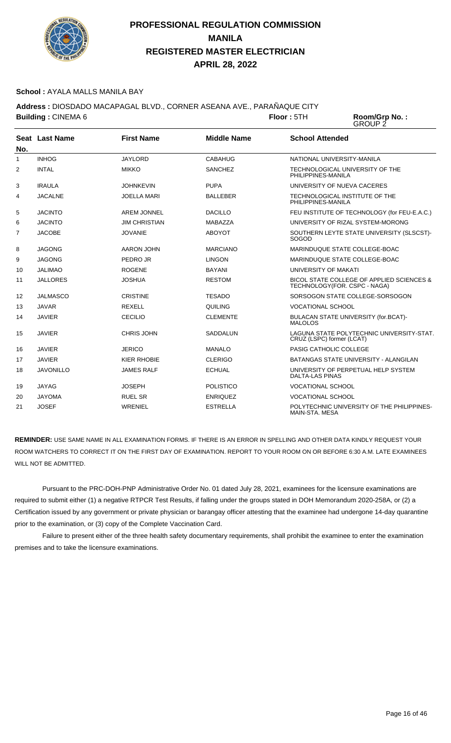# PROFESSIONAL REGULATION COMMISSION
# MANILA
# REGISTERED MASTER ELECTRICIAN
# APRIL 28, 2022

**School :** AYALA MALLS MANILA BAY

**Address :** DIOSDADO MACAPAGAL BLVD., CORNER ASEANA AVE., PARAÑAQUE CITY

**Building :** CINEMA 6 **Floor :** 5TH **Room/Grp No. :** GROUP 2

| Seat No. | Last Name | First Name | Middle Name | School Attended |
|---|---|---|---|---|
| 1 | INHOG | JAYLORD | CABAHUG | NATIONAL UNIVERSITY-MANILA |
| 2 | INTAL | MIKKO | SANCHEZ | TECHNOLOGICAL UNIVERSITY OF THE PHILIPPINES-MANILA |
| 3 | IRAULA | JOHNKEVIN | PUPA | UNIVERSITY OF NUEVA CACERES |
| 4 | JACALNE | JOELLA MARI | BALLEBER | TECHNOLOGICAL INSTITUTE OF THE PHILIPPINES-MANILA |
| 5 | JACINTO | AREM JONNEL | DACILLO | FEU INSTITUTE OF TECHNOLOGY (for FEU-E.A.C.) |
| 6 | JACINTO | JIM CHRISTIAN | MABAZZA | UNIVERSITY OF RIZAL SYSTEM-MORONG |
| 7 | JACOBE | JOVANIE | ABOYOT | SOUTHERN LEYTE STATE UNIVERSITY (SLSCST)-SOGOD |
| 8 | JAGONG | AARON JOHN | MARCIANO | MARINDUQUE STATE COLLEGE-BOAC |
| 9 | JAGONG | PEDRO JR | LINGON | MARINDUQUE STATE COLLEGE-BOAC |
| 10 | JALIMAO | ROGENE | BAYANI | UNIVERSITY OF MAKATI |
| 11 | JALLORES | JOSHUA | RESTOM | BICOL STATE COLLEGE OF APPLIED SCIENCES & TECHNOLOGY(FOR. CSPC - NAGA) |
| 12 | JALMASCO | CRISTINE | TESADO | SORSOGON STATE COLLEGE-SORSOGON |
| 13 | JAVAR | REXELL | QUILING | VOCATIONAL SCHOOL |
| 14 | JAVIER | CECILIO | CLEMENTE | BULACAN STATE UNIVERSITY (for.BCAT)-MALOLOS |
| 15 | JAVIER | CHRIS JOHN | SADDALUN | LAGUNA STATE POLYTECHNIC UNIVERSITY-STAT. CRUZ (LSPC) former (LCAT) |
| 16 | JAVIER | JERICO | MANALO | PASIG CATHOLIC COLLEGE |
| 17 | JAVIER | KIER RHOBIE | CLERIGO | BATANGAS STATE UNIVERSITY - ALANGILAN |
| 18 | JAVONILLO | JAMES RALF | ECHUAL | UNIVERSITY OF PERPETUAL HELP SYSTEM DALTA-LAS PINAS |
| 19 | JAYAG | JOSEPH | POLISTICO | VOCATIONAL SCHOOL |
| 20 | JAYOMA | RUEL SR | ENRIQUEZ | VOCATIONAL SCHOOL |
| 21 | JOSEF | WRENIEL | ESTRELLA | POLYTECHNIC UNIVERSITY OF THE PHILIPPINES-MAIN-STA. MESA |

**REMINDER:** USE SAME NAME IN ALL EXAMINATION FORMS. IF THERE IS AN ERROR IN SPELLING AND OTHER DATA KINDLY REQUEST YOUR ROOM WATCHERS TO CORRECT IT ON THE FIRST DAY OF EXAMINATION. REPORT TO YOUR ROOM ON OR BEFORE 6:30 A.M. LATE EXAMINEES WILL NOT BE ADMITTED.

Pursuant to the PRC-DOH-PNP Administrative Order No. 01 dated July 28, 2021, examinees for the licensure examinations are required to submit either (1) a negative RTPCR Test Results, if falling under the groups stated in DOH Memorandum 2020-258A, or (2) a Certification issued by any government or private physician or barangay officer attesting that the examinee had undergone 14-day quarantine prior to the examination, or (3) copy of the Complete Vaccination Card.

Failure to present either of the three health safety documentary requirements, shall prohibit the examinee to enter the examination premises and to take the licensure examinations.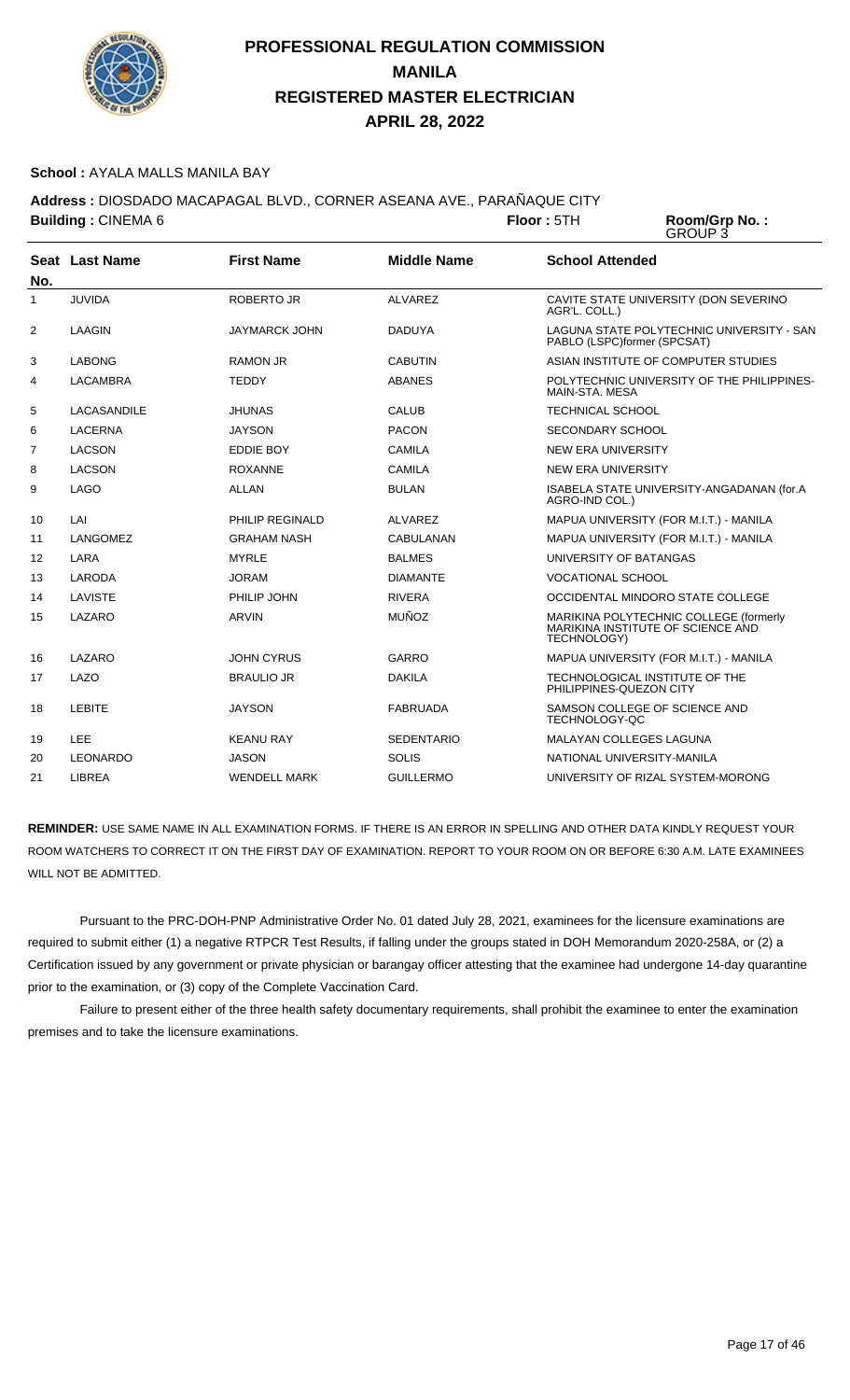# PROFESSIONAL REGULATION COMMISSION
# MANILA
# REGISTERED MASTER ELECTRICIAN
# APRIL 28, 2022

**School :** AYALA MALLS MANILA BAY

**Address :** DIOSDADO MACAPAGAL BLVD., CORNER ASEANA AVE., PARAÑAQUE CITY

**Building :** CINEMA 6 **Floor :** 5TH **Room/Grp No. :** GROUP 3

| Seat No. | Last Name | First Name | Middle Name | School Attended |
|---|---|---|---|---|
| 1 | JUVIDA | ROBERTO JR | ALVAREZ | CAVITE STATE UNIVERSITY (DON SEVERINO AGR'L. COLL.) |
| 2 | LAAGIN | JAYMARCK JOHN | DADUYA | LAGUNA STATE POLYTECHNIC UNIVERSITY - SAN PABLO (LSPC)former (SPCSAT) |
| 3 | LABONG | RAMON JR | CABUTIN | ASIAN INSTITUTE OF COMPUTER STUDIES |
| 4 | LACAMBRA | TEDDY | ABANES | POLYTECHNIC UNIVERSITY OF THE PHILIPPINES-MAIN-STA. MESA |
| 5 | LACASANDILE | JHUNAS | CALUB | TECHNICAL SCHOOL |
| 6 | LACERNA | JAYSON | PACON | SECONDARY SCHOOL |
| 7 | LACSON | EDDIE BOY | CAMILA | NEW ERA UNIVERSITY |
| 8 | LACSON | ROXANNE | CAMILA | NEW ERA UNIVERSITY |
| 9 | LAGO | ALLAN | BULAN | ISABELA STATE UNIVERSITY-ANGADANAN (for.A AGRO-IND COL.) |
| 10 | LAI | PHILIP REGINALD | ALVAREZ | MAPUA UNIVERSITY (FOR M.I.T.) - MANILA |
| 11 | LANGOMEZ | GRAHAM NASH | CABULANAN | MAPUA UNIVERSITY (FOR M.I.T.) - MANILA |
| 12 | LARA | MYRLE | BALMES | UNIVERSITY OF BATANGAS |
| 13 | LARODA | JORAM | DIAMANTE | VOCATIONAL SCHOOL |
| 14 | LAVISTE | PHILIP JOHN | RIVERA | OCCIDENTAL MINDORO STATE COLLEGE |
| 15 | LAZARO | ARVIN | MUÑOZ | MARIKINA POLYTECHNIC COLLEGE (formerly MARIKINA INSTITUTE OF SCIENCE AND TECHNOLOGY) |
| 16 | LAZARO | JOHN CYRUS | GARRO | MAPUA UNIVERSITY (FOR M.I.T.) - MANILA |
| 17 | LAZO | BRAULIO JR | DAKILA | TECHNOLOGICAL INSTITUTE OF THE PHILIPPINES-QUEZON CITY |
| 18 | LEBITE | JAYSON | FABRUADA | SAMSON COLLEGE OF SCIENCE AND TECHNOLOGY-QC |
| 19 | LEE | KEANU RAY | SEDENTARIO | MALAYAN COLLEGES LAGUNA |
| 20 | LEONARDO | JASON | SOLIS | NATIONAL UNIVERSITY-MANILA |
| 21 | LIBREA | WENDELL MARK | GUILLERMO | UNIVERSITY OF RIZAL SYSTEM-MORONG |

**REMINDER:** USE SAME NAME IN ALL EXAMINATION FORMS. IF THERE IS AN ERROR IN SPELLING AND OTHER DATA KINDLY REQUEST YOUR ROOM WATCHERS TO CORRECT IT ON THE FIRST DAY OF EXAMINATION. REPORT TO YOUR ROOM ON OR BEFORE 6:30 A.M. LATE EXAMINEES WILL NOT BE ADMITTED.

Pursuant to the PRC-DOH-PNP Administrative Order No. 01 dated July 28, 2021, examinees for the licensure examinations are required to submit either (1) a negative RTPCR Test Results, if falling under the groups stated in DOH Memorandum 2020-258A, or (2) a Certification issued by any government or private physician or barangay officer attesting that the examinee had undergone 14-day quarantine prior to the examination, or (3) copy of the Complete Vaccination Card.

Failure to present either of the three health safety documentary requirements, shall prohibit the examinee to enter the examination premises and to take the licensure examinations.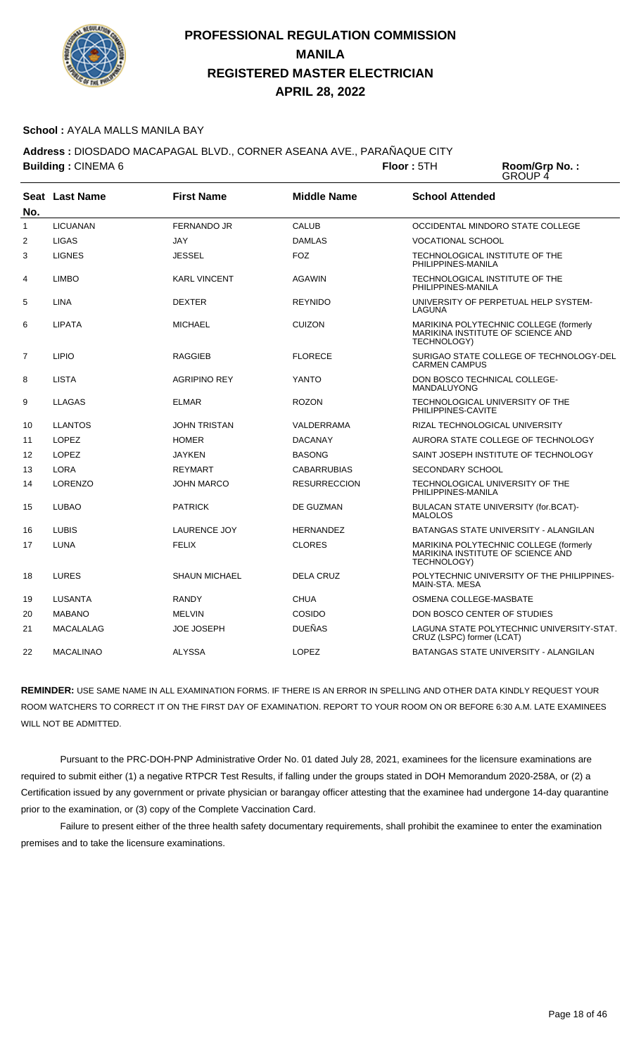# PROFESSIONAL REGULATION COMMISSION
# MANILA
# REGISTERED MASTER ELECTRICIAN
# APRIL 28, 2022

**School :** AYALA MALLS MANILA BAY

**Address :** DIOSDADO MACAPAGAL BLVD., CORNER ASEANA AVE., PARAÑAQUE CITY

**Building :** CINEMA 6 **Floor :** 5TH **Room/Grp No. :** GROUP 4

| Seat No. | Last Name | First Name | Middle Name | School Attended |
|---|---|---|---|---|
| 1 | LICUANAN | FERNANDO JR | CALUB | OCCIDENTAL MINDORO STATE COLLEGE |
| 2 | LIGAS | JAY | DAMLAS | VOCATIONAL SCHOOL |
| 3 | LIGNES | JESSEL | FOZ | TECHNOLOGICAL INSTITUTE OF THE PHILIPPINES-MANILA |
| 4 | LIMBO | KARL VINCENT | AGAWIN | TECHNOLOGICAL INSTITUTE OF THE PHILIPPINES-MANILA |
| 5 | LINA | DEXTER | REYNIDO | UNIVERSITY OF PERPETUAL HELP SYSTEM-LAGUNA |
| 6 | LIPATA | MICHAEL | CUIZON | MARIKINA POLYTECHNIC COLLEGE (formerly MARIKINA INSTITUTE OF SCIENCE AND TECHNOLOGY) |
| 7 | LIPIO | RAGGIEB | FLORECE | SURIGAO STATE COLLEGE OF TECHNOLOGY-DEL CARMEN CAMPUS |
| 8 | LISTA | AGRIPINO REY | YANTO | DON BOSCO TECHNICAL COLLEGE-MANDALUYONG |
| 9 | LLAGAS | ELMAR | ROZON | TECHNOLOGICAL UNIVERSITY OF THE PHILIPPINES-CAVITE |
| 10 | LLANTOS | JOHN TRISTAN | VALDERRAMA | RIZAL TECHNOLOGICAL UNIVERSITY |
| 11 | LOPEZ | HOMER | DACANAY | AURORA STATE COLLEGE OF TECHNOLOGY |
| 12 | LOPEZ | JAYKEN | BASONG | SAINT JOSEPH INSTITUTE OF TECHNOLOGY |
| 13 | LORA | REYMART | CABARRUBIAS | SECONDARY SCHOOL |
| 14 | LORENZO | JOHN MARCO | RESURRECCION | TECHNOLOGICAL UNIVERSITY OF THE PHILIPPINES-MANILA |
| 15 | LUBAO | PATRICK | DE GUZMAN | BULACAN STATE UNIVERSITY (for.BCAT)-MALOLOS |
| 16 | LUBIS | LAURENCE JOY | HERNANDEZ | BATANGAS STATE UNIVERSITY - ALANGILAN |
| 17 | LUNA | FELIX | CLORES | MARIKINA POLYTECHNIC COLLEGE (formerly MARIKINA INSTITUTE OF SCIENCE AND TECHNOLOGY) |
| 18 | LURES | SHAUN MICHAEL | DELA CRUZ | POLYTECHNIC UNIVERSITY OF THE PHILIPPINES-MAIN-STA. MESA |
| 19 | LUSANTA | RANDY | CHUA | OSMENA COLLEGE-MASBATE |
| 20 | MABANO | MELVIN | COSIDO | DON BOSCO CENTER OF STUDIES |
| 21 | MACALALAG | JOE JOSEPH | DUEÑAS | LAGUNA STATE POLYTECHNIC UNIVERSITY-STAT. CRUZ (LSPC) former (LCAT) |
| 22 | MACALINAO | ALYSSA | LOPEZ | BATANGAS STATE UNIVERSITY - ALANGILAN |

**REMINDER:** USE SAME NAME IN ALL EXAMINATION FORMS. IF THERE IS AN ERROR IN SPELLING AND OTHER DATA KINDLY REQUEST YOUR ROOM WATCHERS TO CORRECT IT ON THE FIRST DAY OF EXAMINATION. REPORT TO YOUR ROOM ON OR BEFORE 6:30 A.M. LATE EXAMINEES WILL NOT BE ADMITTED.

Pursuant to the PRC-DOH-PNP Administrative Order No. 01 dated July 28, 2021, examinees for the licensure examinations are required to submit either (1) a negative RTPCR Test Results, if falling under the groups stated in DOH Memorandum 2020-258A, or (2) a Certification issued by any government or private physician or barangay officer attesting that the examinee had undergone 14-day quarantine prior to the examination, or (3) copy of the Complete Vaccination Card.

Failure to present either of the three health safety documentary requirements, shall prohibit the examinee to enter the examination premises and to take the licensure examinations.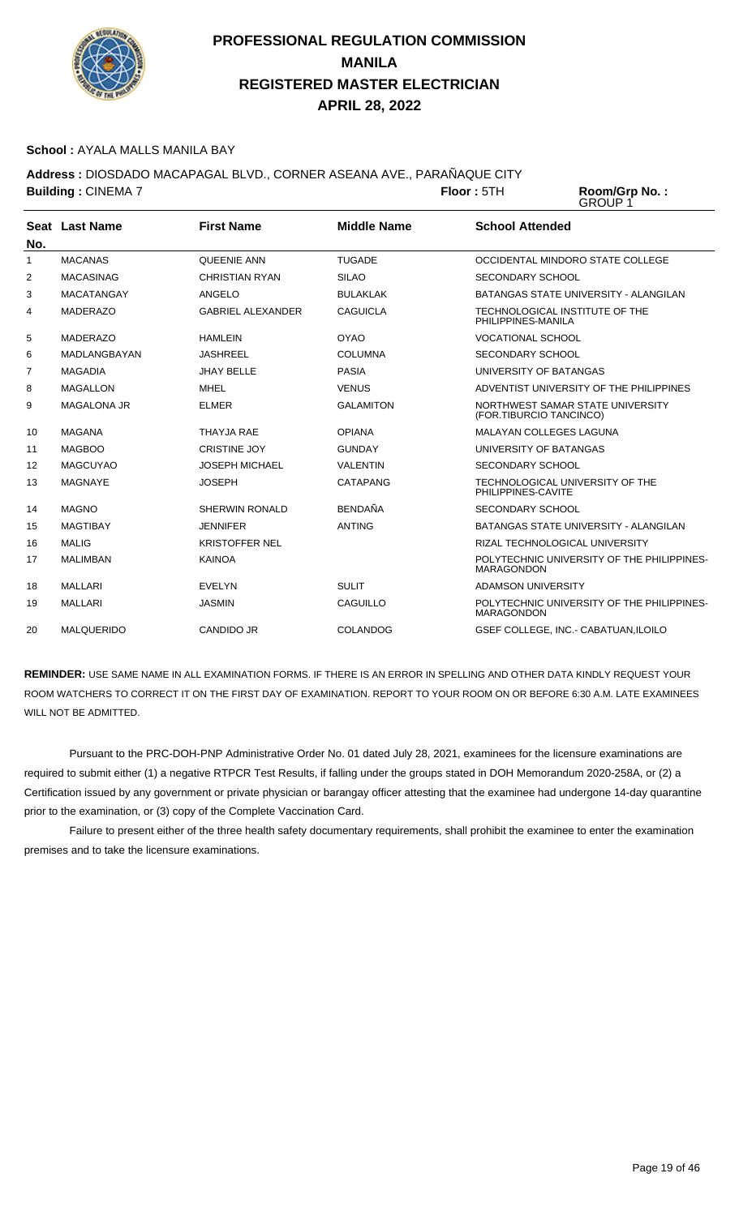# PROFESSIONAL REGULATION COMMISSION
# MANILA
# REGISTERED MASTER ELECTRICIAN
# APRIL 28, 2022

**School :** AYALA MALLS MANILA BAY

**Address :** DIOSDADO MACAPAGAL BLVD., CORNER ASEANA AVE., PARAÑAQUE CITY

**Building :** CINEMA 7 **Floor :** 5TH **Room/Grp No. :** GROUP 1

| Seat No. | Last Name | First Name | Middle Name | School Attended |
|---|---|---|---|---|
| 1 | MACANAS | QUEENIE ANN | TUGADE | OCCIDENTAL MINDORO STATE COLLEGE |
| 2 | MACASINAG | CHRISTIAN RYAN | SILAO | SECONDARY SCHOOL |
| 3 | MACATANGAY | ANGELO | BULAKLAK | BATANGAS STATE UNIVERSITY - ALANGILAN |
| 4 | MADERAZO | GABRIEL ALEXANDER | CAGUICLA | TECHNOLOGICAL INSTITUTE OF THE PHILIPPINES-MANILA |
| 5 | MADERAZO | HAMLEIN | OYAO | VOCATIONAL SCHOOL |
| 6 | MADLANGBAYAN | JASHREEL | COLUMNA | SECONDARY SCHOOL |
| 7 | MAGADIA | JHAY BELLE | PASIA | UNIVERSITY OF BATANGAS |
| 8 | MAGALLON | MHEL | VENUS | ADVENTIST UNIVERSITY OF THE PHILIPPINES |
| 9 | MAGALONA JR | ELMER | GALAMITON | NORTHWEST SAMAR STATE UNIVERSITY (FOR.TIBURCIO TANCINCO) |
| 10 | MAGANA | THAYJA RAE | OPIANA | MALAYAN COLLEGES LAGUNA |
| 11 | MAGBOO | CRISTINE JOY | GUNDAY | UNIVERSITY OF BATANGAS |
| 12 | MAGCUYAO | JOSEPH MICHAEL | VALENTIN | SECONDARY SCHOOL |
| 13 | MAGNAYE | JOSEPH | CATAPANG | TECHNOLOGICAL UNIVERSITY OF THE PHILIPPINES-CAVITE |
| 14 | MAGNO | SHERWIN RONALD | BENDAÑA | SECONDARY SCHOOL |
| 15 | MAGTIBAY | JENNIFER | ANTING | BATANGAS STATE UNIVERSITY - ALANGILAN |
| 16 | MALIG | KRISTOFFER NEL | | RIZAL TECHNOLOGICAL UNIVERSITY |
| 17 | MALIMBAN | KAINOA | | POLYTECHNIC UNIVERSITY OF THE PHILIPPINES-MARAGONDON |
| 18 | MALLARI | EVELYN | SULIT | ADAMSON UNIVERSITY |
| 19 | MALLARI | JASMIN | CAGUILLO | POLYTECHNIC UNIVERSITY OF THE PHILIPPINES-MARAGONDON |
| 20 | MALQUERIDO | CANDIDO JR | COLANDOG | GSEF COLLEGE, INC.- CABATUAN,ILOILO |

**REMINDER:** USE SAME NAME IN ALL EXAMINATION FORMS. IF THERE IS AN ERROR IN SPELLING AND OTHER DATA KINDLY REQUEST YOUR ROOM WATCHERS TO CORRECT IT ON THE FIRST DAY OF EXAMINATION. REPORT TO YOUR ROOM ON OR BEFORE 6:30 A.M. LATE EXAMINEES WILL NOT BE ADMITTED.

Pursuant to the PRC-DOH-PNP Administrative Order No. 01 dated July 28, 2021, examinees for the licensure examinations are required to submit either (1) a negative RTPCR Test Results, if falling under the groups stated in DOH Memorandum 2020-258A, or (2) a Certification issued by any government or private physician or barangay officer attesting that the examinee had undergone 14-day quarantine prior to the examination, or (3) copy of the Complete Vaccination Card.

Failure to present either of the three health safety documentary requirements, shall prohibit the examinee to enter the examination premises and to take the licensure examinations.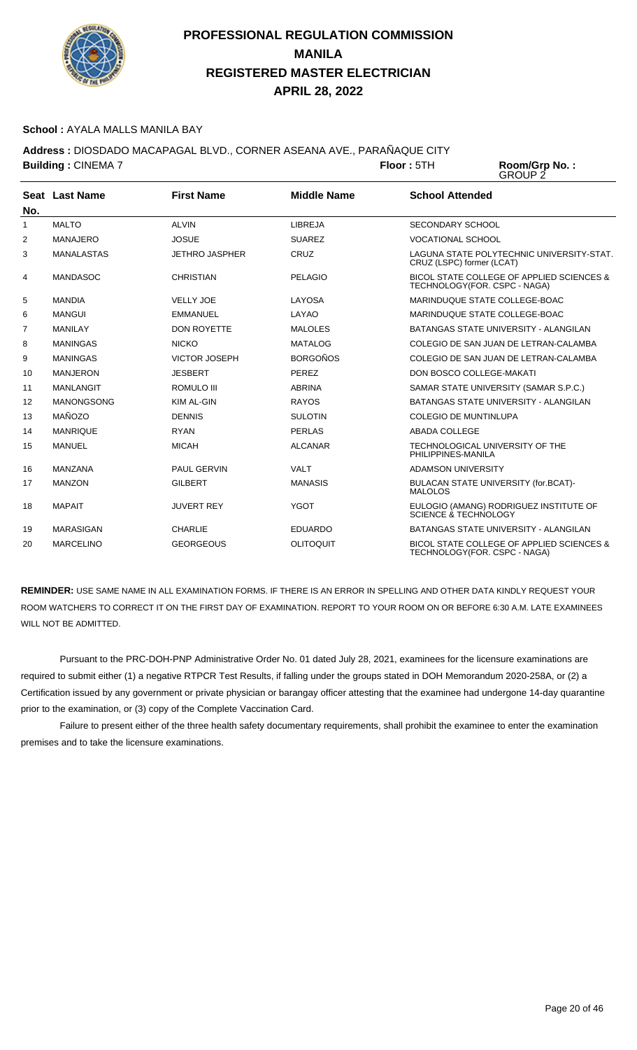# PROFESSIONAL REGULATION COMMISSION
# MANILA
# REGISTERED MASTER ELECTRICIAN
# APRIL 28, 2022

**School :** AYALA MALLS MANILA BAY

**Address :** DIOSDADO MACAPAGAL BLVD., CORNER ASEANA AVE., PARAÑAQUE CITY

**Building :** CINEMA 7 **Floor :** 5TH **Room/Grp No. :** GROUP 2

| Seat No. | Last Name | First Name | Middle Name | School Attended |
|---|---|---|---|---|
| 1 | MALTO | ALVIN | LIBREJA | SECONDARY SCHOOL |
| 2 | MANAJERO | JOSUE | SUAREZ | VOCATIONAL SCHOOL |
| 3 | MANALASTAS | JETHRO JASPHER | CRUZ | LAGUNA STATE POLYTECHNIC UNIVERSITY-STAT. CRUZ (LSPC) former (LCAT) |
| 4 | MANDASOC | CHRISTIAN | PELAGIO | BICOL STATE COLLEGE OF APPLIED SCIENCES & TECHNOLOGY(FOR. CSPC - NAGA) |
| 5 | MANDIA | VELLY JOE | LAYOSA | MARINDUQUE STATE COLLEGE-BOAC |
| 6 | MANGUI | EMMANUEL | LAYAO | MARINDUQUE STATE COLLEGE-BOAC |
| 7 | MANILAY | DON ROYETTE | MALOLES | BATANGAS STATE UNIVERSITY - ALANGILAN |
| 8 | MANINGAS | NICKO | MATALOG | COLEGIO DE SAN JUAN DE LETRAN-CALAMBA |
| 9 | MANINGAS | VICTOR JOSEPH | BORGOÑOS | COLEGIO DE SAN JUAN DE LETRAN-CALAMBA |
| 10 | MANJERON | JESBERT | PEREZ | DON BOSCO COLLEGE-MAKATI |
| 11 | MANLANGIT | ROMULO III | ABRINA | SAMAR STATE UNIVERSITY (SAMAR S.P.C.) |
| 12 | MANONGSONG | KIM AL-GIN | RAYOS | BATANGAS STATE UNIVERSITY - ALANGILAN |
| 13 | MAÑOZO | DENNIS | SULOTIN | COLEGIO DE MUNTINLUPA |
| 14 | MANRIQUE | RYAN | PERLAS | ABADA COLLEGE |
| 15 | MANUEL | MICAH | ALCANAR | TECHNOLOGICAL UNIVERSITY OF THE PHILIPPINES-MANILA |
| 16 | MANZANA | PAUL GERVIN | VALT | ADAMSON UNIVERSITY |
| 17 | MANZON | GILBERT | MANASIS | BULACAN STATE UNIVERSITY (for.BCAT)-MALOLOS |
| 18 | MAPAIT | JUVERT REY | YGOT | EULOGIO (AMANG) RODRIGUEZ INSTITUTE OF SCIENCE & TECHNOLOGY |
| 19 | MARASIGAN | CHARLIE | EDUARDO | BATANGAS STATE UNIVERSITY - ALANGILAN |
| 20 | MARCELINO | GEORGEOUS | OLITOQUIT | BICOL STATE COLLEGE OF APPLIED SCIENCES & TECHNOLOGY(FOR. CSPC - NAGA) |

**REMINDER:** USE SAME NAME IN ALL EXAMINATION FORMS. IF THERE IS AN ERROR IN SPELLING AND OTHER DATA KINDLY REQUEST YOUR ROOM WATCHERS TO CORRECT IT ON THE FIRST DAY OF EXAMINATION. REPORT TO YOUR ROOM ON OR BEFORE 6:30 A.M. LATE EXAMINEES WILL NOT BE ADMITTED.

Pursuant to the PRC-DOH-PNP Administrative Order No. 01 dated July 28, 2021, examinees for the licensure examinations are required to submit either (1) a negative RTPCR Test Results, if falling under the groups stated in DOH Memorandum 2020-258A, or (2) a Certification issued by any government or private physician or barangay officer attesting that the examinee had undergone 14-day quarantine prior to the examination, or (3) copy of the Complete Vaccination Card.

Failure to present either of the three health safety documentary requirements, shall prohibit the examinee to enter the examination premises and to take the licensure examinations.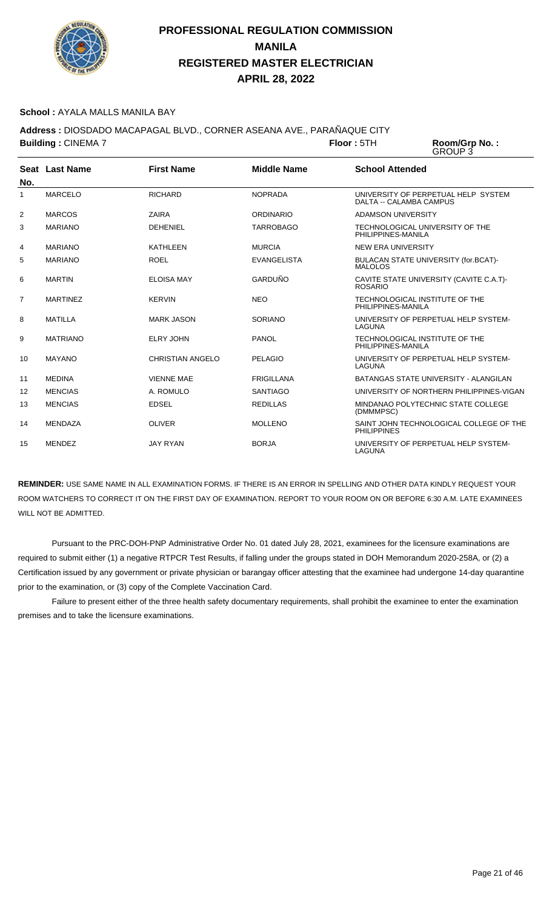# PROFESSIONAL REGULATION COMMISSION
# MANILA
# REGISTERED MASTER ELECTRICIAN
# APRIL 28, 2022

**School :** AYALA MALLS MANILA BAY

**Address :** DIOSDADO MACAPAGAL BLVD., CORNER ASEANA AVE., PARAÑAQUE CITY

**Building :** CINEMA 7 **Floor :** 5TH **Room/Grp No. :** GROUP 3

| Seat No. | Last Name | First Name | Middle Name | School Attended |
|---|---|---|---|---|
| 1 | MARCELO | RICHARD | NOPRADA | UNIVERSITY OF PERPETUAL HELP SYSTEM DALTA -- CALAMBA CAMPUS |
| 2 | MARCOS | ZAIRA | ORDINARIO | ADAMSON UNIVERSITY |
| 3 | MARIANO | DEHENIEL | TARROBAGO | TECHNOLOGICAL UNIVERSITY OF THE PHILIPPINES-MANILA |
| 4 | MARIANO | KATHLEEN | MURCIA | NEW ERA UNIVERSITY |
| 5 | MARIANO | ROEL | EVANGELISTA | BULACAN STATE UNIVERSITY (for.BCAT)-MALOLOS |
| 6 | MARTIN | ELOISA MAY | GARDUÑO | CAVITE STATE UNIVERSITY (CAVITE C.A.T)-ROSARIO |
| 7 | MARTINEZ | KERVIN | NEO | TECHNOLOGICAL INSTITUTE OF THE PHILIPPINES-MANILA |
| 8 | MATILLA | MARK JASON | SORIANO | UNIVERSITY OF PERPETUAL HELP SYSTEM-LAGUNA |
| 9 | MATRIANO | ELRY JOHN | PANOL | TECHNOLOGICAL INSTITUTE OF THE PHILIPPINES-MANILA |
| 10 | MAYANO | CHRISTIAN ANGELO | PELAGIO | UNIVERSITY OF PERPETUAL HELP SYSTEM-LAGUNA |
| 11 | MEDINA | VIENNE MAE | FRIGILLANA | BATANGAS STATE UNIVERSITY - ALANGILAN |
| 12 | MENCIAS | A. ROMULO | SANTIAGO | UNIVERSITY OF NORTHERN PHILIPPINES-VIGAN |
| 13 | MENCIAS | EDSEL | REDILLAS | MINDANAO POLYTECHNIC STATE COLLEGE (DMMMPSC) |
| 14 | MENDAZA | OLIVER | MOLLENO | SAINT JOHN TECHNOLOGICAL COLLEGE OF THE PHILIPPINES |
| 15 | MENDEZ | JAY RYAN | BORJA | UNIVERSITY OF PERPETUAL HELP SYSTEM-LAGUNA |

**REMINDER:** USE SAME NAME IN ALL EXAMINATION FORMS. IF THERE IS AN ERROR IN SPELLING AND OTHER DATA KINDLY REQUEST YOUR ROOM WATCHERS TO CORRECT IT ON THE FIRST DAY OF EXAMINATION. REPORT TO YOUR ROOM ON OR BEFORE 6:30 A.M. LATE EXAMINEES WILL NOT BE ADMITTED.

Pursuant to the PRC-DOH-PNP Administrative Order No. 01 dated July 28, 2021, examinees for the licensure examinations are required to submit either (1) a negative RTPCR Test Results, if falling under the groups stated in DOH Memorandum 2020-258A, or (2) a Certification issued by any government or private physician or barangay officer attesting that the examinee had undergone 14-day quarantine prior to the examination, or (3) copy of the Complete Vaccination Card.

Failure to present either of the three health safety documentary requirements, shall prohibit the examinee to enter the examination premises and to take the licensure examinations.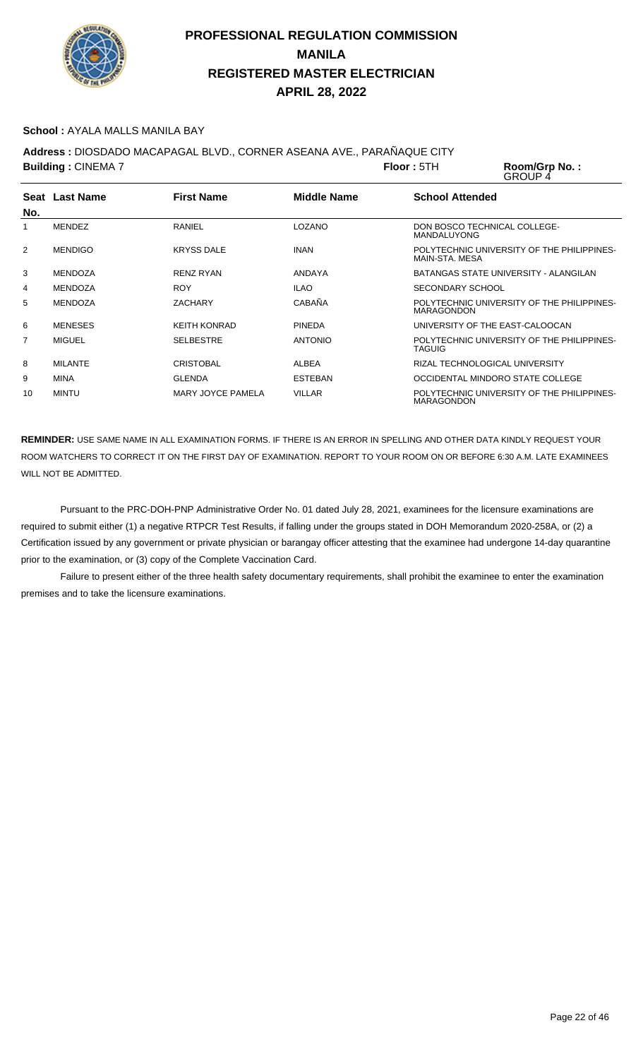# PROFESSIONAL REGULATION COMMISSION
# MANILA
# REGISTERED MASTER ELECTRICIAN
# APRIL 28, 2022

**School :** AYALA MALLS MANILA BAY

**Address :** DIOSDADO MACAPAGAL BLVD., CORNER ASEANA AVE., PARAÑAQUE CITY

**Building :** CINEMA 7 **Floor :** 5TH **Room/Grp No. :** GROUP 4

| Seat No. | Last Name | First Name | Middle Name | School Attended |
|---|---|---|---|---|
| 1 | MENDEZ | RANIEL | LOZANO | DON BOSCO TECHNICAL COLLEGE-MANDALUYONG |
| 2 | MENDIGO | KRYSS DALE | INAN | POLYTECHNIC UNIVERSITY OF THE PHILIPPINES-MAIN-STA. MESA |
| 3 | MENDOZA | RENZ RYAN | ANDAYA | BATANGAS STATE UNIVERSITY - ALANGILAN |
| 4 | MENDOZA | ROY | ILAO | SECONDARY SCHOOL |
| 5 | MENDOZA | ZACHARY | CABAÑA | POLYTECHNIC UNIVERSITY OF THE PHILIPPINES-MARAGONDON |
| 6 | MENESES | KEITH KONRAD | PINEDA | UNIVERSITY OF THE EAST-CALOOCAN |
| 7 | MIGUEL | SELBESTRE | ANTONIO | POLYTECHNIC UNIVERSITY OF THE PHILIPPINES-TAGUIG |
| 8 | MILANTE | CRISTOBAL | ALBEA | RIZAL TECHNOLOGICAL UNIVERSITY |
| 9 | MINA | GLENDA | ESTEBAN | OCCIDENTAL MINDORO STATE COLLEGE |
| 10 | MINTU | MARY JOYCE PAMELA | VILLAR | POLYTECHNIC UNIVERSITY OF THE PHILIPPINES-MARAGONDON |

**REMINDER:** USE SAME NAME IN ALL EXAMINATION FORMS. IF THERE IS AN ERROR IN SPELLING AND OTHER DATA KINDLY REQUEST YOUR ROOM WATCHERS TO CORRECT IT ON THE FIRST DAY OF EXAMINATION. REPORT TO YOUR ROOM ON OR BEFORE 6:30 A.M. LATE EXAMINEES WILL NOT BE ADMITTED.

Pursuant to the PRC-DOH-PNP Administrative Order No. 01 dated July 28, 2021, examinees for the licensure examinations are required to submit either (1) a negative RTPCR Test Results, if falling under the groups stated in DOH Memorandum 2020-258A, or (2) a Certification issued by any government or private physician or barangay officer attesting that the examinee had undergone 14-day quarantine prior to the examination, or (3) copy of the Complete Vaccination Card.

Failure to present either of the three health safety documentary requirements, shall prohibit the examinee to enter the examination premises and to take the licensure examinations.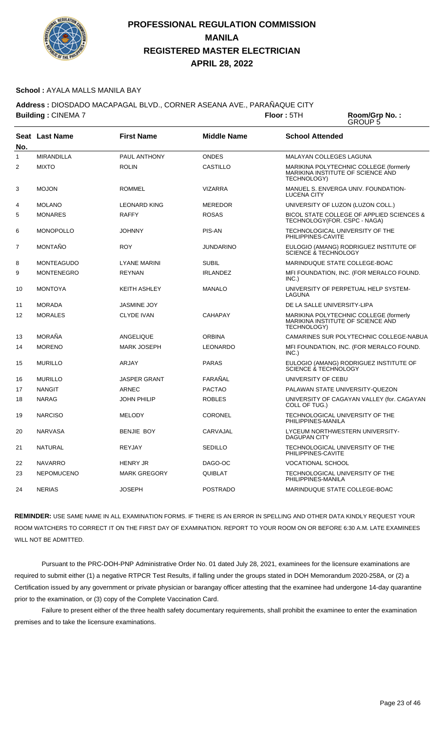# PROFESSIONAL REGULATION COMMISSION
## MANILA
## REGISTERED MASTER ELECTRICIAN
## APRIL 28, 2022

**School :** AYALA MALLS MANILA BAY

**Address :** DIOSDADO MACAPAGAL BLVD., CORNER ASEANA AVE., PARAÑAQUE CITY

**Building :** CINEMA 7 **Floor :** 5TH **Room/Grp No. :** GROUP 5

| Seat No. | Last Name | First Name | Middle Name | School Attended |
|---|---|---|---|---|
| 1 | MIRANDILLA | PAUL ANTHONY | ONDES | MALAYAN COLLEGES LAGUNA |
| 2 | MIXTO | ROLIN | CASTILLO | MARIKINA POLYTECHNIC COLLEGE (formerly MARIKINA INSTITUTE OF SCIENCE AND TECHNOLOGY) |
| 3 | MOJON | ROMMEL | VIZARRA | MANUEL S. ENVERGA UNIV. FOUNDATION-LUCENA CITY |
| 4 | MOLANO | LEONARD KING | MEREDOR | UNIVERSITY OF LUZON (LUZON COLL.) |
| 5 | MONARES | RAFFY | ROSAS | BICOL STATE COLLEGE OF APPLIED SCIENCES & TECHNOLOGY(FOR. CSPC - NAGA) |
| 6 | MONOPOLLO | JOHNNY | PIS-AN | TECHNOLOGICAL UNIVERSITY OF THE PHILIPPINES-CAVITE |
| 7 | MONTAÑO | ROY | JUNDARINO | EULOGIO (AMANG) RODRIGUEZ INSTITUTE OF SCIENCE & TECHNOLOGY |
| 8 | MONTEAGUDO | LYANE MARINI | SUBIL | MARINDUQUE STATE COLLEGE-BOAC |
| 9 | MONTENEGRO | REYNAN | IRLANDEZ | MFI FOUNDATION, INC. (FOR MERALCO FOUND. INC.) |
| 10 | MONTOYA | KEITH ASHLEY | MANALO | UNIVERSITY OF PERPETUAL HELP SYSTEM-LAGUNA |
| 11 | MORADA | JASMINE JOY | | DE LA SALLE UNIVERSITY-LIPA |
| 12 | MORALES | CLYDE IVAN | CAHAPAY | MARIKINA POLYTECHNIC COLLEGE (formerly MARIKINA INSTITUTE OF SCIENCE AND TECHNOLOGY) |
| 13 | MORAÑA | ANGELIQUE | ORBINA | CAMARINES SUR POLYTECHNIC COLLEGE-NABUA |
| 14 | MORENO | MARK JOSEPH | LEONARDO | MFI FOUNDATION, INC. (FOR MERALCO FOUND. INC.) |
| 15 | MURILLO | ARJAY | PARAS | EULOGIO (AMANG) RODRIGUEZ INSTITUTE OF SCIENCE & TECHNOLOGY |
| 16 | MURILLO | JASPER GRANT | FARAÑAL | UNIVERSITY OF CEBU |
| 17 | NANGIT | ARNEC | PACTAO | PALAWAN STATE UNIVERSITY-QUEZON |
| 18 | NARAG | JOHN PHILIP | ROBLES | UNIVERSITY OF CAGAYAN VALLEY (for. CAGAYAN COLL OF TUG.) |
| 19 | NARCISO | MELODY | CORONEL | TECHNOLOGICAL UNIVERSITY OF THE PHILIPPINES-MANILA |
| 20 | NARVASA | BENJIE BOY | CARVAJAL | LYCEUM NORTHWESTERN UNIVERSITY-DAGUPAN CITY |
| 21 | NATURAL | REYJAY | SEDILLO | TECHNOLOGICAL UNIVERSITY OF THE PHILIPPINES-CAVITE |
| 22 | NAVARRO | HENRY JR | DAGO-OC | VOCATIONAL SCHOOL |
| 23 | NEPOMUCENO | MARK GREGORY | QUIBLAT | TECHNOLOGICAL UNIVERSITY OF THE PHILIPPINES-MANILA |
| 24 | NERIAS | JOSEPH | POSTRADO | MARINDUQUE STATE COLLEGE-BOAC |

**REMINDER:** USE SAME NAME IN ALL EXAMINATION FORMS. IF THERE IS AN ERROR IN SPELLING AND OTHER DATA KINDLY REQUEST YOUR ROOM WATCHERS TO CORRECT IT ON THE FIRST DAY OF EXAMINATION. REPORT TO YOUR ROOM ON OR BEFORE 6:30 A.M. LATE EXAMINEES WILL NOT BE ADMITTED.

Pursuant to the PRC-DOH-PNP Administrative Order No. 01 dated July 28, 2021, examinees for the licensure examinations are required to submit either (1) a negative RTPCR Test Results, if falling under the groups stated in DOH Memorandum 2020-258A, or (2) a Certification issued by any government or private physician or barangay officer attesting that the examinee had undergone 14-day quarantine prior to the examination, or (3) copy of the Complete Vaccination Card.

Failure to present either of the three health safety documentary requirements, shall prohibit the examinee to enter the examination premises and to take the licensure examinations.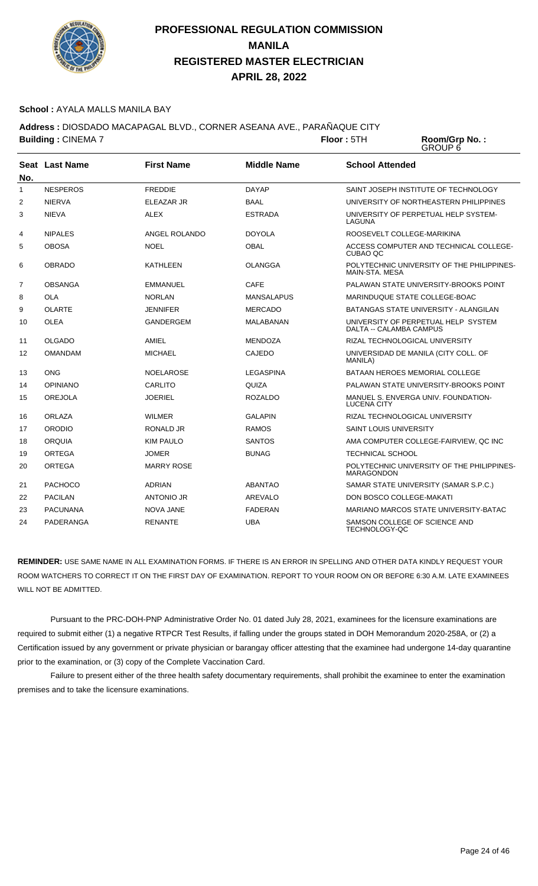# PROFESSIONAL REGULATION COMMISSION
# MANILA
# REGISTERED MASTER ELECTRICIAN
# APRIL 28, 2022

**School :** AYALA MALLS MANILA BAY

**Address :** DIOSDADO MACAPAGAL BLVD., CORNER ASEANA AVE., PARAÑAQUE CITY

**Building :** CINEMA 7 **Floor :** 5TH **Room/Grp No. :** GROUP 6

| Seat No. | Last Name | First Name | Middle Name | School Attended |
|---|---|---|---|---|
| 1 | NESPEROS | FREDDIE | DAYAP | SAINT JOSEPH INSTITUTE OF TECHNOLOGY |
| 2 | NIERVA | ELEAZAR JR | BAAL | UNIVERSITY OF NORTHEASTERN PHILIPPINES |
| 3 | NIEVA | ALEX | ESTRADA | UNIVERSITY OF PERPETUAL HELP SYSTEM-LAGUNA |
| 4 | NIPALES | ANGEL ROLANDO | DOYOLA | ROOSEVELT COLLEGE-MARIKINA |
| 5 | OBOSA | NOEL | OBAL | ACCESS COMPUTER AND TECHNICAL COLLEGE-CUBAO QC |
| 6 | OBRADO | KATHLEEN | OLANGGA | POLYTECHNIC UNIVERSITY OF THE PHILIPPINES-MAIN-STA. MESA |
| 7 | OBSANGA | EMMANUEL | CAFE | PALAWAN STATE UNIVERSITY-BROOKS POINT |
| 8 | OLA | NORLAN | MANSALAPUS | MARINDUQUE STATE COLLEGE-BOAC |
| 9 | OLARTE | JENNIFER | MERCADO | BATANGAS STATE UNIVERSITY - ALANGILAN |
| 10 | OLEA | GANDERGEM | MALABANAN | UNIVERSITY OF PERPETUAL HELP SYSTEM DALTA -- CALAMBA CAMPUS |
| 11 | OLGADO | AMIEL | MENDOZA | RIZAL TECHNOLOGICAL UNIVERSITY |
| 12 | OMANDAM | MICHAEL | CAJEDO | UNIVERSIDAD DE MANILA (CITY COLL. OF MANILA) |
| 13 | ONG | NOELAROSE | LEGASPINA | BATAAN HEROES MEMORIAL COLLEGE |
| 14 | OPINIANO | CARLITO | QUIZA | PALAWAN STATE UNIVERSITY-BROOKS POINT |
| 15 | OREJOLA | JOERIEL | ROZALDO | MANUEL S. ENVERGA UNIV. FOUNDATION-LUCENA CITY |
| 16 | ORLAZA | WILMER | GALAPIN | RIZAL TECHNOLOGICAL UNIVERSITY |
| 17 | ORODIO | RONALD JR | RAMOS | SAINT LOUIS UNIVERSITY |
| 18 | ORQUIA | KIM PAULO | SANTOS | AMA COMPUTER COLLEGE-FAIRVIEW, QC INC |
| 19 | ORTEGA | JOMER | BUNAG | TECHNICAL SCHOOL |
| 20 | ORTEGA | MARRY ROSE | | POLYTECHNIC UNIVERSITY OF THE PHILIPPINES-MARAGONDON |
| 21 | PACHOCO | ADRIAN | ABANTAO | SAMAR STATE UNIVERSITY (SAMAR S.P.C.) |
| 22 | PACILAN | ANTONIO JR | AREVALO | DON BOSCO COLLEGE-MAKATI |
| 23 | PACUNANA | NOVA JANE | FADERAN | MARIANO MARCOS STATE UNIVERSITY-BATAC |
| 24 | PADERANGA | RENANTE | UBA | SAMSON COLLEGE OF SCIENCE AND TECHNOLOGY-QC |

**REMINDER:** USE SAME NAME IN ALL EXAMINATION FORMS. IF THERE IS AN ERROR IN SPELLING AND OTHER DATA KINDLY REQUEST YOUR ROOM WATCHERS TO CORRECT IT ON THE FIRST DAY OF EXAMINATION. REPORT TO YOUR ROOM ON OR BEFORE 6:30 A.M. LATE EXAMINEES WILL NOT BE ADMITTED.

Pursuant to the PRC-DOH-PNP Administrative Order No. 01 dated July 28, 2021, examinees for the licensure examinations are required to submit either (1) a negative RTPCR Test Results, if falling under the groups stated in DOH Memorandum 2020-258A, or (2) a Certification issued by any government or private physician or barangay officer attesting that the examinee had undergone 14-day quarantine prior to the examination, or (3) copy of the Complete Vaccination Card.

Failure to present either of the three health safety documentary requirements, shall prohibit the examinee to enter the examination premises and to take the licensure examinations.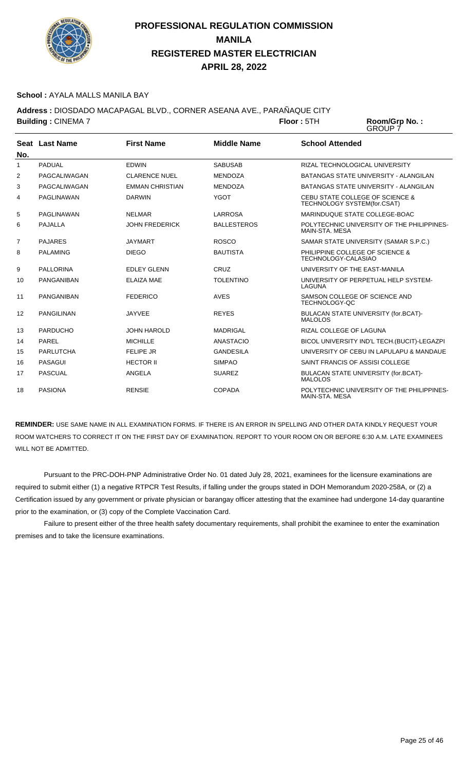# PROFESSIONAL REGULATION COMMISSION
## MANILA
## REGISTERED MASTER ELECTRICIAN
## APRIL 28, 2022

**School :** AYALA MALLS MANILA BAY

**Address :** DIOSDADO MACAPAGAL BLVD., CORNER ASEANA AVE., PARAÑAQUE CITY

**Building :** CINEMA 7 **Floor :** 5TH **Room/Grp No. :** GROUP 7

| Seat No. | Last Name | First Name | Middle Name | School Attended |
|---|---|---|---|---|
| 1 | PADUAL | EDWIN | SABUSAB | RIZAL TECHNOLOGICAL UNIVERSITY |
| 2 | PAGCALIWAGAN | CLARENCE NUEL | MENDOZA | BATANGAS STATE UNIVERSITY - ALANGILAN |
| 3 | PAGCALIWAGAN | EMMAN CHRISTIAN | MENDOZA | BATANGAS STATE UNIVERSITY - ALANGILAN |
| 4 | PAGLINAWAN | DARWIN | YGOT | CEBU STATE COLLEGE OF SCIENCE & TECHNOLOGY SYSTEM(for.CSAT) |
| 5 | PAGLINAWAN | NELMAR | LARROSA | MARINDUQUE STATE COLLEGE-BOAC |
| 6 | PAJALLA | JOHN FREDERICK | BALLESTEROS | POLYTECHNIC UNIVERSITY OF THE PHILIPPINES-MAIN-STA. MESA |
| 7 | PAJARES | JAYMART | ROSCO | SAMAR STATE UNIVERSITY (SAMAR S.P.C.) |
| 8 | PALAMING | DIEGO | BAUTISTA | PHILIPPINE COLLEGE OF SCIENCE & TECHNOLOGY-CALASIAO |
| 9 | PALLORINA | EDLEY GLENN | CRUZ | UNIVERSITY OF THE EAST-MANILA |
| 10 | PANGANIBAN | ELAIZA MAE | TOLENTINO | UNIVERSITY OF PERPETUAL HELP SYSTEM-LAGUNA |
| 11 | PANGANIBAN | FEDERICO | AVES | SAMSON COLLEGE OF SCIENCE AND TECHNOLOGY-QC |
| 12 | PANGILINAN | JAYVEE | REYES | BULACAN STATE UNIVERSITY (for.BCAT)-MALOLOS |
| 13 | PARDUCHO | JOHN HAROLD | MADRIGAL | RIZAL COLLEGE OF LAGUNA |
| 14 | PAREL | MICHILLE | ANASTACIO | BICOL UNIVERSITY IND'L TECH.(BUCIT)-LEGAZPI |
| 15 | PARLUTCHA | FELIPE JR | GANDESILA | UNIVERSITY OF CEBU IN LAPULAPU & MANDAUE |
| 16 | PASAGUI | HECTOR II | SIMPAO | SAINT FRANCIS OF ASSISI COLLEGE |
| 17 | PASCUAL | ANGELA | SUAREZ | BULACAN STATE UNIVERSITY (for.BCAT)-MALOLOS |
| 18 | PASIONA | RENSIE | COPADA | POLYTECHNIC UNIVERSITY OF THE PHILIPPINES-MAIN-STA. MESA |

**REMINDER:** USE SAME NAME IN ALL EXAMINATION FORMS. IF THERE IS AN ERROR IN SPELLING AND OTHER DATA KINDLY REQUEST YOUR ROOM WATCHERS TO CORRECT IT ON THE FIRST DAY OF EXAMINATION. REPORT TO YOUR ROOM ON OR BEFORE 6:30 A.M. LATE EXAMINEES WILL NOT BE ADMITTED.

Pursuant to the PRC-DOH-PNP Administrative Order No. 01 dated July 28, 2021, examinees for the licensure examinations are required to submit either (1) a negative RTPCR Test Results, if falling under the groups stated in DOH Memorandum 2020-258A, or (2) a Certification issued by any government or private physician or barangay officer attesting that the examinee had undergone 14-day quarantine prior to the examination, or (3) copy of the Complete Vaccination Card.

Failure to present either of the three health safety documentary requirements, shall prohibit the examinee to enter the examination premises and to take the licensure examinations.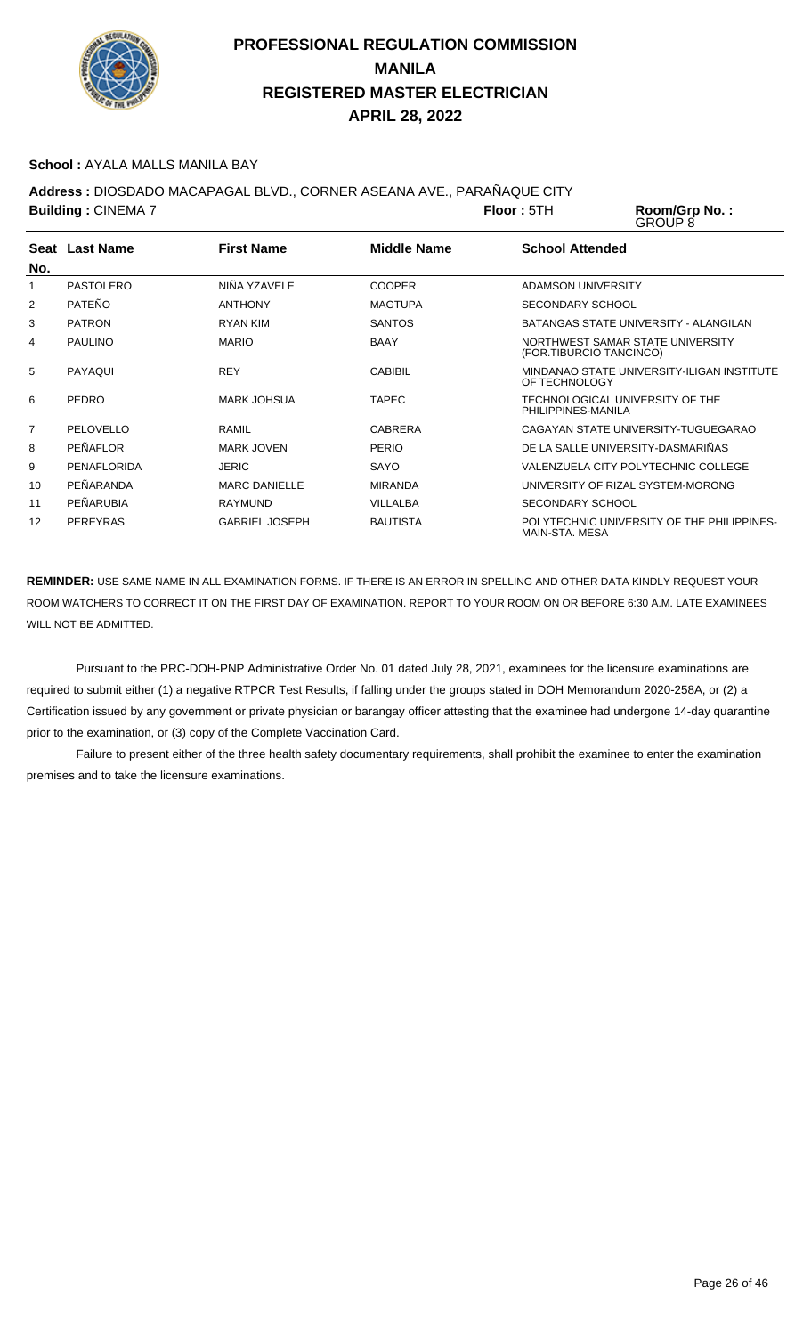# PROFESSIONAL REGULATION COMMISSION
# MANILA
# REGISTERED MASTER ELECTRICIAN
# APRIL 28, 2022

**School :** AYALA MALLS MANILA BAY

**Address :** DIOSDADO MACAPAGAL BLVD., CORNER ASEANA AVE., PARAÑAQUE CITY

**Building :** CINEMA 7 **Floor :** 5TH **Room/Grp No. :** GROUP 8

| Seat No. | Last Name | First Name | Middle Name | School Attended |
|---|---|---|---|---|
| 1 | PASTOLERO | NIÑA YZAVELE | COOPER | ADAMSON UNIVERSITY |
| 2 | PATEÑO | ANTHONY | MAGTUPA | SECONDARY SCHOOL |
| 3 | PATRON | RYAN KIM | SANTOS | BATANGAS STATE UNIVERSITY - ALANGILAN |
| 4 | PAULINO | MARIO | BAAY | NORTHWEST SAMAR STATE UNIVERSITY (FOR.TIBURCIO TANCINCO) |
| 5 | PAYAQUI | REY | CABIBIL | MINDANAO STATE UNIVERSITY-ILIGAN INSTITUTE OF TECHNOLOGY |
| 6 | PEDRO | MARK JOHSUA | TAPEC | TECHNOLOGICAL UNIVERSITY OF THE PHILIPPINES-MANILA |
| 7 | PELOVELLO | RAMIL | CABRERA | CAGAYAN STATE UNIVERSITY-TUGUEGARAO |
| 8 | PEÑAFLOR | MARK JOVEN | PERIO | DE LA SALLE UNIVERSITY-DASMARIÑAS |
| 9 | PENAFLORIDA | JERIC | SAYO | VALENZUELA CITY POLYTECHNIC COLLEGE |
| 10 | PEÑARANDA | MARC DANIELLE | MIRANDA | UNIVERSITY OF RIZAL SYSTEM-MORONG |
| 11 | PEÑARUBIA | RAYMUND | VILLALBA | SECONDARY SCHOOL |
| 12 | PEREYRAS | GABRIEL JOSEPH | BAUTISTA | POLYTECHNIC UNIVERSITY OF THE PHILIPPINES-MAIN-STA. MESA |

**REMINDER:** USE SAME NAME IN ALL EXAMINATION FORMS. IF THERE IS AN ERROR IN SPELLING AND OTHER DATA KINDLY REQUEST YOUR ROOM WATCHERS TO CORRECT IT ON THE FIRST DAY OF EXAMINATION. REPORT TO YOUR ROOM ON OR BEFORE 6:30 A.M. LATE EXAMINEES WILL NOT BE ADMITTED.

Pursuant to the PRC-DOH-PNP Administrative Order No. 01 dated July 28, 2021, examinees for the licensure examinations are required to submit either (1) a negative RTPCR Test Results, if falling under the groups stated in DOH Memorandum 2020-258A, or (2) a Certification issued by any government or private physician or barangay officer attesting that the examinee had undergone 14-day quarantine prior to the examination, or (3) copy of the Complete Vaccination Card.

Failure to present either of the three health safety documentary requirements, shall prohibit the examinee to enter the examination premises and to take the licensure examinations.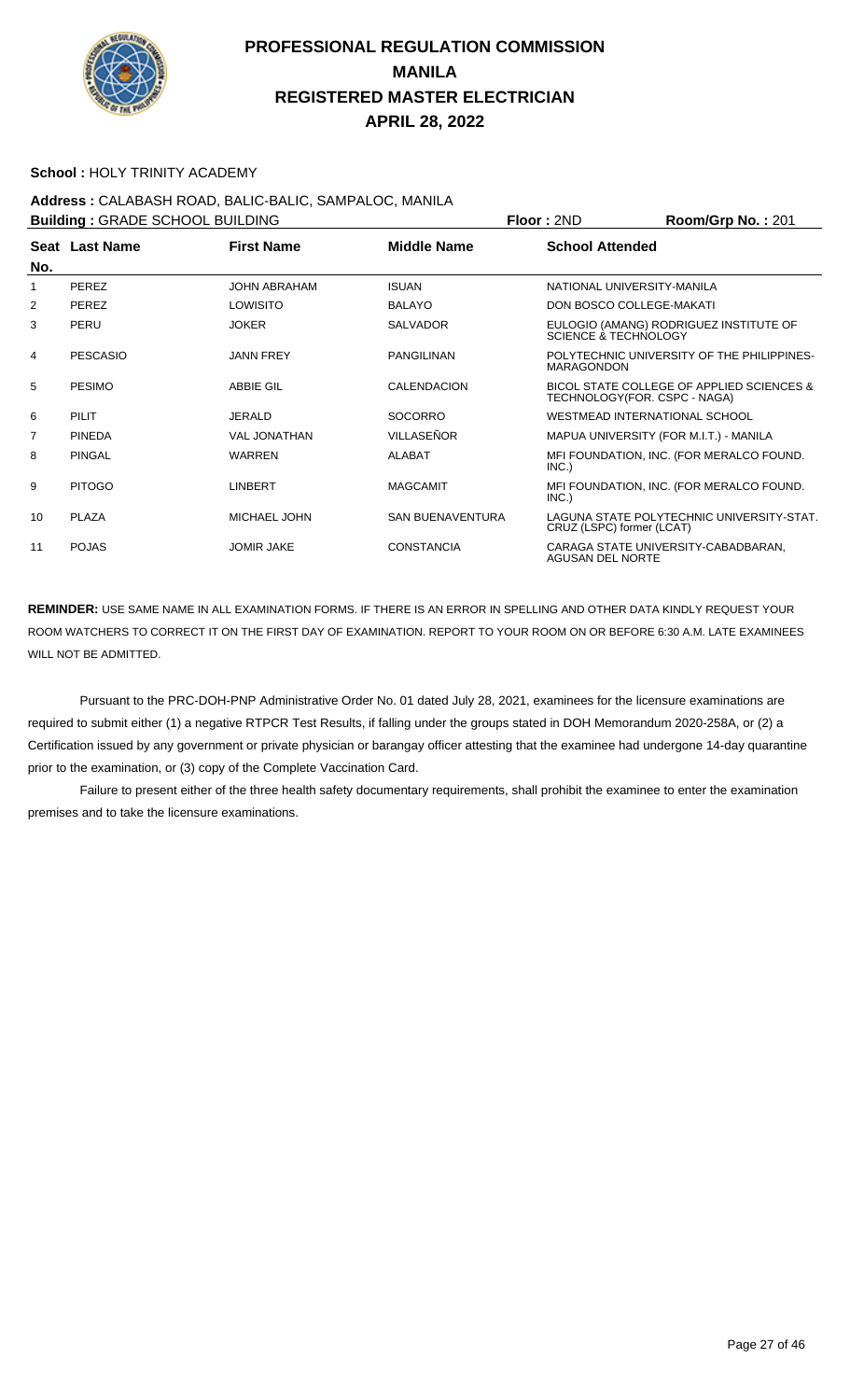# PROFESSIONAL REGULATION COMMISSION
# MANILA
# REGISTERED MASTER ELECTRICIAN
# APRIL 28, 2022

**School :** HOLY TRINITY ACADEMY

**Address :** CALABASH ROAD, BALIC-BALIC, SAMPALOC, MANILA

**Building :** GRADE SCHOOL BUILDING **Floor :** 2ND **Room/Grp No. :** 201

| Seat No. | Last Name | First Name | Middle Name | School Attended |
|---|---|---|---|---|
| 1 | PEREZ | JOHN ABRAHAM | ISUAN | NATIONAL UNIVERSITY-MANILA |
| 2 | PEREZ | LOWISITO | BALAYO | DON BOSCO COLLEGE-MAKATI |
| 3 | PERU | JOKER | SALVADOR | EULOGIO (AMANG) RODRIGUEZ INSTITUTE OF SCIENCE & TECHNOLOGY |
| 4 | PESCASIO | JANN FREY | PANGILINAN | POLYTECHNIC UNIVERSITY OF THE PHILIPPINES-MARAGONDON |
| 5 | PESIMO | ABBIE GIL | CALENDACION | BICOL STATE COLLEGE OF APPLIED SCIENCES & TECHNOLOGY(FOR. CSPC - NAGA) |
| 6 | PILIT | JERALD | SOCORRO | WESTMEAD INTERNATIONAL SCHOOL |
| 7 | PINEDA | VAL JONATHAN | VILLASEÑOR | MAPUA UNIVERSITY (FOR M.I.T.) - MANILA |
| 8 | PINGAL | WARREN | ALABAT | MFI FOUNDATION, INC. (FOR MERALCO FOUND. INC.) |
| 9 | PITOGO | LINBERT | MAGCAMIT | MFI FOUNDATION, INC. (FOR MERALCO FOUND. INC.) |
| 10 | PLAZA | MICHAEL JOHN | SAN BUENAVENTURA | LAGUNA STATE POLYTECHNIC UNIVERSITY-STAT. CRUZ (LSPC) former (LCAT) |
| 11 | POJAS | JOMIR JAKE | CONSTANCIA | CARAGA STATE UNIVERSITY-CABADBARAN, AGUSAN DEL NORTE |

**REMINDER:** USE SAME NAME IN ALL EXAMINATION FORMS. IF THERE IS AN ERROR IN SPELLING AND OTHER DATA KINDLY REQUEST YOUR ROOM WATCHERS TO CORRECT IT ON THE FIRST DAY OF EXAMINATION. REPORT TO YOUR ROOM ON OR BEFORE 6:30 A.M. LATE EXAMINEES WILL NOT BE ADMITTED.

Pursuant to the PRC-DOH-PNP Administrative Order No. 01 dated July 28, 2021, examinees for the licensure examinations are required to submit either (1) a negative RTPCR Test Results, if falling under the groups stated in DOH Memorandum 2020-258A, or (2) a Certification issued by any government or private physician or barangay officer attesting that the examinee had undergone 14-day quarantine prior to the examination, or (3) copy of the Complete Vaccination Card.

Failure to present either of the three health safety documentary requirements, shall prohibit the examinee to enter the examination premises and to take the licensure examinations.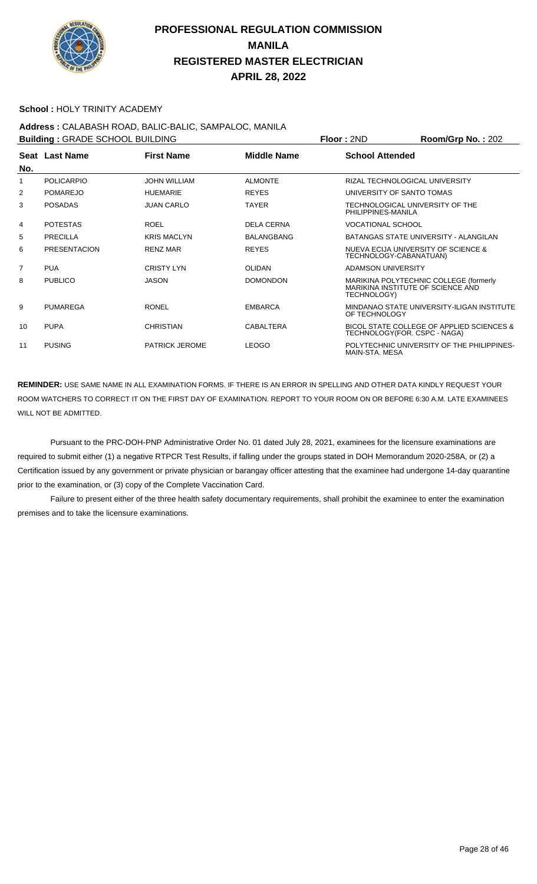# PROFESSIONAL REGULATION COMMISSION
# MANILA
# REGISTERED MASTER ELECTRICIAN
# APRIL 28, 2022

**School :** HOLY TRINITY ACADEMY

**Address :** CALABASH ROAD, BALIC-BALIC, SAMPALOC, MANILA

**Building :** GRADE SCHOOL BUILDING **Floor :** 2ND **Room/Grp No. :** 202

| Seat No. | Last Name | First Name | Middle Name | School Attended |
|---|---|---|---|---|
| 1 | POLICARPIO | JOHN WILLIAM | ALMONTE | RIZAL TECHNOLOGICAL UNIVERSITY |
| 2 | POMAREJO | HUEMARIE | REYES | UNIVERSITY OF SANTO TOMAS |
| 3 | POSADAS | JUAN CARLO | TAYER | TECHNOLOGICAL UNIVERSITY OF THE PHILIPPINES-MANILA |
| 4 | POTESTAS | ROEL | DELA CERNA | VOCATIONAL SCHOOL |
| 5 | PRECILLA | KRIS MACLYN | BALANGBANG | BATANGAS STATE UNIVERSITY - ALANGILAN |
| 6 | PRESENTACION | RENZ MAR | REYES | NUEVA ECIJA UNIVERSITY OF SCIENCE & TECHNOLOGY-CABANATUAN) |
| 7 | PUA | CRISTY LYN | OLIDAN | ADAMSON UNIVERSITY |
| 8 | PUBLICO | JASON | DOMONDON | MARIKINA POLYTECHNIC COLLEGE (formerly MARIKINA INSTITUTE OF SCIENCE AND TECHNOLOGY) |
| 9 | PUMAREGA | RONEL | EMBARCA | MINDANAO STATE UNIVERSITY-ILIGAN INSTITUTE OF TECHNOLOGY |
| 10 | PUPA | CHRISTIAN | CABALTERA | BICOL STATE COLLEGE OF APPLIED SCIENCES & TECHNOLOGY(FOR. CSPC - NAGA) |
| 11 | PUSING | PATRICK JEROME | LEOGO | POLYTECHNIC UNIVERSITY OF THE PHILIPPINES-MAIN-STA. MESA |

**REMINDER:** USE SAME NAME IN ALL EXAMINATION FORMS. IF THERE IS AN ERROR IN SPELLING AND OTHER DATA KINDLY REQUEST YOUR ROOM WATCHERS TO CORRECT IT ON THE FIRST DAY OF EXAMINATION. REPORT TO YOUR ROOM ON OR BEFORE 6:30 A.M. LATE EXAMINEES WILL NOT BE ADMITTED.

Pursuant to the PRC-DOH-PNP Administrative Order No. 01 dated July 28, 2021, examinees for the licensure examinations are required to submit either (1) a negative RTPCR Test Results, if falling under the groups stated in DOH Memorandum 2020-258A, or (2) a Certification issued by any government or private physician or barangay officer attesting that the examinee had undergone 14-day quarantine prior to the examination, or (3) copy of the Complete Vaccination Card.

Failure to present either of the three health safety documentary requirements, shall prohibit the examinee to enter the examination premises and to take the licensure examinations.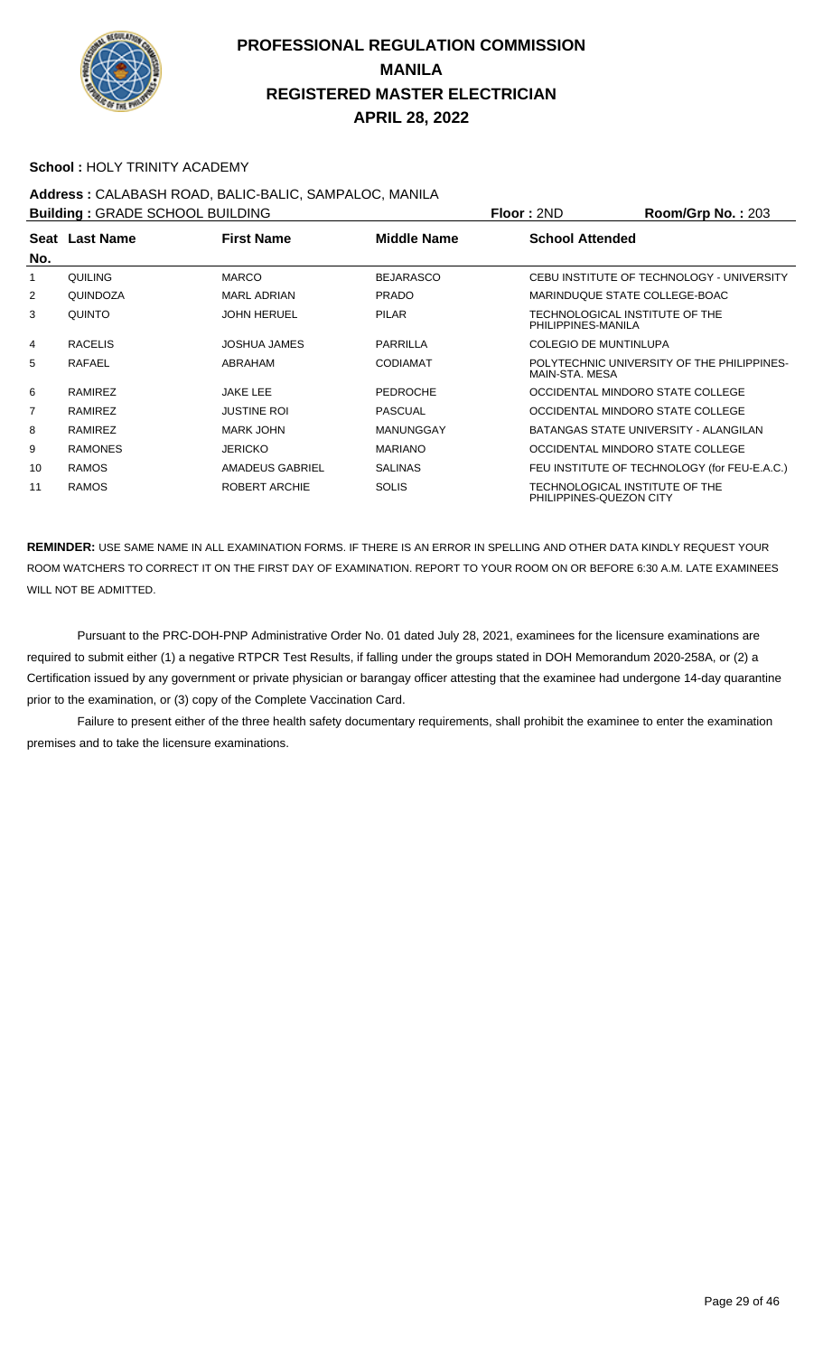# PROFESSIONAL REGULATION COMMISSION
# MANILA
# REGISTERED MASTER ELECTRICIAN
# APRIL 28, 2022

**School :** HOLY TRINITY ACADEMY

**Address :** CALABASH ROAD, BALIC-BALIC, SAMPALOC, MANILA

**Building :** GRADE SCHOOL BUILDING **Floor :** 2ND **Room/Grp No. :** 203

| Seat No. | Last Name | First Name | Middle Name | School Attended |
|---|---|---|---|---|
| 1 | QUILING | MARCO | BEJARASCO | CEBU INSTITUTE OF TECHNOLOGY - UNIVERSITY |
| 2 | QUINDOZA | MARL ADRIAN | PRADO | MARINDUQUE STATE COLLEGE-BOAC |
| 3 | QUINTO | JOHN HERUEL | PILAR | TECHNOLOGICAL INSTITUTE OF THE PHILIPPINES-MANILA |
| 4 | RACELIS | JOSHUA JAMES | PARRILLA | COLEGIO DE MUNTINLUPA |
| 5 | RAFAEL | ABRAHAM | CODIAMAT | POLYTECHNIC UNIVERSITY OF THE PHILIPPINES-MAIN-STA. MESA |
| 6 | RAMIREZ | JAKE LEE | PEDROCHE | OCCIDENTAL MINDORO STATE COLLEGE |
| 7 | RAMIREZ | JUSTINE ROI | PASCUAL | OCCIDENTAL MINDORO STATE COLLEGE |
| 8 | RAMIREZ | MARK JOHN | MANUNGGAY | BATANGAS STATE UNIVERSITY - ALANGILAN |
| 9 | RAMONES | JERICKO | MARIANO | OCCIDENTAL MINDORO STATE COLLEGE |
| 10 | RAMOS | AMADEUS GABRIEL | SALINAS | FEU INSTITUTE OF TECHNOLOGY (for FEU-E.A.C.) |
| 11 | RAMOS | ROBERT ARCHIE | SOLIS | TECHNOLOGICAL INSTITUTE OF THE PHILIPPINES-QUEZON CITY |

**REMINDER:** USE SAME NAME IN ALL EXAMINATION FORMS. IF THERE IS AN ERROR IN SPELLING AND OTHER DATA KINDLY REQUEST YOUR ROOM WATCHERS TO CORRECT IT ON THE FIRST DAY OF EXAMINATION. REPORT TO YOUR ROOM ON OR BEFORE 6:30 A.M. LATE EXAMINEES WILL NOT BE ADMITTED.

Pursuant to the PRC-DOH-PNP Administrative Order No. 01 dated July 28, 2021, examinees for the licensure examinations are required to submit either (1) a negative RTPCR Test Results, if falling under the groups stated in DOH Memorandum 2020-258A, or (2) a Certification issued by any government or private physician or barangay officer attesting that the examinee had undergone 14-day quarantine prior to the examination, or (3) copy of the Complete Vaccination Card.

Failure to present either of the three health safety documentary requirements, shall prohibit the examinee to enter the examination premises and to take the licensure examinations.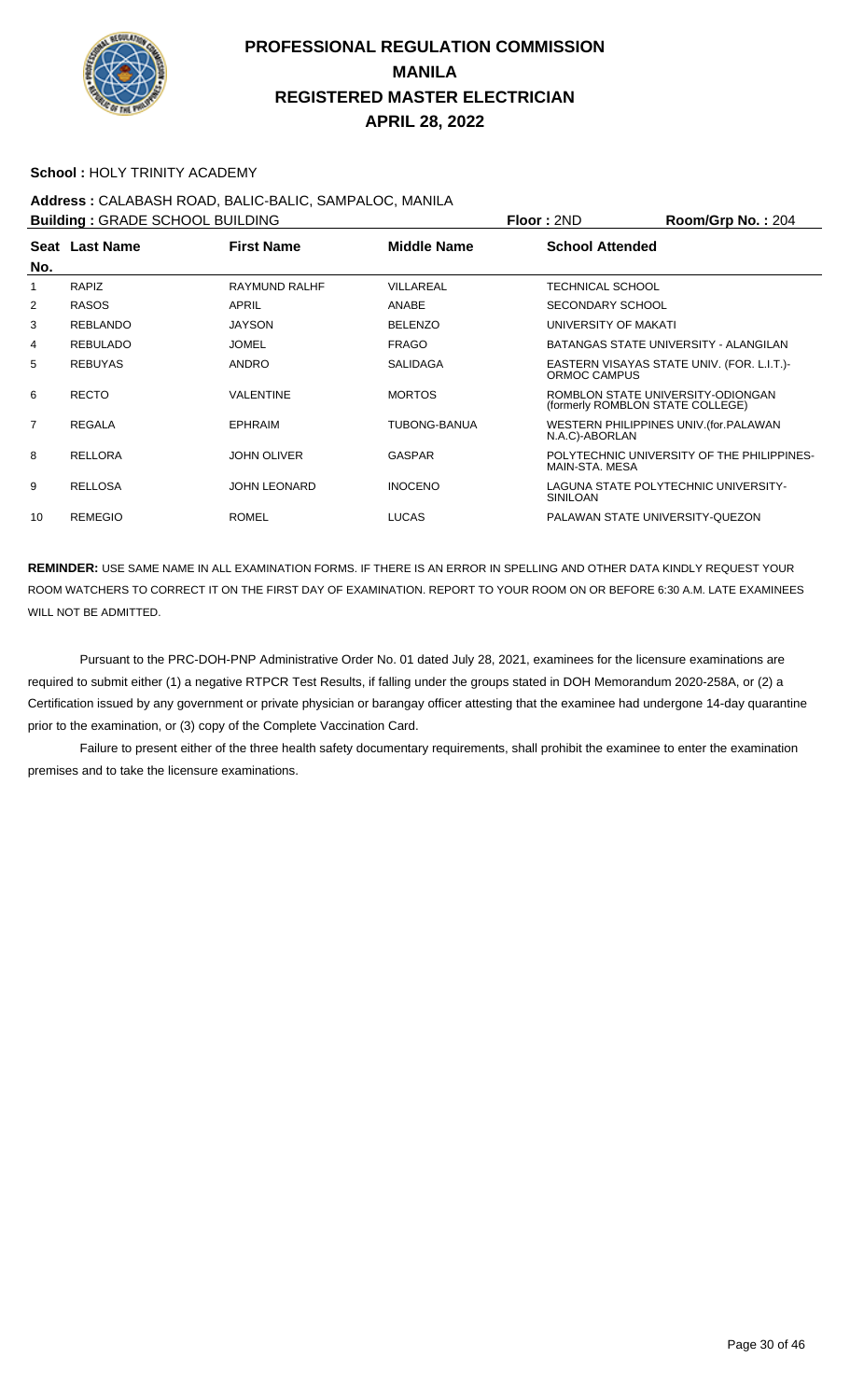# PROFESSIONAL REGULATION COMMISSION
# MANILA
# REGISTERED MASTER ELECTRICIAN
# APRIL 28, 2022

**School :** HOLY TRINITY ACADEMY

**Address :** CALABASH ROAD, BALIC-BALIC, SAMPALOC, MANILA

**Building :** GRADE SCHOOL BUILDING **Floor :** 2ND **Room/Grp No. :** 204

| Seat No. | Last Name | First Name | Middle Name | School Attended |
|---|---|---|---|---|
| 1 | RAPIZ | RAYMUND RALHF | VILLAREAL | TECHNICAL SCHOOL |
| 2 | RASOS | APRIL | ANABE | SECONDARY SCHOOL |
| 3 | REBLANDO | JAYSON | BELENZO | UNIVERSITY OF MAKATI |
| 4 | REBULADO | JOMEL | FRAGO | BATANGAS STATE UNIVERSITY - ALANGILAN |
| 5 | REBUYAS | ANDRO | SALIDAGA | EASTERN VISAYAS STATE UNIV. (FOR. L.I.T.)-ORMOC CAMPUS |
| 6 | RECTO | VALENTINE | MORTOS | ROMBLON STATE UNIVERSITY-ODIONGAN (formerly ROMBLON STATE COLLEGE) |
| 7 | REGALA | EPHRAIM | TUBONG-BANUA | WESTERN PHILIPPINES UNIV.(for.PALAWAN N.A.C)-ABORLAN |
| 8 | RELLORA | JOHN OLIVER | GASPAR | POLYTECHNIC UNIVERSITY OF THE PHILIPPINES-MAIN-STA. MESA |
| 9 | RELLOSA | JOHN LEONARD | INOCENO | LAGUNA STATE POLYTECHNIC UNIVERSITY-SINILOAN |
| 10 | REMEGIO | ROMEL | LUCAS | PALAWAN STATE UNIVERSITY-QUEZON |

**REMINDER:** USE SAME NAME IN ALL EXAMINATION FORMS. IF THERE IS AN ERROR IN SPELLING AND OTHER DATA KINDLY REQUEST YOUR ROOM WATCHERS TO CORRECT IT ON THE FIRST DAY OF EXAMINATION. REPORT TO YOUR ROOM ON OR BEFORE 6:30 A.M. LATE EXAMINEES WILL NOT BE ADMITTED.

Pursuant to the PRC-DOH-PNP Administrative Order No. 01 dated July 28, 2021, examinees for the licensure examinations are required to submit either (1) a negative RTPCR Test Results, if falling under the groups stated in DOH Memorandum 2020-258A, or (2) a Certification issued by any government or private physician or barangay officer attesting that the examinee had undergone 14-day quarantine prior to the examination, or (3) copy of the Complete Vaccination Card.

Failure to present either of the three health safety documentary requirements, shall prohibit the examinee to enter the examination premises and to take the licensure examinations.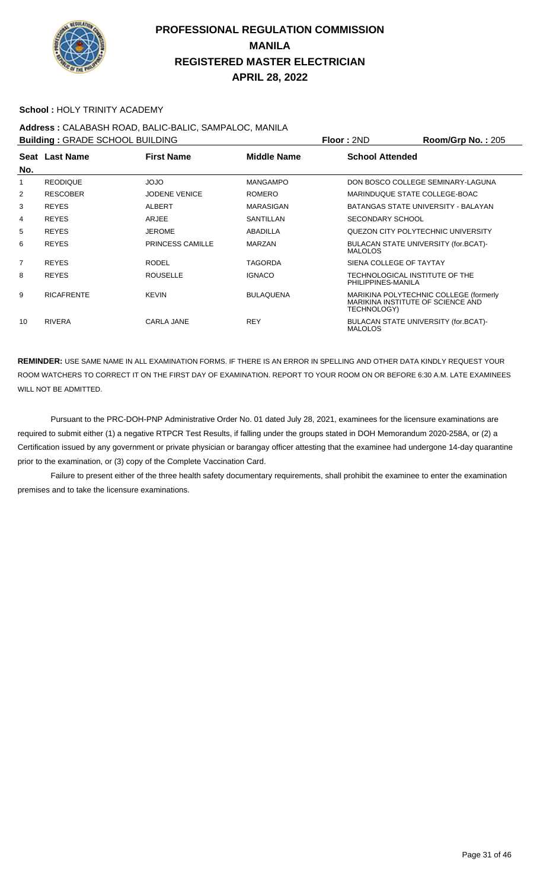# PROFESSIONAL REGULATION COMMISSION
# MANILA
# REGISTERED MASTER ELECTRICIAN
# APRIL 28, 2022

**School :** HOLY TRINITY ACADEMY

**Address :** CALABASH ROAD, BALIC-BALIC, SAMPALOC, MANILA

**Building :** GRADE SCHOOL BUILDING **Floor :** 2ND **Room/Grp No. :** 205

| Seat No. | Last Name | First Name | Middle Name | School Attended |
|---|---|---|---|---|
| 1 | REODIQUE | JOJO | MANGAMPO | DON BOSCO COLLEGE SEMINARY-LAGUNA |
| 2 | RESCOBER | JODENE VENICE | ROMERO | MARINDUQUE STATE COLLEGE-BOAC |
| 3 | REYES | ALBERT | MARASIGAN | BATANGAS STATE UNIVERSITY - BALAYAN |
| 4 | REYES | ARJEE | SANTILLAN | SECONDARY SCHOOL |
| 5 | REYES | JEROME | ABADILLA | QUEZON CITY POLYTECHNIC UNIVERSITY |
| 6 | REYES | PRINCESS CAMILLE | MARZAN | BULACAN STATE UNIVERSITY (for.BCAT)-MALOLOS |
| 7 | REYES | RODEL | TAGORDA | SIENA COLLEGE OF TAYTAY |
| 8 | REYES | ROUSELLE | IGNACO | TECHNOLOGICAL INSTITUTE OF THE PHILIPPINES-MANILA |
| 9 | RICAFRENTE | KEVIN | BULAQUENA | MARIKINA POLYTECHNIC COLLEGE (formerly MARIKINA INSTITUTE OF SCIENCE AND TECHNOLOGY) |
| 10 | RIVERA | CARLA JANE | REY | BULACAN STATE UNIVERSITY (for.BCAT)-MALOLOS |

**REMINDER:** USE SAME NAME IN ALL EXAMINATION FORMS. IF THERE IS AN ERROR IN SPELLING AND OTHER DATA KINDLY REQUEST YOUR ROOM WATCHERS TO CORRECT IT ON THE FIRST DAY OF EXAMINATION. REPORT TO YOUR ROOM ON OR BEFORE 6:30 A.M. LATE EXAMINEES WILL NOT BE ADMITTED.

Pursuant to the PRC-DOH-PNP Administrative Order No. 01 dated July 28, 2021, examinees for the licensure examinations are required to submit either (1) a negative RTPCR Test Results, if falling under the groups stated in DOH Memorandum 2020-258A, or (2) a Certification issued by any government or private physician or barangay officer attesting that the examinee had undergone 14-day quarantine prior to the examination, or (3) copy of the Complete Vaccination Card.

Failure to present either of the three health safety documentary requirements, shall prohibit the examinee to enter the examination premises and to take the licensure examinations.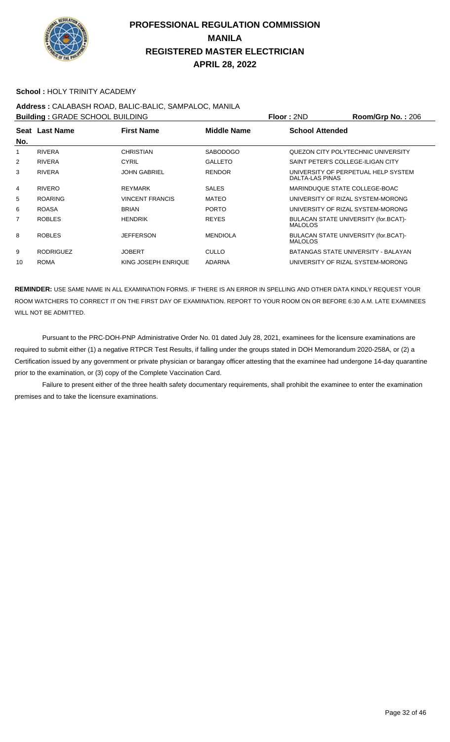# PROFESSIONAL REGULATION COMMISSION
# MANILA
# REGISTERED MASTER ELECTRICIAN
# APRIL 28, 2022

**School :** HOLY TRINITY ACADEMY

**Address :** CALABASH ROAD, BALIC-BALIC, SAMPALOC, MANILA

**Building :** GRADE SCHOOL BUILDING **Floor :** 2ND **Room/Grp No. :** 206

| Seat No. | Last Name | First Name | Middle Name | School Attended |
|---|---|---|---|---|
| 1 | RIVERA | CHRISTIAN | SABODOGO | QUEZON CITY POLYTECHNIC UNIVERSITY |
| 2 | RIVERA | CYRIL | GALLETO | SAINT PETER'S COLLEGE-ILIGAN CITY |
| 3 | RIVERA | JOHN GABRIEL | RENDOR | UNIVERSITY OF PERPETUAL HELP SYSTEM DALTA-LAS PINAS |
| 4 | RIVERO | REYMARK | SALES | MARINDUQUE STATE COLLEGE-BOAC |
| 5 | ROARING | VINCENT FRANCIS | MATEO | UNIVERSITY OF RIZAL SYSTEM-MORONG |
| 6 | ROASA | BRIAN | PORTO | UNIVERSITY OF RIZAL SYSTEM-MORONG |
| 7 | ROBLES | HENDRIK | REYES | BULACAN STATE UNIVERSITY (for.BCAT)-MALOLOS |
| 8 | ROBLES | JEFFERSON | MENDIOLA | BULACAN STATE UNIVERSITY (for.BCAT)-MALOLOS |
| 9 | RODRIGUEZ | JOBERT | CULLO | BATANGAS STATE UNIVERSITY - BALAYAN |
| 10 | ROMA | KING JOSEPH ENRIQUE | ADARNA | UNIVERSITY OF RIZAL SYSTEM-MORONG |

**REMINDER:** USE SAME NAME IN ALL EXAMINATION FORMS. IF THERE IS AN ERROR IN SPELLING AND OTHER DATA KINDLY REQUEST YOUR ROOM WATCHERS TO CORRECT IT ON THE FIRST DAY OF EXAMINATION. REPORT TO YOUR ROOM ON OR BEFORE 6:30 A.M. LATE EXAMINEES WILL NOT BE ADMITTED.

Pursuant to the PRC-DOH-PNP Administrative Order No. 01 dated July 28, 2021, examinees for the licensure examinations are required to submit either (1) a negative RTPCR Test Results, if falling under the groups stated in DOH Memorandum 2020-258A, or (2) a Certification issued by any government or private physician or barangay officer attesting that the examinee had undergone 14-day quarantine prior to the examination, or (3) copy of the Complete Vaccination Card.

Failure to present either of the three health safety documentary requirements, shall prohibit the examinee to enter the examination premises and to take the licensure examinations.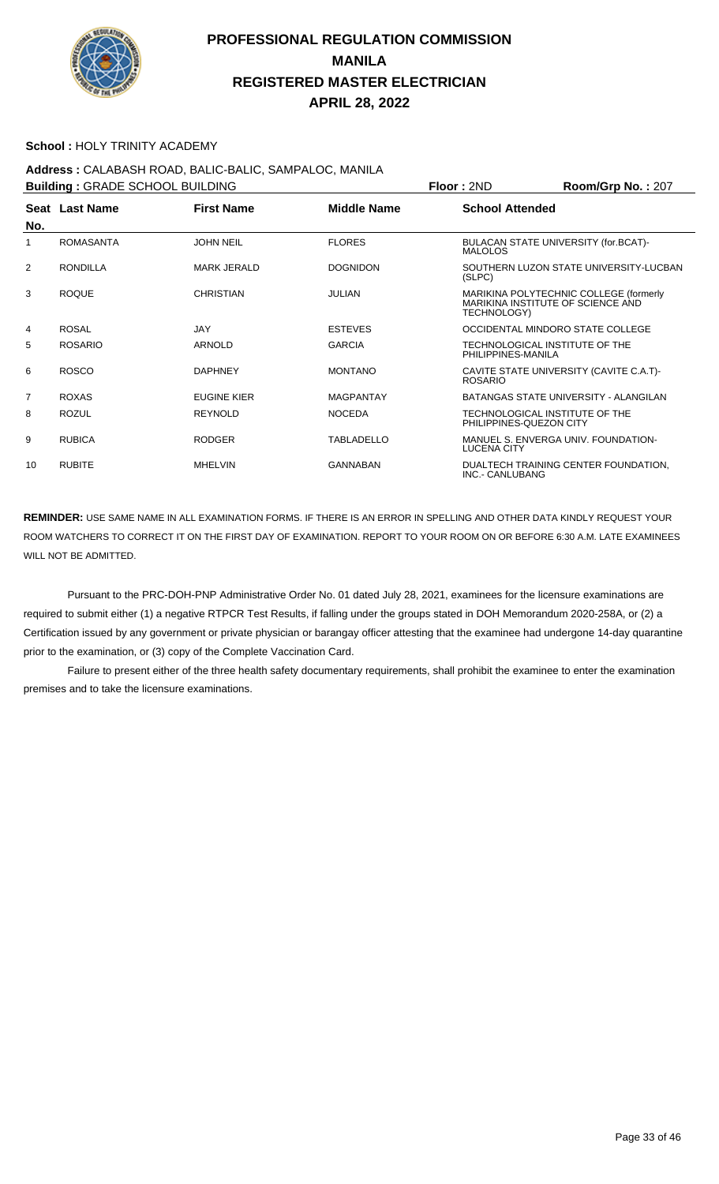# PROFESSIONAL REGULATION COMMISSION
# MANILA
# REGISTERED MASTER ELECTRICIAN
# APRIL 28, 2022

**School :** HOLY TRINITY ACADEMY

**Address :** CALABASH ROAD, BALIC-BALIC, SAMPALOC, MANILA

**Building :** GRADE SCHOOL BUILDING **Floor :** 2ND **Room/Grp No. :** 207

| Seat No. | Last Name | First Name | Middle Name | School Attended |
|---|---|---|---|---|
| 1 | ROMASANTA | JOHN NEIL | FLORES | BULACAN STATE UNIVERSITY (for.BCAT)-MALOLOS |
| 2 | RONDILLA | MARK JERALD | DOGNIDON | SOUTHERN LUZON STATE UNIVERSITY-LUCBAN (SLPC) |
| 3 | ROQUE | CHRISTIAN | JULIAN | MARIKINA POLYTECHNIC COLLEGE (formerly MARIKINA INSTITUTE OF SCIENCE AND TECHNOLOGY) |
| 4 | ROSAL | JAY | ESTEVES | OCCIDENTAL MINDORO STATE COLLEGE |
| 5 | ROSARIO | ARNOLD | GARCIA | TECHNOLOGICAL INSTITUTE OF THE PHILIPPINES-MANILA |
| 6 | ROSCO | DAPHNEY | MONTANO | CAVITE STATE UNIVERSITY (CAVITE C.A.T)-ROSARIO |
| 7 | ROXAS | EUGINE KIER | MAGPANTAY | BATANGAS STATE UNIVERSITY - ALANGILAN |
| 8 | ROZUL | REYNOLD | NOCEDA | TECHNOLOGICAL INSTITUTE OF THE PHILIPPINES-QUEZON CITY |
| 9 | RUBICA | RODGER | TABLADELLO | MANUEL S. ENVERGA UNIV. FOUNDATION-LUCENA CITY |
| 10 | RUBITE | MHELVIN | GANNABAN | DUALTECH TRAINING CENTER FOUNDATION, INC.- CANLUBANG |

**REMINDER:** USE SAME NAME IN ALL EXAMINATION FORMS. IF THERE IS AN ERROR IN SPELLING AND OTHER DATA KINDLY REQUEST YOUR ROOM WATCHERS TO CORRECT IT ON THE FIRST DAY OF EXAMINATION. REPORT TO YOUR ROOM ON OR BEFORE 6:30 A.M. LATE EXAMINEES WILL NOT BE ADMITTED.

Pursuant to the PRC-DOH-PNP Administrative Order No. 01 dated July 28, 2021, examinees for the licensure examinations are required to submit either (1) a negative RTPCR Test Results, if falling under the groups stated in DOH Memorandum 2020-258A, or (2) a Certification issued by any government or private physician or barangay officer attesting that the examinee had undergone 14-day quarantine prior to the examination, or (3) copy of the Complete Vaccination Card.

Failure to present either of the three health safety documentary requirements, shall prohibit the examinee to enter the examination premises and to take the licensure examinations.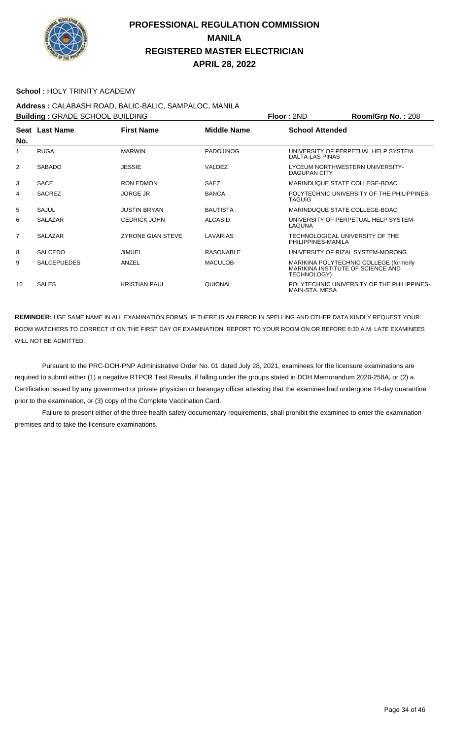# PROFESSIONAL REGULATION COMMISSION
# MANILA
# REGISTERED MASTER ELECTRICIAN
# APRIL 28, 2022

**School :** HOLY TRINITY ACADEMY

**Address :** CALABASH ROAD, BALIC-BALIC, SAMPALOC, MANILA

**Building :** GRADE SCHOOL BUILDING **Floor :** 2ND **Room/Grp No. :** 208

| Seat No. | Last Name | First Name | Middle Name | School Attended |
|---|---|---|---|---|
| 1 | RUGA | MARWIN | PADOJINOG | UNIVERSITY OF PERPETUAL HELP SYSTEM DALTA-LAS PINAS |
| 2 | SABADO | JESSIE | VALDEZ | LYCEUM NORTHWESTERN UNIVERSITY-DAGUPAN CITY |
| 3 | SACE | RON EDMON | SAEZ | MARINDUQUE STATE COLLEGE-BOAC |
| 4 | SACREZ | JORGE JR | BANCA | POLYTECHNIC UNIVERSITY OF THE PHILIPPINES-TAGUIG |
| 5 | SAJUL | JUSTIN BRYAN | BAUTISTA | MARINDUQUE STATE COLLEGE-BOAC |
| 6 | SALAZAR | CEDRICK JOHN | ALCASID | UNIVERSITY OF PERPETUAL HELP SYSTEM-LAGUNA |
| 7 | SALAZAR | ZYRONE GIAN STEVE | LAVARIAS | TECHNOLOGICAL UNIVERSITY OF THE PHILIPPINES-MANILA |
| 8 | SALCEDO | JIMUEL | RASONABLE | UNIVERSITY OF RIZAL SYSTEM-MORONG |
| 9 | SALCEPUEDES | ANZEL | MACULOB | MARIKINA POLYTECHNIC COLLEGE (formerly MARIKINA INSTITUTE OF SCIENCE AND TECHNOLOGY) |
| 10 | SALES | KRISTIAN PAUL | QUIONAL | POLYTECHNIC UNIVERSITY OF THE PHILIPPINES-MAIN-STA. MESA |

**REMINDER:** USE SAME NAME IN ALL EXAMINATION FORMS. IF THERE IS AN ERROR IN SPELLING AND OTHER DATA KINDLY REQUEST YOUR ROOM WATCHERS TO CORRECT IT ON THE FIRST DAY OF EXAMINATION. REPORT TO YOUR ROOM ON OR BEFORE 6:30 A.M. LATE EXAMINEES WILL NOT BE ADMITTED.

Pursuant to the PRC-DOH-PNP Administrative Order No. 01 dated July 28, 2021, examinees for the licensure examinations are required to submit either (1) a negative RTPCR Test Results, if falling under the groups stated in DOH Memorandum 2020-258A, or (2) a Certification issued by any government or private physician or barangay officer attesting that the examinee had undergone 14-day quarantine prior to the examination, or (3) copy of the Complete Vaccination Card.

Failure to present either of the three health safety documentary requirements, shall prohibit the examinee to enter the examination premises and to take the licensure examinations.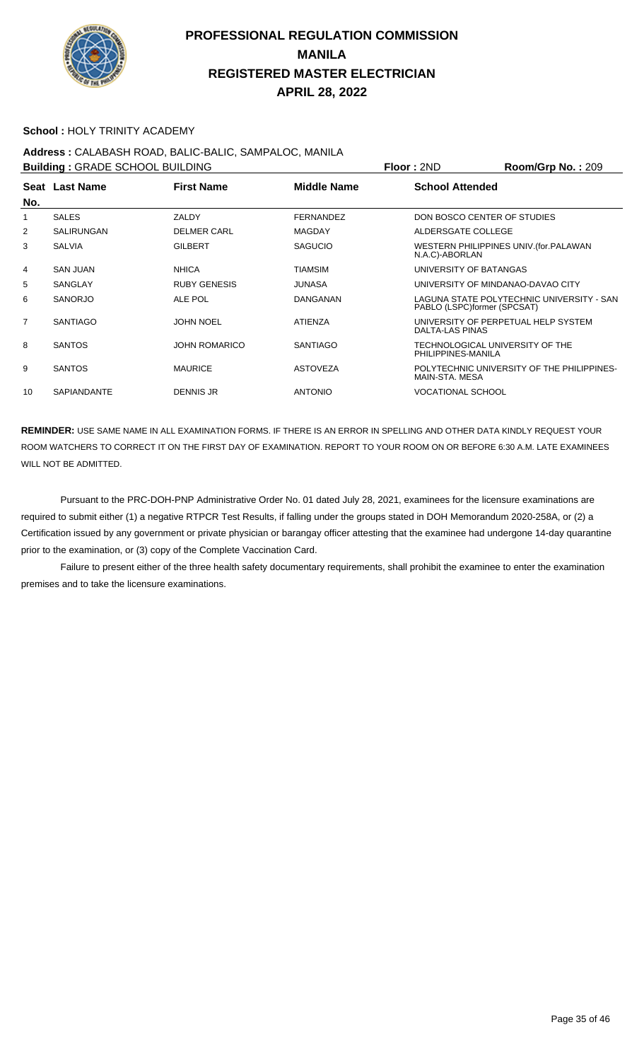# PROFESSIONAL REGULATION COMMISSION
# MANILA
# REGISTERED MASTER ELECTRICIAN
# APRIL 28, 2022

**School :** HOLY TRINITY ACADEMY

**Address :** CALABASH ROAD, BALIC-BALIC, SAMPALOC, MANILA

**Building :** GRADE SCHOOL BUILDING **Floor :** 2ND **Room/Grp No. :** 209

| Seat No. | Last Name | First Name | Middle Name | School Attended |
|---|---|---|---|---|
| 1 | SALES | ZALDY | FERNANDEZ | DON BOSCO CENTER OF STUDIES |
| 2 | SALIRUNGAN | DELMER CARL | MAGDAY | ALDERSGATE COLLEGE |
| 3 | SALVIA | GILBERT | SAGUCIO | WESTERN PHILIPPINES UNIV.(for.PALAWAN N.A.C)-ABORLAN |
| 4 | SAN JUAN | NHICA | TIAMSIM | UNIVERSITY OF BATANGAS |
| 5 | SANGLAY | RUBY GENESIS | JUNASA | UNIVERSITY OF MINDANAO-DAVAO CITY |
| 6 | SANORJO | ALE POL | DANGANAN | LAGUNA STATE POLYTECHNIC UNIVERSITY - SAN PABLO (LSPC)former (SPCSAT) |
| 7 | SANTIAGO | JOHN NOEL | ATIENZA | UNIVERSITY OF PERPETUAL HELP SYSTEM DALTA-LAS PINAS |
| 8 | SANTOS | JOHN ROMARICO | SANTIAGO | TECHNOLOGICAL UNIVERSITY OF THE PHILIPPINES-MANILA |
| 9 | SANTOS | MAURICE | ASTOVEZA | POLYTECHNIC UNIVERSITY OF THE PHILIPPINES-MAIN-STA. MESA |
| 10 | SAPIANDANTE | DENNIS JR | ANTONIO | VOCATIONAL SCHOOL |

**REMINDER:** USE SAME NAME IN ALL EXAMINATION FORMS. IF THERE IS AN ERROR IN SPELLING AND OTHER DATA KINDLY REQUEST YOUR ROOM WATCHERS TO CORRECT IT ON THE FIRST DAY OF EXAMINATION. REPORT TO YOUR ROOM ON OR BEFORE 6:30 A.M. LATE EXAMINEES WILL NOT BE ADMITTED.

Pursuant to the PRC-DOH-PNP Administrative Order No. 01 dated July 28, 2021, examinees for the licensure examinations are required to submit either (1) a negative RTPCR Test Results, if falling under the groups stated in DOH Memorandum 2020-258A, or (2) a Certification issued by any government or private physician or barangay officer attesting that the examinee had undergone 14-day quarantine prior to the examination, or (3) copy of the Complete Vaccination Card.

Failure to present either of the three health safety documentary requirements, shall prohibit the examinee to enter the examination premises and to take the licensure examinations.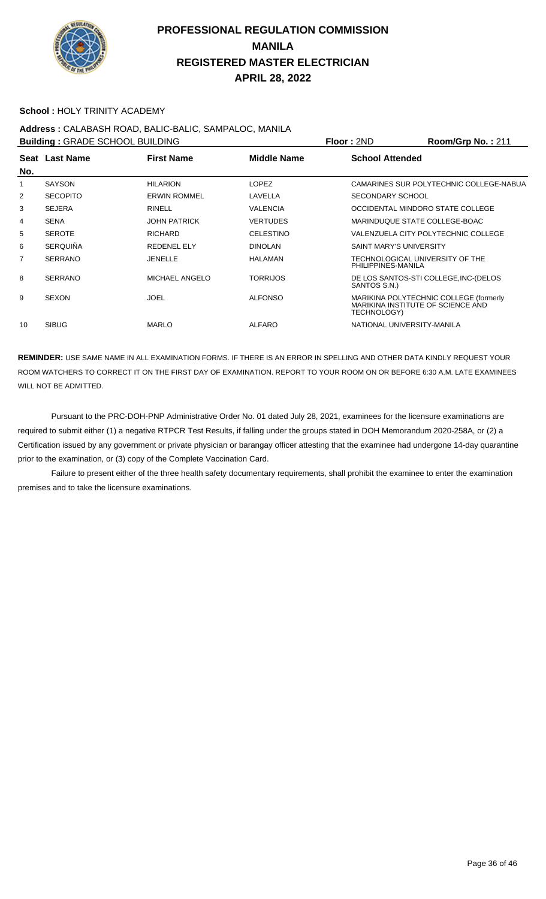# PROFESSIONAL REGULATION COMMISSION
# MANILA
# REGISTERED MASTER ELECTRICIAN
# APRIL 28, 2022

**School :** HOLY TRINITY ACADEMY

**Address :** CALABASH ROAD, BALIC-BALIC, SAMPALOC, MANILA

**Building :** GRADE SCHOOL BUILDING **Floor :** 2ND **Room/Grp No. :** 211

| Seat No. | Last Name | First Name | Middle Name | School Attended |
|---|---|---|---|---|
| 1 | SAYSON | HILARION | LOPEZ | CAMARINES SUR POLYTECHNIC COLLEGE-NABUA |
| 2 | SECOPITO | ERWIN ROMMEL | LAVELLA | SECONDARY SCHOOL |
| 3 | SEJERA | RINELL | VALENCIA | OCCIDENTAL MINDORO STATE COLLEGE |
| 4 | SENA | JOHN PATRICK | VERTUDES | MARINDUQUE STATE COLLEGE-BOAC |
| 5 | SEROTE | RICHARD | CELESTINO | VALENZUELA CITY POLYTECHNIC COLLEGE |
| 6 | SERQUIÑA | REDENEL ELY | DINOLAN | SAINT MARY'S UNIVERSITY |
| 7 | SERRANO | JENELLE | HALAMAN | TECHNOLOGICAL UNIVERSITY OF THE PHILIPPINES-MANILA |
| 8 | SERRANO | MICHAEL ANGELO | TORRIJOS | DE LOS SANTOS-STI COLLEGE,INC-(DELOS SANTOS S.N.) |
| 9 | SEXON | JOEL | ALFONSO | MARIKINA POLYTECHNIC COLLEGE (formerly MARIKINA INSTITUTE OF SCIENCE AND TECHNOLOGY) |
| 10 | SIBUG | MARLO | ALFARO | NATIONAL UNIVERSITY-MANILA |

**REMINDER:** USE SAME NAME IN ALL EXAMINATION FORMS. IF THERE IS AN ERROR IN SPELLING AND OTHER DATA KINDLY REQUEST YOUR ROOM WATCHERS TO CORRECT IT ON THE FIRST DAY OF EXAMINATION. REPORT TO YOUR ROOM ON OR BEFORE 6:30 A.M. LATE EXAMINEES WILL NOT BE ADMITTED.

Pursuant to the PRC-DOH-PNP Administrative Order No. 01 dated July 28, 2021, examinees for the licensure examinations are required to submit either (1) a negative RTPCR Test Results, if falling under the groups stated in DOH Memorandum 2020-258A, or (2) a Certification issued by any government or private physician or barangay officer attesting that the examinee had undergone 14-day quarantine prior to the examination, or (3) copy of the Complete Vaccination Card.

Failure to present either of the three health safety documentary requirements, shall prohibit the examinee to enter the examination premises and to take the licensure examinations.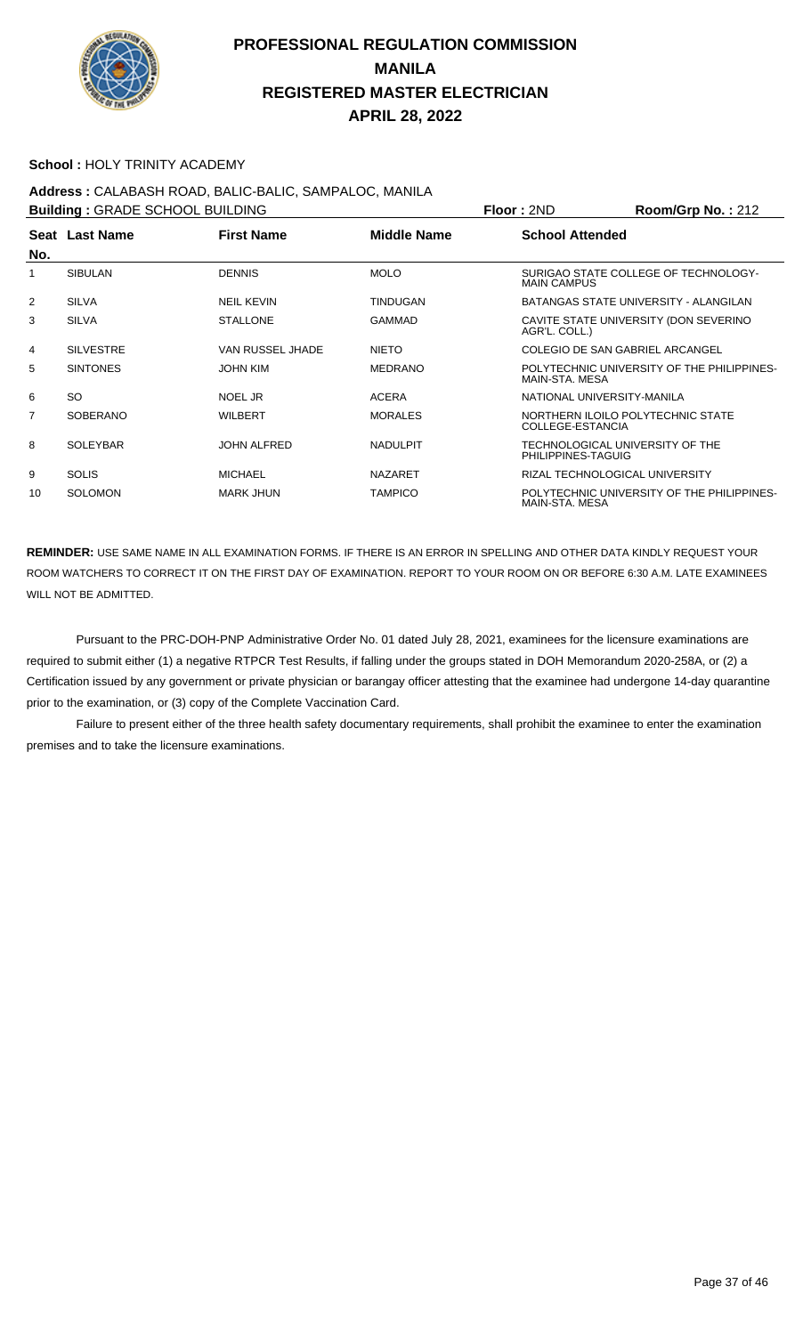# PROFESSIONAL REGULATION COMMISSION
# MANILA
# REGISTERED MASTER ELECTRICIAN
# APRIL 28, 2022

**School :** HOLY TRINITY ACADEMY

**Address :** CALABASH ROAD, BALIC-BALIC, SAMPALOC, MANILA

**Building :** GRADE SCHOOL BUILDING **Floor :** 2ND **Room/Grp No. :** 212

| Seat No. | Last Name | First Name | Middle Name | School Attended |
|---|---|---|---|---|
| 1 | SIBULAN | DENNIS | MOLO | SURIGAO STATE COLLEGE OF TECHNOLOGY-MAIN CAMPUS |
| 2 | SILVA | NEIL KEVIN | TINDUGAN | BATANGAS STATE UNIVERSITY - ALANGILAN |
| 3 | SILVA | STALLONE | GAMMAD | CAVITE STATE UNIVERSITY (DON SEVERINO AGR'L. COLL.) |
| 4 | SILVESTRE | VAN RUSSEL JHADE | NIETO | COLEGIO DE SAN GABRIEL ARCANGEL |
| 5 | SINTONES | JOHN KIM | MEDRANO | POLYTECHNIC UNIVERSITY OF THE PHILIPPINES-MAIN-STA. MESA |
| 6 | SO | NOEL JR | ACERA | NATIONAL UNIVERSITY-MANILA |
| 7 | SOBERANO | WILBERT | MORALES | NORTHERN ILOILO POLYTECHNIC STATE COLLEGE-ESTANCIA |
| 8 | SOLEYBAR | JOHN ALFRED | NADULPIT | TECHNOLOGICAL UNIVERSITY OF THE PHILIPPINES-TAGUIG |
| 9 | SOLIS | MICHAEL | NAZARET | RIZAL TECHNOLOGICAL UNIVERSITY |
| 10 | SOLOMON | MARK JHUN | TAMPICO | POLYTECHNIC UNIVERSITY OF THE PHILIPPINES-MAIN-STA. MESA |

**REMINDER:** USE SAME NAME IN ALL EXAMINATION FORMS. IF THERE IS AN ERROR IN SPELLING AND OTHER DATA KINDLY REQUEST YOUR ROOM WATCHERS TO CORRECT IT ON THE FIRST DAY OF EXAMINATION. REPORT TO YOUR ROOM ON OR BEFORE 6:30 A.M. LATE EXAMINEES WILL NOT BE ADMITTED.

Pursuant to the PRC-DOH-PNP Administrative Order No. 01 dated July 28, 2021, examinees for the licensure examinations are required to submit either (1) a negative RTPCR Test Results, if falling under the groups stated in DOH Memorandum 2020-258A, or (2) a Certification issued by any government or private physician or barangay officer attesting that the examinee had undergone 14-day quarantine prior to the examination, or (3) copy of the Complete Vaccination Card.

Failure to present either of the three health safety documentary requirements, shall prohibit the examinee to enter the examination premises and to take the licensure examinations.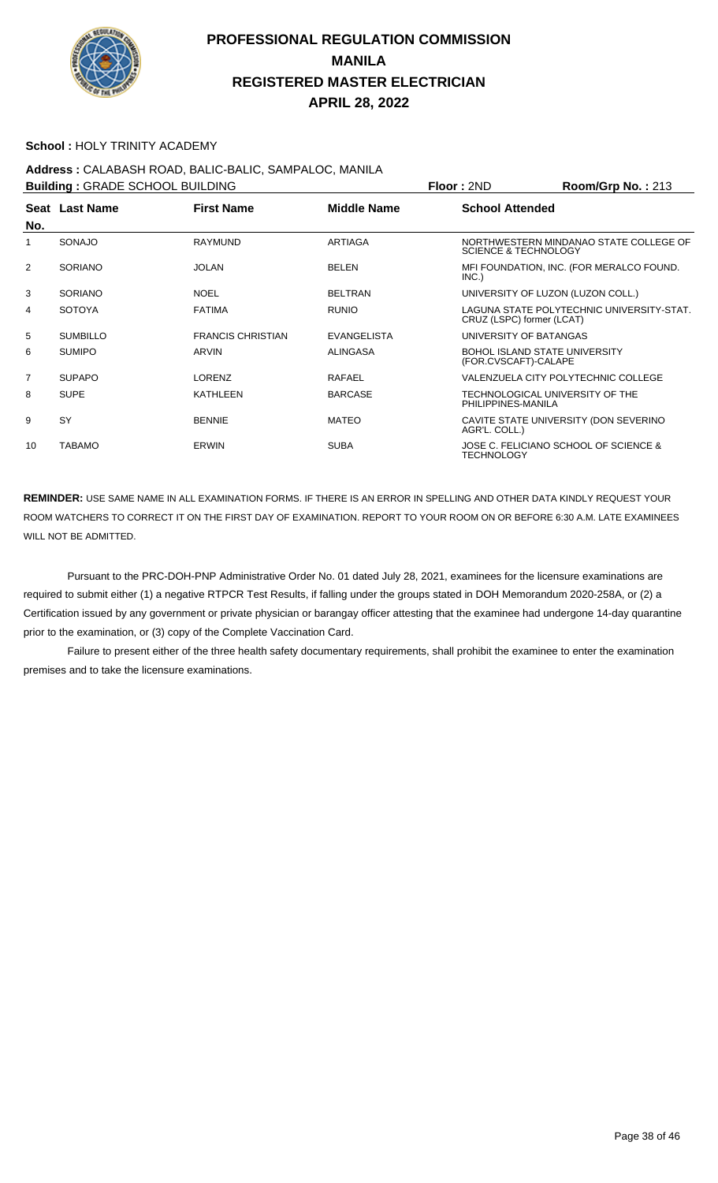# PROFESSIONAL REGULATION COMMISSION
# MANILA
# REGISTERED MASTER ELECTRICIAN
# APRIL 28, 2022

**School :** HOLY TRINITY ACADEMY

**Address :** CALABASH ROAD, BALIC-BALIC, SAMPALOC, MANILA

**Building :** GRADE SCHOOL BUILDING **Floor :** 2ND **Room/Grp No. :** 213

| Seat No. | Last Name | First Name | Middle Name | School Attended |
|---|---|---|---|---|
| 1 | SONAJO | RAYMUND | ARTIAGA | NORTHWESTERN MINDANAO STATE COLLEGE OF SCIENCE & TECHNOLOGY |
| 2 | SORIANO | JOLAN | BELEN | MFI FOUNDATION, INC. (FOR MERALCO FOUND. INC.) |
| 3 | SORIANO | NOEL | BELTRAN | UNIVERSITY OF LUZON (LUZON COLL.) |
| 4 | SOTOYA | FATIMA | RUNIO | LAGUNA STATE POLYTECHNIC UNIVERSITY-STAT. CRUZ (LSPC) former (LCAT) |
| 5 | SUMBILLO | FRANCIS CHRISTIAN | EVANGELISTA | UNIVERSITY OF BATANGAS |
| 6 | SUMIPO | ARVIN | ALINGASA | BOHOL ISLAND STATE UNIVERSITY (FOR.CVSCAFT)-CALAPE |
| 7 | SUPAPO | LORENZ | RAFAEL | VALENZUELA CITY POLYTECHNIC COLLEGE |
| 8 | SUPE | KATHLEEN | BARCASE | TECHNOLOGICAL UNIVERSITY OF THE PHILIPPINES-MANILA |
| 9 | SY | BENNIE | MATEO | CAVITE STATE UNIVERSITY (DON SEVERINO AGR'L. COLL.) |
| 10 | TABAMO | ERWIN | SUBA | JOSE C. FELICIANO SCHOOL OF SCIENCE & TECHNOLOGY |

**REMINDER:** USE SAME NAME IN ALL EXAMINATION FORMS. IF THERE IS AN ERROR IN SPELLING AND OTHER DATA KINDLY REQUEST YOUR ROOM WATCHERS TO CORRECT IT ON THE FIRST DAY OF EXAMINATION. REPORT TO YOUR ROOM ON OR BEFORE 6:30 A.M. LATE EXAMINEES WILL NOT BE ADMITTED.

Pursuant to the PRC-DOH-PNP Administrative Order No. 01 dated July 28, 2021, examinees for the licensure examinations are required to submit either (1) a negative RTPCR Test Results, if falling under the groups stated in DOH Memorandum 2020-258A, or (2) a Certification issued by any government or private physician or barangay officer attesting that the examinee had undergone 14-day quarantine prior to the examination, or (3) copy of the Complete Vaccination Card.

Failure to present either of the three health safety documentary requirements, shall prohibit the examinee to enter the examination premises and to take the licensure examinations.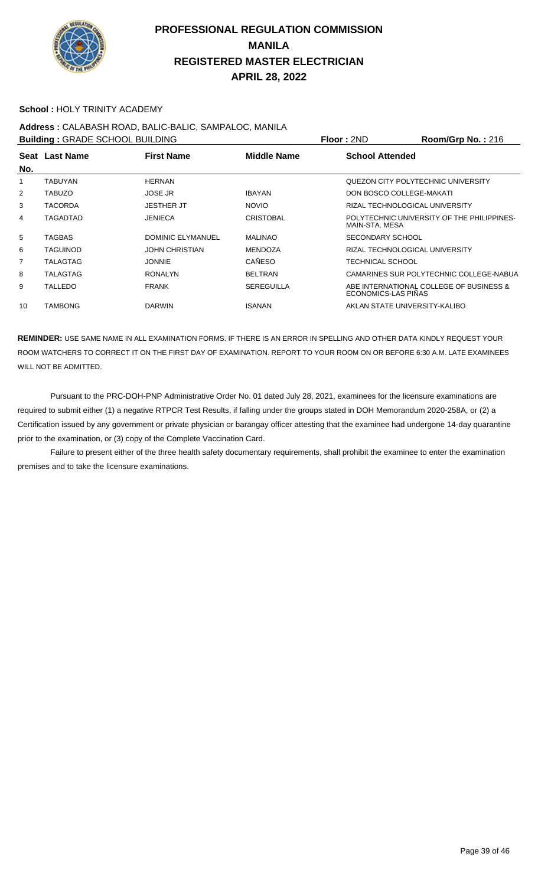# PROFESSIONAL REGULATION COMMISSION
# MANILA
# REGISTERED MASTER ELECTRICIAN
# APRIL 28, 2022

**School :** HOLY TRINITY ACADEMY

**Address :** CALABASH ROAD, BALIC-BALIC, SAMPALOC, MANILA

**Building :** GRADE SCHOOL BUILDING **Floor :** 2ND **Room/Grp No. :** 216

| Seat No. | Last Name | First Name | Middle Name | School Attended |
|---|---|---|---|---|
| 1 | TABUYAN | HERNAN | | QUEZON CITY POLYTECHNIC UNIVERSITY |
| 2 | TABUZO | JOSE JR | IBAYAN | DON BOSCO COLLEGE-MAKATI |
| 3 | TACORDA | JESTHER JT | NOVIO | RIZAL TECHNOLOGICAL UNIVERSITY |
| 4 | TAGADTAD | JENIECA | CRISTOBAL | POLYTECHNIC UNIVERSITY OF THE PHILIPPINES-MAIN-STA. MESA |
| 5 | TAGBAS | DOMINIC ELYMANUEL | MALINAO | SECONDARY SCHOOL |
| 6 | TAGUINOD | JOHN CHRISTIAN | MENDOZA | RIZAL TECHNOLOGICAL UNIVERSITY |
| 7 | TALAGTAG | JONNIE | CAÑESO | TECHNICAL SCHOOL |
| 8 | TALAGTAG | RONALYN | BELTRAN | CAMARINES SUR POLYTECHNIC COLLEGE-NABUA |
| 9 | TALLEDO | FRANK | SEREGUILLA | ABE INTERNATIONAL COLLEGE OF BUSINESS & ECONOMICS-LAS PIÑAS |
| 10 | TAMBONG | DARWIN | ISANAN | AKLAN STATE UNIVERSITY-KALIBO |

**REMINDER:** USE SAME NAME IN ALL EXAMINATION FORMS. IF THERE IS AN ERROR IN SPELLING AND OTHER DATA KINDLY REQUEST YOUR ROOM WATCHERS TO CORRECT IT ON THE FIRST DAY OF EXAMINATION. REPORT TO YOUR ROOM ON OR BEFORE 6:30 A.M. LATE EXAMINEES WILL NOT BE ADMITTED.

Pursuant to the PRC-DOH-PNP Administrative Order No. 01 dated July 28, 2021, examinees for the licensure examinations are required to submit either (1) a negative RTPCR Test Results, if falling under the groups stated in DOH Memorandum 2020-258A, or (2) a Certification issued by any government or private physician or barangay officer attesting that the examinee had undergone 14-day quarantine prior to the examination, or (3) copy of the Complete Vaccination Card.

Failure to present either of the three health safety documentary requirements, shall prohibit the examinee to enter the examination premises and to take the licensure examinations.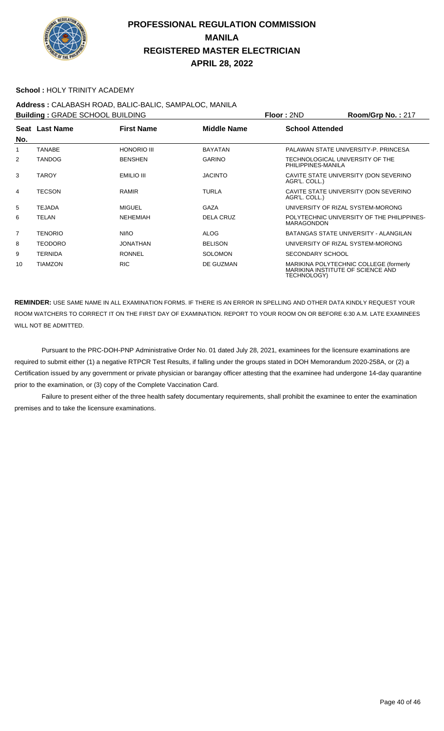# PROFESSIONAL REGULATION COMMISSION
# MANILA
# REGISTERED MASTER ELECTRICIAN
# APRIL 28, 2022

**School :** HOLY TRINITY ACADEMY

**Address :** CALABASH ROAD, BALIC-BALIC, SAMPALOC, MANILA

**Building :** GRADE SCHOOL BUILDING **Floor :** 2ND **Room/Grp No. :** 217

| Seat No. | Last Name | First Name | Middle Name | School Attended |
|---|---|---|---|---|
| 1 | TANABE | HONORIO III | BAYATAN | PALAWAN STATE UNIVERSITY-P. PRINCESA |
| 2 | TANDOG | BENSHEN | GARINO | TECHNOLOGICAL UNIVERSITY OF THE PHILIPPINES-MANILA |
| 3 | TAROY | EMILIO III | JACINTO | CAVITE STATE UNIVERSITY (DON SEVERINO AGR'L. COLL.) |
| 4 | TECSON | RAMIR | TURLA | CAVITE STATE UNIVERSITY (DON SEVERINO AGR'L. COLL.) |
| 5 | TEJADA | MIGUEL | GAZA | UNIVERSITY OF RIZAL SYSTEM-MORONG |
| 6 | TELAN | NEHEMIAH | DELA CRUZ | POLYTECHNIC UNIVERSITY OF THE PHILIPPINES-MARAGONDON |
| 7 | TENORIO | NIñO | ALOG | BATANGAS STATE UNIVERSITY - ALANGILAN |
| 8 | TEODORO | JONATHAN | BELISON | UNIVERSITY OF RIZAL SYSTEM-MORONG |
| 9 | TERNIDA | RONNEL | SOLOMON | SECONDARY SCHOOL |
| 10 | TIAMZON | RIC | DE GUZMAN | MARIKINA POLYTECHNIC COLLEGE (formerly MARIKINA INSTITUTE OF SCIENCE AND TECHNOLOGY) |

**REMINDER:** USE SAME NAME IN ALL EXAMINATION FORMS. IF THERE IS AN ERROR IN SPELLING AND OTHER DATA KINDLY REQUEST YOUR ROOM WATCHERS TO CORRECT IT ON THE FIRST DAY OF EXAMINATION. REPORT TO YOUR ROOM ON OR BEFORE 6:30 A.M. LATE EXAMINEES WILL NOT BE ADMITTED.

Pursuant to the PRC-DOH-PNP Administrative Order No. 01 dated July 28, 2021, examinees for the licensure examinations are required to submit either (1) a negative RTPCR Test Results, if falling under the groups stated in DOH Memorandum 2020-258A, or (2) a Certification issued by any government or private physician or barangay officer attesting that the examinee had undergone 14-day quarantine prior to the examination, or (3) copy of the Complete Vaccination Card.

Failure to present either of the three health safety documentary requirements, shall prohibit the examinee to enter the examination premises and to take the licensure examinations.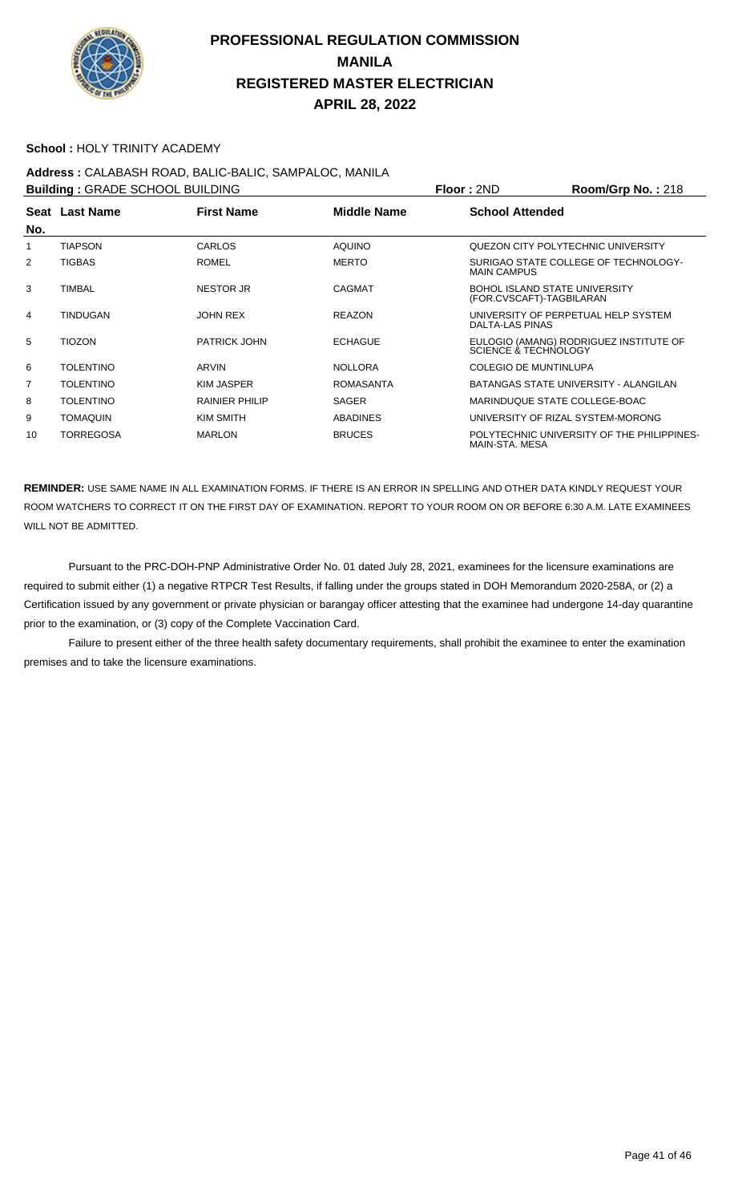# PROFESSIONAL REGULATION COMMISSION
# MANILA
# REGISTERED MASTER ELECTRICIAN
# APRIL 28, 2022

**School :** HOLY TRINITY ACADEMY

**Address :** CALABASH ROAD, BALIC-BALIC, SAMPALOC, MANILA

**Building :** GRADE SCHOOL BUILDING **Floor :** 2ND **Room/Grp No. :** 218

| Seat No. | Last Name | First Name | Middle Name | School Attended |
|---|---|---|---|---|
| 1 | TIAPSON | CARLOS | AQUINO | QUEZON CITY POLYTECHNIC UNIVERSITY |
| 2 | TIGBAS | ROMEL | MERTO | SURIGAO STATE COLLEGE OF TECHNOLOGY-MAIN CAMPUS |
| 3 | TIMBAL | NESTOR JR | CAGMAT | BOHOL ISLAND STATE UNIVERSITY (FOR.CVSCAFT)-TAGBILARAN |
| 4 | TINDUGAN | JOHN REX | REAZON | UNIVERSITY OF PERPETUAL HELP SYSTEM DALTA-LAS PINAS |
| 5 | TIOZON | PATRICK JOHN | ECHAGUE | EULOGIO (AMANG) RODRIGUEZ INSTITUTE OF SCIENCE & TECHNOLOGY |
| 6 | TOLENTINO | ARVIN | NOLLORA | COLEGIO DE MUNTINLUPA |
| 7 | TOLENTINO | KIM JASPER | ROMASANTA | BATANGAS STATE UNIVERSITY - ALANGILAN |
| 8 | TOLENTINO | RAINIER PHILIP | SAGER | MARINDUQUE STATE COLLEGE-BOAC |
| 9 | TOMAQUIN | KIM SMITH | ABADINES | UNIVERSITY OF RIZAL SYSTEM-MORONG |
| 10 | TORREGOSA | MARLON | BRUCES | POLYTECHNIC UNIVERSITY OF THE PHILIPPINES-MAIN-STA. MESA |

**REMINDER:** USE SAME NAME IN ALL EXAMINATION FORMS. IF THERE IS AN ERROR IN SPELLING AND OTHER DATA KINDLY REQUEST YOUR ROOM WATCHERS TO CORRECT IT ON THE FIRST DAY OF EXAMINATION. REPORT TO YOUR ROOM ON OR BEFORE 6:30 A.M. LATE EXAMINEES WILL NOT BE ADMITTED.

Pursuant to the PRC-DOH-PNP Administrative Order No. 01 dated July 28, 2021, examinees for the licensure examinations are required to submit either (1) a negative RTPCR Test Results, if falling under the groups stated in DOH Memorandum 2020-258A, or (2) a Certification issued by any government or private physician or barangay officer attesting that the examinee had undergone 14-day quarantine prior to the examination, or (3) copy of the Complete Vaccination Card.

Failure to present either of the three health safety documentary requirements, shall prohibit the examinee to enter the examination premises and to take the licensure examinations.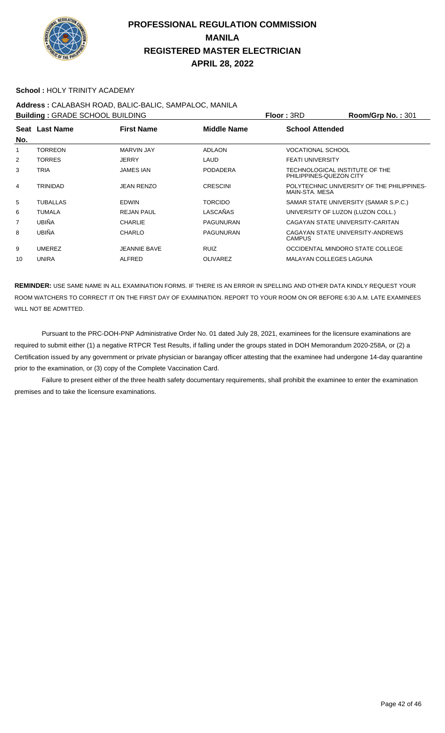# PROFESSIONAL REGULATION COMMISSION
# MANILA
# REGISTERED MASTER ELECTRICIAN
# APRIL 28, 2022

**School :** HOLY TRINITY ACADEMY

**Address :** CALABASH ROAD, BALIC-BALIC, SAMPALOC, MANILA

**Building :** GRADE SCHOOL BUILDING **Floor :** 3RD **Room/Grp No. :** 301

| Seat No. | Last Name | First Name | Middle Name | School Attended |
|---|---|---|---|---|
| 1 | TORREON | MARVIN JAY | ADLAON | VOCATIONAL SCHOOL |
| 2 | TORRES | JERRY | LAUD | FEATI UNIVERSITY |
| 3 | TRIA | JAMES IAN | PODADERA | TECHNOLOGICAL INSTITUTE OF THE PHILIPPINES-QUEZON CITY |
| 4 | TRINIDAD | JEAN RENZO | CRESCINI | POLYTECHNIC UNIVERSITY OF THE PHILIPPINES-MAIN-STA. MESA |
| 5 | TUBALLAS | EDWIN | TORCIDO | SAMAR STATE UNIVERSITY (SAMAR S.P.C.) |
| 6 | TUMALA | REJAN PAUL | LASCAÑAS | UNIVERSITY OF LUZON (LUZON COLL.) |
| 7 | UBIÑA | CHARLIE | PAGUNURAN | CAGAYAN STATE UNIVERSITY-CARITAN |
| 8 | UBIÑA | CHARLO | PAGUNURAN | CAGAYAN STATE UNIVERSITY-ANDREWS CAMPUS |
| 9 | UMEREZ | JEANNIE BAVE | RUIZ | OCCIDENTAL MINDORO STATE COLLEGE |
| 10 | UNIRA | ALFRED | OLIVAREZ | MALAYAN COLLEGES LAGUNA |

**REMINDER:** USE SAME NAME IN ALL EXAMINATION FORMS. IF THERE IS AN ERROR IN SPELLING AND OTHER DATA KINDLY REQUEST YOUR ROOM WATCHERS TO CORRECT IT ON THE FIRST DAY OF EXAMINATION. REPORT TO YOUR ROOM ON OR BEFORE 6:30 A.M. LATE EXAMINEES WILL NOT BE ADMITTED.

Pursuant to the PRC-DOH-PNP Administrative Order No. 01 dated July 28, 2021, examinees for the licensure examinations are required to submit either (1) a negative RTPCR Test Results, if falling under the groups stated in DOH Memorandum 2020-258A, or (2) a Certification issued by any government or private physician or barangay officer attesting that the examinee had undergone 14-day quarantine prior to the examination, or (3) copy of the Complete Vaccination Card.

Failure to present either of the three health safety documentary requirements, shall prohibit the examinee to enter the examination premises and to take the licensure examinations.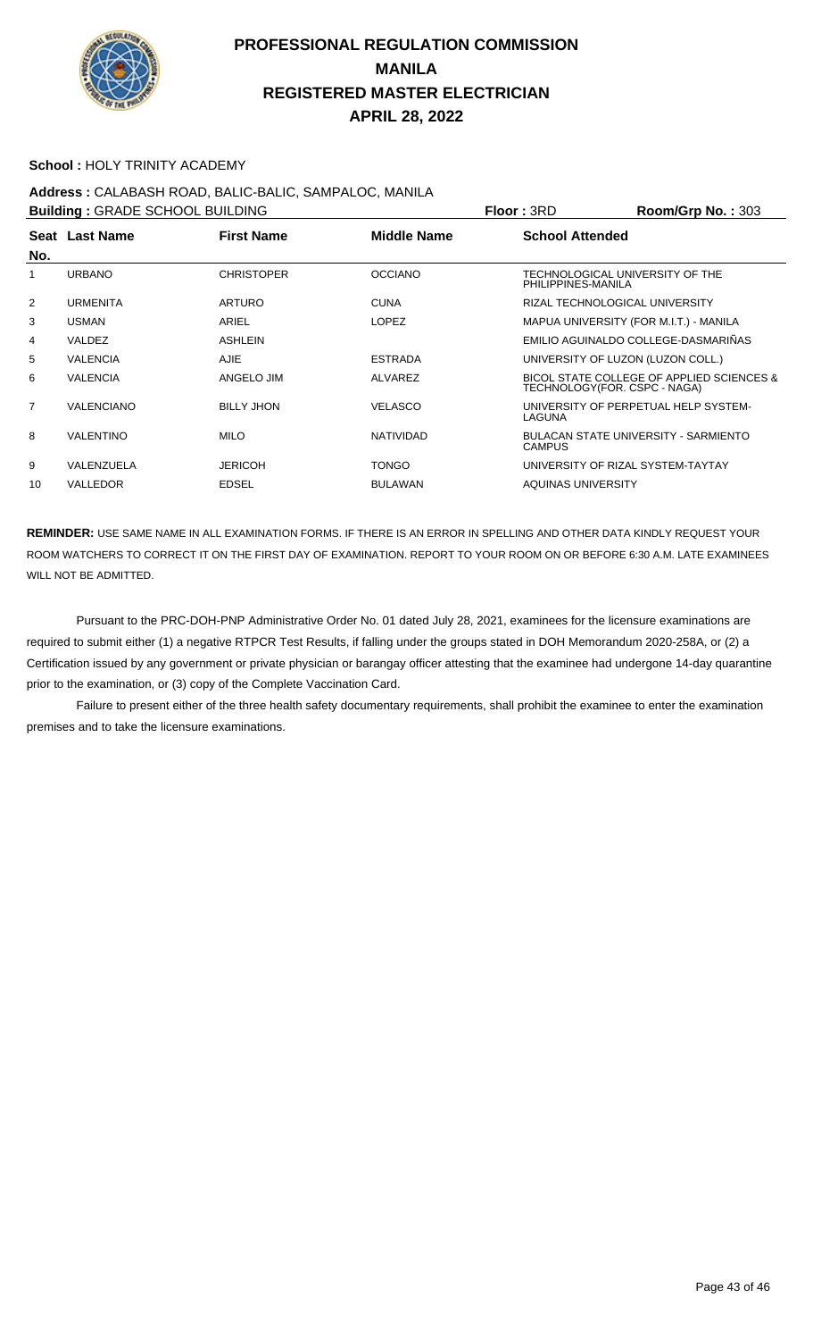# PROFESSIONAL REGULATION COMMISSION
# MANILA
# REGISTERED MASTER ELECTRICIAN
# APRIL 28, 2022

**School :** HOLY TRINITY ACADEMY

**Address :** CALABASH ROAD, BALIC-BALIC, SAMPALOC, MANILA

**Building :** GRADE SCHOOL BUILDING **Floor :** 3RD **Room/Grp No. :** 303

| Seat No. | Last Name | First Name | Middle Name | School Attended |
|---|---|---|---|---|
| 1 | URBANO | CHRISTOPER | OCCIANO | TECHNOLOGICAL UNIVERSITY OF THE PHILIPPINES-MANILA |
| 2 | URMENITA | ARTURO | CUNA | RIZAL TECHNOLOGICAL UNIVERSITY |
| 3 | USMAN | ARIEL | LOPEZ | MAPUA UNIVERSITY (FOR M.I.T.) - MANILA |
| 4 | VALDEZ | ASHLEIN | | EMILIO AGUINALDO COLLEGE-DASMARIÑAS |
| 5 | VALENCIA | AJIE | ESTRADA | UNIVERSITY OF LUZON (LUZON COLL.) |
| 6 | VALENCIA | ANGELO JIM | ALVAREZ | BICOL STATE COLLEGE OF APPLIED SCIENCES & TECHNOLOGY(FOR. CSPC - NAGA) |
| 7 | VALENCIANO | BILLY JHON | VELASCO | UNIVERSITY OF PERPETUAL HELP SYSTEM-LAGUNA |
| 8 | VALENTINO | MILO | NATIVIDAD | BULACAN STATE UNIVERSITY - SARMIENTO CAMPUS |
| 9 | VALENZUELA | JERICOH | TONGO | UNIVERSITY OF RIZAL SYSTEM-TAYTAY |
| 10 | VALLEDOR | EDSEL | BULAWAN | AQUINAS UNIVERSITY |

**REMINDER:** USE SAME NAME IN ALL EXAMINATION FORMS. IF THERE IS AN ERROR IN SPELLING AND OTHER DATA KINDLY REQUEST YOUR ROOM WATCHERS TO CORRECT IT ON THE FIRST DAY OF EXAMINATION. REPORT TO YOUR ROOM ON OR BEFORE 6:30 A.M. LATE EXAMINEES WILL NOT BE ADMITTED.

Pursuant to the PRC-DOH-PNP Administrative Order No. 01 dated July 28, 2021, examinees for the licensure examinations are required to submit either (1) a negative RTPCR Test Results, if falling under the groups stated in DOH Memorandum 2020-258A, or (2) a Certification issued by any government or private physician or barangay officer attesting that the examinee had undergone 14-day quarantine prior to the examination, or (3) copy of the Complete Vaccination Card.

Failure to present either of the three health safety documentary requirements, shall prohibit the examinee to enter the examination premises and to take the licensure examinations.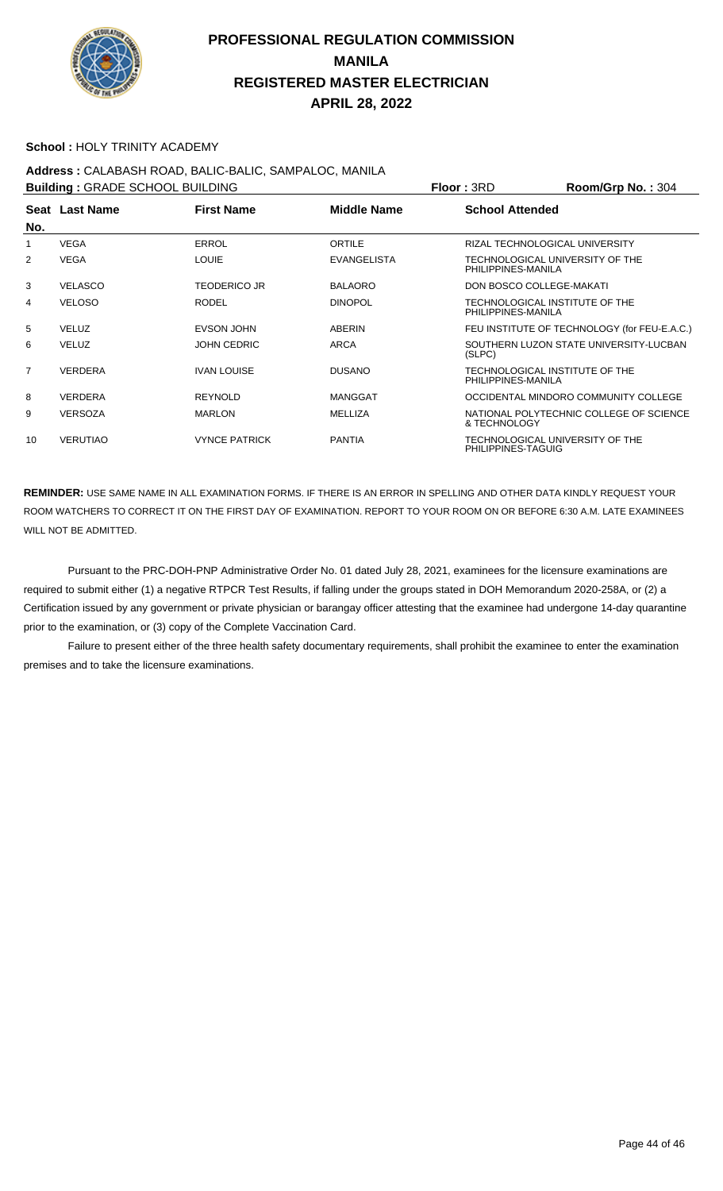# PROFESSIONAL REGULATION COMMISSION
# MANILA
# REGISTERED MASTER ELECTRICIAN
# APRIL 28, 2022

**School :** HOLY TRINITY ACADEMY

**Address :** CALABASH ROAD, BALIC-BALIC, SAMPALOC, MANILA

**Building :** GRADE SCHOOL BUILDING **Floor :** 3RD **Room/Grp No. :** 304

| Seat No. | Last Name | First Name | Middle Name | School Attended |
|---|---|---|---|---|
| 1 | VEGA | ERROL | ORTILE | RIZAL TECHNOLOGICAL UNIVERSITY |
| 2 | VEGA | LOUIE | EVANGELISTA | TECHNOLOGICAL UNIVERSITY OF THE PHILIPPINES-MANILA |
| 3 | VELASCO | TEODERICO JR | BALAORO | DON BOSCO COLLEGE-MAKATI |
| 4 | VELOSO | RODEL | DINOPOL | TECHNOLOGICAL INSTITUTE OF THE PHILIPPINES-MANILA |
| 5 | VELUZ | EVSON JOHN | ABERIN | FEU INSTITUTE OF TECHNOLOGY (for FEU-E.A.C.) |
| 6 | VELUZ | JOHN CEDRIC | ARCA | SOUTHERN LUZON STATE UNIVERSITY-LUCBAN (SLPC) |
| 7 | VERDERA | IVAN LOUISE | DUSANO | TECHNOLOGICAL INSTITUTE OF THE PHILIPPINES-MANILA |
| 8 | VERDERA | REYNOLD | MANGGAT | OCCIDENTAL MINDORO COMMUNITY COLLEGE |
| 9 | VERSOZA | MARLON | MELLIZA | NATIONAL POLYTECHNIC COLLEGE OF SCIENCE & TECHNOLOGY |
| 10 | VERUTIAO | VYNCE PATRICK | PANTIA | TECHNOLOGICAL UNIVERSITY OF THE PHILIPPINES-TAGUIG |

**REMINDER:** USE SAME NAME IN ALL EXAMINATION FORMS. IF THERE IS AN ERROR IN SPELLING AND OTHER DATA KINDLY REQUEST YOUR ROOM WATCHERS TO CORRECT IT ON THE FIRST DAY OF EXAMINATION. REPORT TO YOUR ROOM ON OR BEFORE 6:30 A.M. LATE EXAMINEES WILL NOT BE ADMITTED.

Pursuant to the PRC-DOH-PNP Administrative Order No. 01 dated July 28, 2021, examinees for the licensure examinations are required to submit either (1) a negative RTPCR Test Results, if falling under the groups stated in DOH Memorandum 2020-258A, or (2) a Certification issued by any government or private physician or barangay officer attesting that the examinee had undergone 14-day quarantine prior to the examination, or (3) copy of the Complete Vaccination Card.

Failure to present either of the three health safety documentary requirements, shall prohibit the examinee to enter the examination premises and to take the licensure examinations.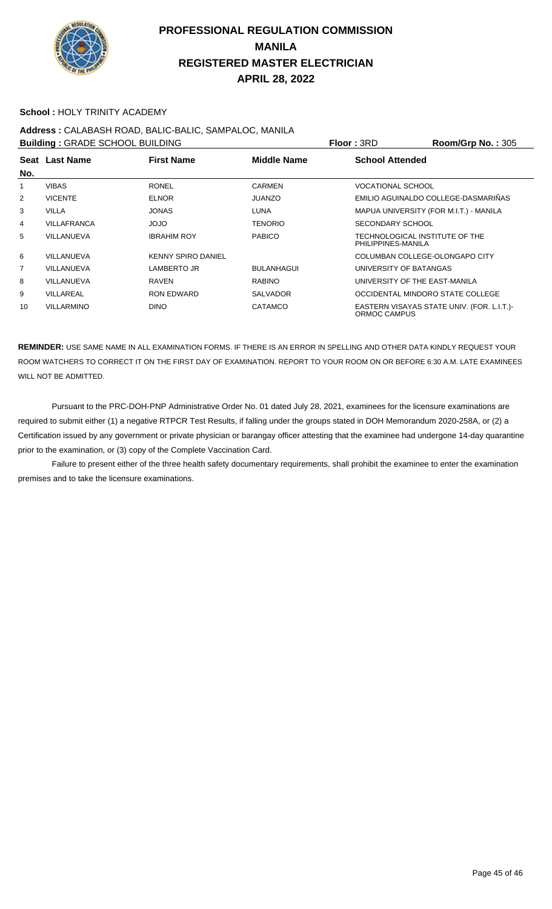# PROFESSIONAL REGULATION COMMISSION
# MANILA
# REGISTERED MASTER ELECTRICIAN
# APRIL 28, 2022

**School :** HOLY TRINITY ACADEMY

**Address :** CALABASH ROAD, BALIC-BALIC, SAMPALOC, MANILA

**Building :** GRADE SCHOOL BUILDING **Floor :** 3RD **Room/Grp No. :** 305

| Seat No. | Last Name | First Name | Middle Name | School Attended |
|---|---|---|---|---|
| 1 | VIBAS | RONEL | CARMEN | VOCATIONAL SCHOOL |
| 2 | VICENTE | ELNOR | JUANZO | EMILIO AGUINALDO COLLEGE-DASMARIÑAS |
| 3 | VILLA | JONAS | LUNA | MAPUA UNIVERSITY (FOR M.I.T.) - MANILA |
| 4 | VILLAFRANCA | JOJO | TENORIO | SECONDARY SCHOOL |
| 5 | VILLANUEVA | IBRAHIM ROY | PABICO | TECHNOLOGICAL INSTITUTE OF THE PHILIPPINES-MANILA |
| 6 | VILLANUEVA | KENNY SPIRO DANIEL | | COLUMBAN COLLEGE-OLONGAPO CITY |
| 7 | VILLANUEVA | LAMBERTO JR | BULANHAGUI | UNIVERSITY OF BATANGAS |
| 8 | VILLANUEVA | RAVEN | RABINO | UNIVERSITY OF THE EAST-MANILA |
| 9 | VILLAREAL | RON EDWARD | SALVADOR | OCCIDENTAL MINDORO STATE COLLEGE |
| 10 | VILLARMINO | DINO | CATAMCO | EASTERN VISAYAS STATE UNIV. (FOR. L.I.T.)-ORMOC CAMPUS |

**REMINDER:** USE SAME NAME IN ALL EXAMINATION FORMS. IF THERE IS AN ERROR IN SPELLING AND OTHER DATA KINDLY REQUEST YOUR ROOM WATCHERS TO CORRECT IT ON THE FIRST DAY OF EXAMINATION. REPORT TO YOUR ROOM ON OR BEFORE 6:30 A.M. LATE EXAMINEES WILL NOT BE ADMITTED.

Pursuant to the PRC-DOH-PNP Administrative Order No. 01 dated July 28, 2021, examinees for the licensure examinations are required to submit either (1) a negative RTPCR Test Results, if falling under the groups stated in DOH Memorandum 2020-258A, or (2) a Certification issued by any government or private physician or barangay officer attesting that the examinee had undergone 14-day quarantine prior to the examination, or (3) copy of the Complete Vaccination Card.

Failure to present either of the three health safety documentary requirements, shall prohibit the examinee to enter the examination premises and to take the licensure examinations.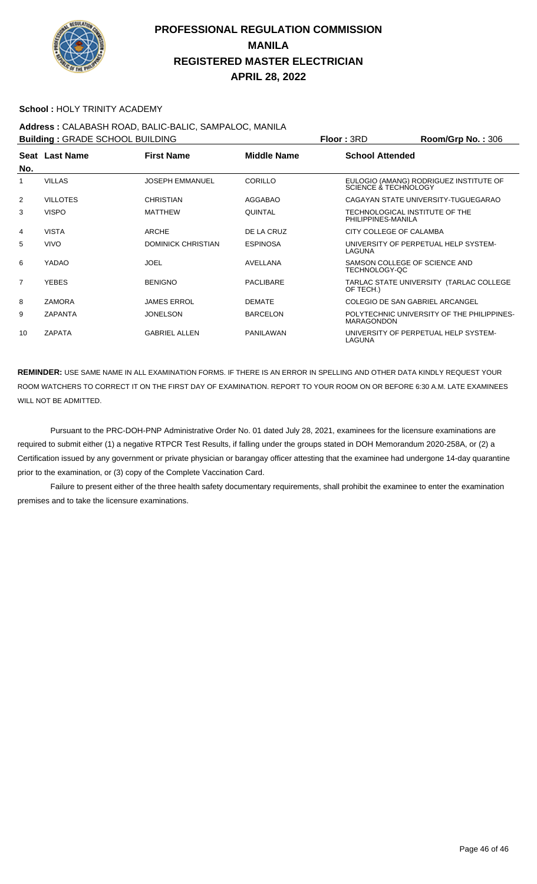# PROFESSIONAL REGULATION COMMISSION
## MANILA
## REGISTERED MASTER ELECTRICIAN
## APRIL 28, 2022

**School :** HOLY TRINITY ACADEMY

**Address :** CALABASH ROAD, BALIC-BALIC, SAMPALOC, MANILA

**Building :** GRADE SCHOOL BUILDING **Floor :** 3RD **Room/Grp No. :** 306

| Seat No. | Last Name | First Name | Middle Name | School Attended |
|---|---|---|---|---|
| 1 | VILLAS | JOSEPH EMMANUEL | CORILLO | EULOGIO (AMANG) RODRIGUEZ INSTITUTE OF SCIENCE & TECHNOLOGY |
| 2 | VILLOTES | CHRISTIAN | AGGABAO | CAGAYAN STATE UNIVERSITY-TUGUEGARAO |
| 3 | VISPO | MATTHEW | QUINTAL | TECHNOLOGICAL INSTITUTE OF THE PHILIPPINES-MANILA |
| 4 | VISTA | ARCHE | DE LA CRUZ | CITY COLLEGE OF CALAMBA |
| 5 | VIVO | DOMINICK CHRISTIAN | ESPINOSA | UNIVERSITY OF PERPETUAL HELP SYSTEM-LAGUNA |
| 6 | YADAO | JOEL | AVELLANA | SAMSON COLLEGE OF SCIENCE AND TECHNOLOGY-QC |
| 7 | YEBES | BENIGNO | PACLIBARE | TARLAC STATE UNIVERSITY (TARLAC COLLEGE OF TECH.) |
| 8 | ZAMORA | JAMES ERROL | DEMATE | COLEGIO DE SAN GABRIEL ARCANGEL |
| 9 | ZAPANTA | JONELSON | BARCELON | POLYTECHNIC UNIVERSITY OF THE PHILIPPINES-MARAGONDON |
| 10 | ZAPATA | GABRIEL ALLEN | PANILAWAN | UNIVERSITY OF PERPETUAL HELP SYSTEM-LAGUNA |

**REMINDER:** USE SAME NAME IN ALL EXAMINATION FORMS. IF THERE IS AN ERROR IN SPELLING AND OTHER DATA KINDLY REQUEST YOUR ROOM WATCHERS TO CORRECT IT ON THE FIRST DAY OF EXAMINATION. REPORT TO YOUR ROOM ON OR BEFORE 6:30 A.M. LATE EXAMINEES WILL NOT BE ADMITTED.

Pursuant to the PRC-DOH-PNP Administrative Order No. 01 dated July 28, 2021, examinees for the licensure examinations are required to submit either (1) a negative RTPCR Test Results, if falling under the groups stated in DOH Memorandum 2020-258A, or (2) a Certification issued by any government or private physician or barangay officer attesting that the examinee had undergone 14-day quarantine prior to the examination, or (3) copy of the Complete Vaccination Card.

Failure to present either of the three health safety documentary requirements, shall prohibit the examinee to enter the examination premises and to take the licensure examinations.